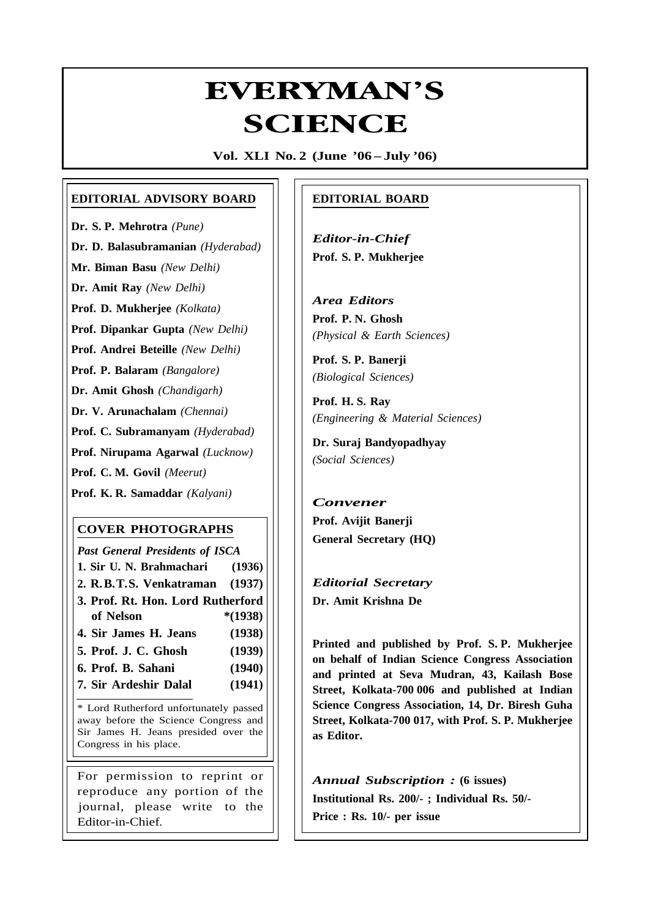# EVERYMAN'S SCIENCE

**Vol. XLI No. 2 (June '06 – July '06)**

## EDITORIAL ADVISORY BOARD

**Dr. S. P. Mehrotra** *(Pune)*

**Dr. D. Balasubramanian** *(Hyderabad)*

**Mr. Biman Basu** *(New Delhi)*

**Dr. Amit Ray** *(New Delhi)*

**Prof. D. Mukherjee** *(Kolkata)*

**Prof. Dipankar Gupta** *(New Delhi)*

**Prof. Andrei Beteille** *(New Delhi)*

**Prof. P. Balaram** *(Bangalore)*

**Dr. Amit Ghosh** *(Chandigarh)*

**Dr. V. Arunachalam** *(Chennai)*

**Prof. C. Subramanyam** *(Hyderabad)*

**Prof. Nirupama Agarwal** *(Lucknow)*

**Prof. C. M. Govil** *(Meerut)*

**Prof. K. R. Samaddar** *(Kalyani)*

## COVER PHOTOGRAPHS

***Past General Presidents of ISCA***

1. **Sir U. N. Brahmachari (1936)**
2. **R.B.T.S. Venkatraman (1937)**
3. **Prof. Rt. Hon. Lord Rutherford of Nelson *(1938)**
4. **Sir James H. Jeans (1938)**
5. **Prof. J. C. Ghosh (1939)**
6. **Prof. B. Sahani (1940)**
7. **Sir Ardeshir Dalal (1941)**

* Lord Rutherford unfortunately passed away before the Science Congress and Sir James H. Jeans presided over the Congress in his place.

For permission to reprint or reproduce any portion of the journal, please write to the Editor-in-Chief.

## EDITORIAL BOARD

***Editor-in-Chief***
**Prof. S. P. Mukherjee**

***Area Editors***

**Prof. P. N. Ghosh**
*(Physical & Earth Sciences)*

**Prof. S. P. Banerji**
*(Biological Sciences)*

**Prof. H. S. Ray**
*(Engineering & Material Sciences)*

**Dr. Suraj Bandyopadhyay**
*(Social Sciences)*

***Convener***
**Prof. Avijit Banerji**
**General Secretary (HQ)**

***Editorial Secretary***
**Dr. Amit Krishna De**

**Printed and published by Prof. S. P. Mukherjee on behalf of Indian Science Congress Association and printed at Seva Mudran, 43, Kailash Bose Street, Kolkata-700 006 and published at Indian Science Congress Association, 14, Dr. Biresh Guha Street, Kolkata-700 017, with Prof. S. P. Mukherjee as Editor.**

***Annual Subscription :*** **(6 issues)**
**Institutional Rs. 200/- ; Individual Rs. 50/-**
**Price : Rs. 10/- per issue**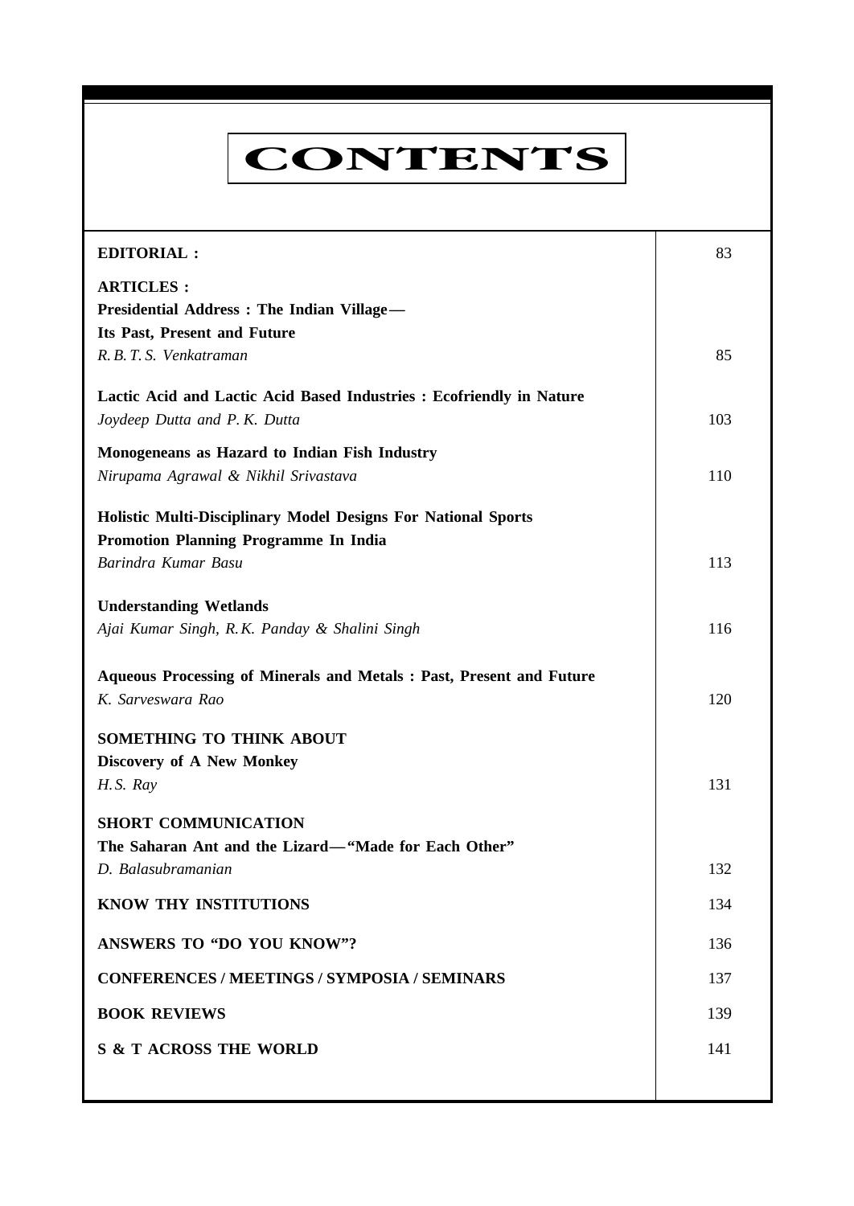# CONTENTS

| | |
|---|---|
| **EDITORIAL :** | 83 |
| **ARTICLES :** | |
| **Presidential Address : The Indian Village— Its Past, Present and Future**<br>*R. B. T. S. Venkatraman* | 85 |
| **Lactic Acid and Lactic Acid Based Industries : Ecofriendly in Nature**<br>*Joydeep Dutta and P. K. Dutta* | 103 |
| **Monogeneans as Hazard to Indian Fish Industry**<br>*Nirupama Agrawal & Nikhil Srivastava* | 110 |
| **Holistic Multi-Disciplinary Model Designs For National Sports Promotion Planning Programme In India**<br>*Barindra Kumar Basu* | 113 |
| **Understanding Wetlands**<br>*Ajai Kumar Singh, R.K. Panday & Shalini Singh* | 116 |
| **Aqueous Processing of Minerals and Metals : Past, Present and Future**<br>*K. Sarveswara Rao* | 120 |
| **SOMETHING TO THINK ABOUT**<br>**Discovery of A New Monkey**<br>*H.S. Ray* | 131 |
| **SHORT COMMUNICATION**<br>**The Saharan Ant and the Lizard—"Made for Each Other"**<br>*D. Balasubramanian* | 132 |
| **KNOW THY INSTITUTIONS** | 134 |
| **ANSWERS TO "DO YOU KNOW"?** | 136 |
| **CONFERENCES / MEETINGS / SYMPOSIA / SEMINARS** | 137 |
| **BOOK REVIEWS** | 139 |
| **S & T ACROSS THE WORLD** | 141 |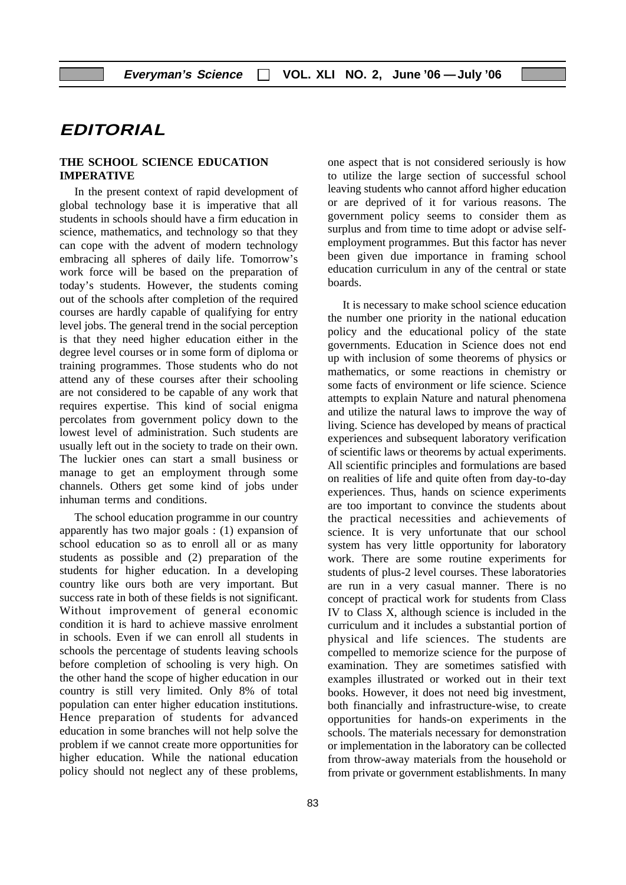# EDITORIAL

## THE SCHOOL SCIENCE EDUCATION IMPERATIVE

In the present context of rapid development of global technology base it is imperative that all students in schools should have a firm education in science, mathematics, and technology so that they can cope with the advent of modern technology embracing all spheres of daily life. Tomorrow's work force will be based on the preparation of today's students. However, the students coming out of the schools after completion of the required courses are hardly capable of qualifying for entry level jobs. The general trend in the social perception is that they need higher education either in the degree level courses or in some form of diploma or training programmes. Those students who do not attend any of these courses after their schooling are not considered to be capable of any work that requires expertise. This kind of social enigma percolates from government policy down to the lowest level of administration. Such students are usually left out in the society to trade on their own. The luckier ones can start a small business or manage to get an employment through some channels. Others get some kind of jobs under inhuman terms and conditions.

The school education programme in our country apparently has two major goals : (1) expansion of school education so as to enroll all or as many students as possible and (2) preparation of the students for higher education. In a developing country like ours both are very important. But success rate in both of these fields is not significant. Without improvement of general economic condition it is hard to achieve massive enrolment in schools. Even if we can enroll all students in schools the percentage of students leaving schools before completion of schooling is very high. On the other hand the scope of higher education in our country is still very limited. Only 8% of total population can enter higher education institutions. Hence preparation of students for advanced education in some branches will not help solve the problem if we cannot create more opportunities for higher education. While the national education policy should not neglect any of these problems, one aspect that is not considered seriously is how to utilize the large section of successful school leaving students who cannot afford higher education or are deprived of it for various reasons. The government policy seems to consider them as surplus and from time to time adopt or advise self-employment programmes. But this factor has never been given due importance in framing school education curriculum in any of the central or state boards.

It is necessary to make school science education the number one priority in the national education policy and the educational policy of the state governments. Education in Science does not end up with inclusion of some theorems of physics or mathematics, or some reactions in chemistry or some facts of environment or life science. Science attempts to explain Nature and natural phenomena and utilize the natural laws to improve the way of living. Science has developed by means of practical experiences and subsequent laboratory verification of scientific laws or theorems by actual experiments. All scientific principles and formulations are based on realities of life and quite often from day-to-day experiences. Thus, hands on science experiments are too important to convince the students about the practical necessities and achievements of science. It is very unfortunate that our school system has very little opportunity for laboratory work. There are some routine experiments for students of plus-2 level courses. These laboratories are run in a very casual manner. There is no concept of practical work for students from Class IV to Class X, although science is included in the curriculum and it includes a substantial portion of physical and life sciences. The students are compelled to memorize science for the purpose of examination. They are sometimes satisfied with examples illustrated or worked out in their text books. However, it does not need big investment, both financially and infrastructure-wise, to create opportunities for hands-on experiments in the schools. The materials necessary for demonstration or implementation in the laboratory can be collected from throw-away materials from the household or from private or government establishments. In many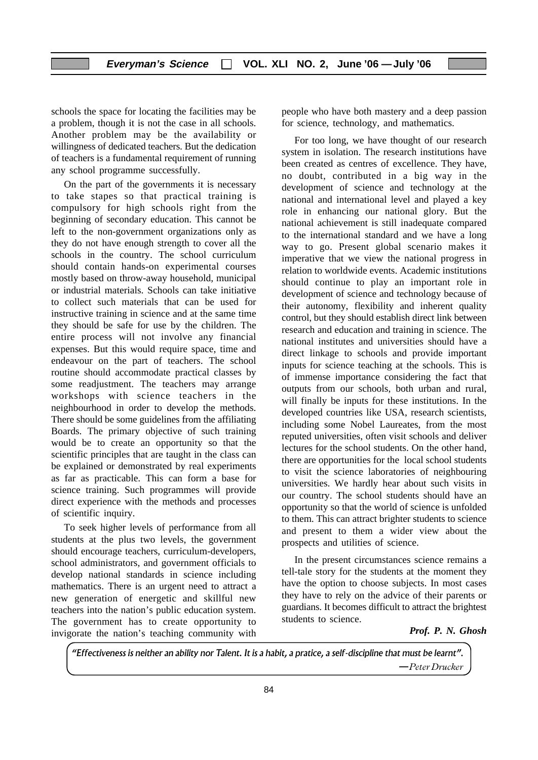schools the space for locating the facilities may be a problem, though it is not the case in all schools. Another problem may be the availability or willingness of dedicated teachers. But the dedication of teachers is a fundamental requirement of running any school programme successfully.

On the part of the governments it is necessary to take stapes so that practical training is compulsory for high schools right from the beginning of secondary education. This cannot be left to the non-government organizations only as they do not have enough strength to cover all the schools in the country. The school curriculum should contain hands-on experimental courses mostly based on throw-away household, municipal or industrial materials. Schools can take initiative to collect such materials that can be used for instructive training in science and at the same time they should be safe for use by the children. The entire process will not involve any financial expenses. But this would require space, time and endeavour on the part of teachers. The school routine should accommodate practical classes by some readjustment. The teachers may arrange workshops with science teachers in the neighbourhood in order to develop the methods. There should be some guidelines from the affiliating Boards. The primary objective of such training would be to create an opportunity so that the scientific principles that are taught in the class can be explained or demonstrated by real experiments as far as practicable. This can form a base for science training. Such programmes will provide direct experience with the methods and processes of scientific inquiry.

To seek higher levels of performance from all students at the plus two levels, the government should encourage teachers, curriculum-developers, school administrators, and government officials to develop national standards in science including mathematics. There is an urgent need to attract a new generation of energetic and skillful new teachers into the nation's public education system. The government has to create opportunity to invigorate the nation's teaching community with people who have both mastery and a deep passion for science, technology, and mathematics.

For too long, we have thought of our research system in isolation. The research institutions have been created as centres of excellence. They have, no doubt, contributed in a big way in the development of science and technology at the national and international level and played a key role in enhancing our national glory. But the national achievement is still inadequate compared to the international standard and we have a long way to go. Present global scenario makes it imperative that we view the national progress in relation to worldwide events. Academic institutions should continue to play an important role in development of science and technology because of their autonomy, flexibility and inherent quality control, but they should establish direct link between research and education and training in science. The national institutes and universities should have a direct linkage to schools and provide important inputs for science teaching at the schools. This is of immense importance considering the fact that outputs from our schools, both urban and rural, will finally be inputs for these institutions. In the developed countries like USA, research scientists, including some Nobel Laureates, from the most reputed universities, often visit schools and deliver lectures for the school students. On the other hand, there are opportunities for the local school students to visit the science laboratories of neighbouring universities. We hardly hear about such visits in our country. The school students should have an opportunity so that the world of science is unfolded to them. This can attract brighter students to science and present to them a wider view about the prospects and utilities of science.

In the present circumstances science remains a tell-tale story for the students at the moment they have the option to choose subjects. In most cases they have to rely on the advice of their parents or guardians. It becomes difficult to attract the brightest students to science.

***Prof. P. N. Ghosh***

*"Effectiveness is neither an ability nor Talent. It is a habit, a pratice, a self-discipline that must be learnt".*

*—Peter Drucker*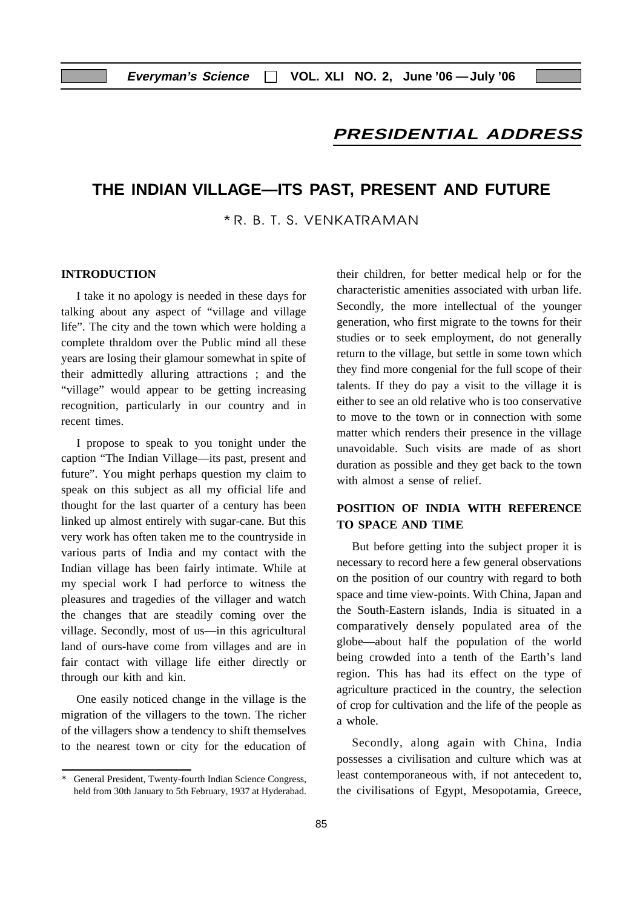## PRESIDENTIAL ADDRESS

# THE INDIAN VILLAGE—ITS PAST, PRESENT AND FUTURE

*R. B. T. S. VENKATRAMAN

### INTRODUCTION

I take it no apology is needed in these days for talking about any aspect of "village and village life". The city and the town which were holding a complete thraldom over the Public mind all these years are losing their glamour somewhat in spite of their admittedly alluring attractions ; and the "village" would appear to be getting increasing recognition, particularly in our country and in recent times.

I propose to speak to you tonight under the caption "The Indian Village—its past, present and future". You might perhaps question my claim to speak on this subject as all my official life and thought for the last quarter of a century has been linked up almost entirely with sugar-cane. But this very work has often taken me to the countryside in various parts of India and my contact with the Indian village has been fairly intimate. While at my special work I had perforce to witness the pleasures and tragedies of the villager and watch the changes that are steadily coming over the village. Secondly, most of us—in this agricultural land of ours-have come from villages and are in fair contact with village life either directly or through our kith and kin.

One easily noticed change in the village is the migration of the villagers to the town. The richer of the villagers show a tendency to shift themselves to the nearest town or city for the education of their children, for better medical help or for the characteristic amenities associated with urban life. Secondly, the more intellectual of the younger generation, who first migrate to the towns for their studies or to seek employment, do not generally return to the village, but settle in some town which they find more congenial for the full scope of their talents. If they do pay a visit to the village it is either to see an old relative who is too conservative to move to the town or in connection with some matter which renders their presence in the village unavoidable. Such visits are made of as short duration as possible and they get back to the town with almost a sense of relief.

### POSITION OF INDIA WITH REFERENCE TO SPACE AND TIME

But before getting into the subject proper it is necessary to record here a few general observations on the position of our country with regard to both space and time view-points. With China, Japan and the South-Eastern islands, India is situated in a comparatively densely populated area of the globe—about half the population of the world being crowded into a tenth of the Earth's land region. This has had its effect on the type of agriculture practiced in the country, the selection of crop for cultivation and the life of the people as a whole.

Secondly, along again with China, India possesses a civilisation and culture which was at least contemporaneous with, if not antecedent to, the civilisations of Egypt, Mesopotamia, Greece,

---

* General President, Twenty-fourth Indian Science Congress, held from 30th January to 5th February, 1937 at Hyderabad.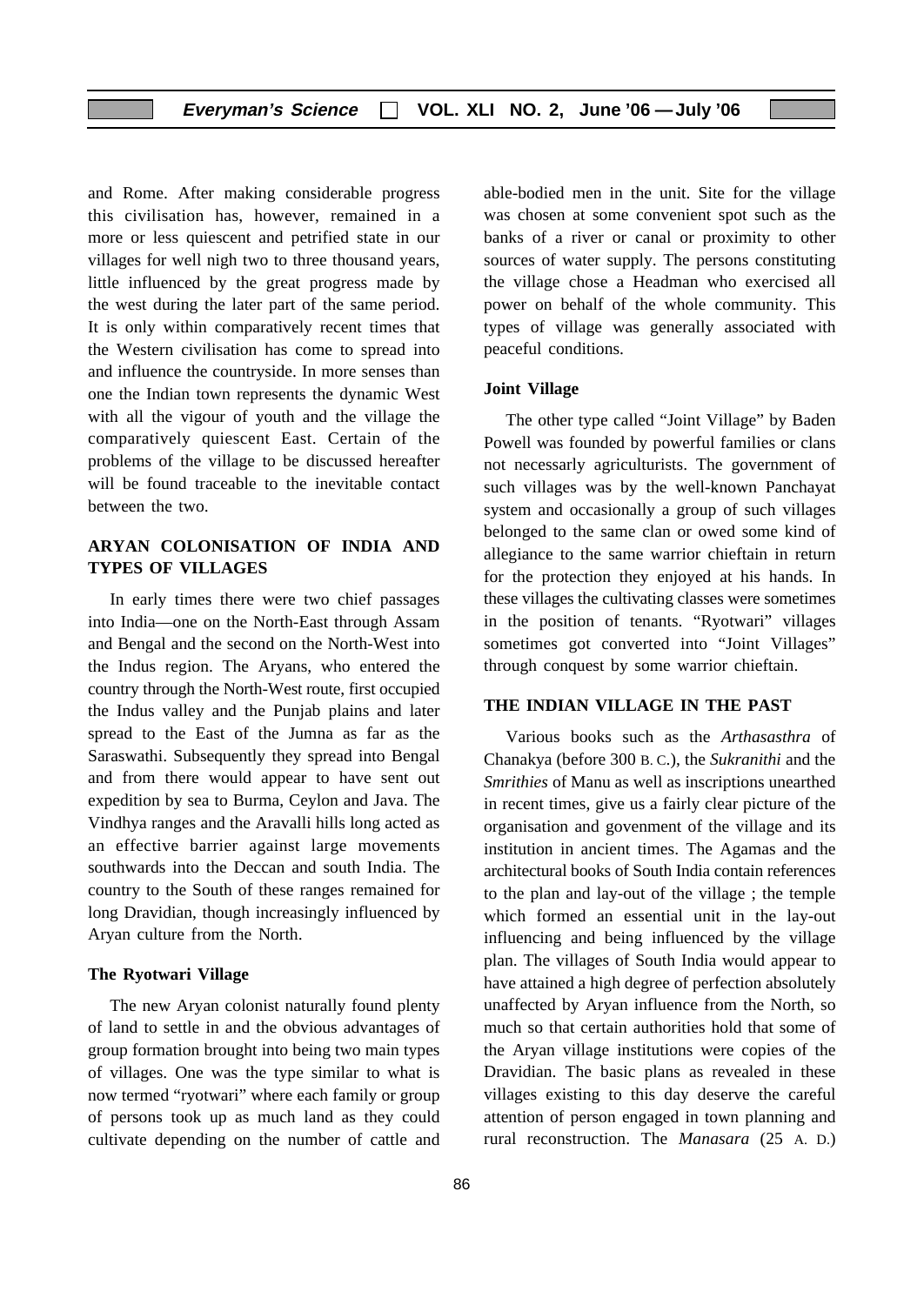and Rome. After making considerable progress this civilisation has, however, remained in a more or less quiescent and petrified state in our villages for well nigh two to three thousand years, little influenced by the great progress made by the west during the later part of the same period. It is only within comparatively recent times that the Western civilisation has come to spread into and influence the countryside. In more senses than one the Indian town represents the dynamic West with all the vigour of youth and the village the comparatively quiescent East. Certain of the problems of the village to be discussed hereafter will be found traceable to the inevitable contact between the two.

## ARYAN COLONISATION OF INDIA AND TYPES OF VILLAGES

In early times there were two chief passages into India—one on the North-East through Assam and Bengal and the second on the North-West into the Indus region. The Aryans, who entered the country through the North-West route, first occupied the Indus valley and the Punjab plains and later spread to the East of the Jumna as far as the Saraswathi. Subsequently they spread into Bengal and from there would appear to have sent out expedition by sea to Burma, Ceylon and Java. The Vindhya ranges and the Aravalli hills long acted as an effective barrier against large movements southwards into the Deccan and south India. The country to the South of these ranges remained for long Dravidian, though increasingly influenced by Aryan culture from the North.

### The Ryotwari Village

The new Aryan colonist naturally found plenty of land to settle in and the obvious advantages of group formation brought into being two main types of villages. One was the type similar to what is now termed "ryotwari" where each family or group of persons took up as much land as they could cultivate depending on the number of cattle and able-bodied men in the unit. Site for the village was chosen at some convenient spot such as the banks of a river or canal or proximity to other sources of water supply. The persons constituting the village chose a Headman who exercised all power on behalf of the whole community. This types of village was generally associated with peaceful conditions.

### Joint Village

The other type called "Joint Village" by Baden Powell was founded by powerful families or clans not necessarly agriculturists. The government of such villages was by the well-known Panchayat system and occasionally a group of such villages belonged to the same clan or owed some kind of allegiance to the same warrior chieftain in return for the protection they enjoyed at his hands. In these villages the cultivating classes were sometimes in the position of tenants. "Ryotwari" villages sometimes got converted into "Joint Villages" through conquest by some warrior chieftain.

## THE INDIAN VILLAGE IN THE PAST

Various books such as the *Arthasasthra* of Chanakya (before 300 B. C.), the *Sukranithi* and the *Smrithies* of Manu as well as inscriptions unearthed in recent times, give us a fairly clear picture of the organisation and govenment of the village and its institution in ancient times. The Agamas and the architectural books of South India contain references to the plan and lay-out of the village ; the temple which formed an essential unit in the lay-out influencing and being influenced by the village plan. The villages of South India would appear to have attained a high degree of perfection absolutely unaffected by Aryan influence from the North, so much so that certain authorities hold that some of the Aryan village institutions were copies of the Dravidian. The basic plans as revealed in these villages existing to this day deserve the careful attention of person engaged in town planning and rural reconstruction. The *Manasara* (25 A. D.)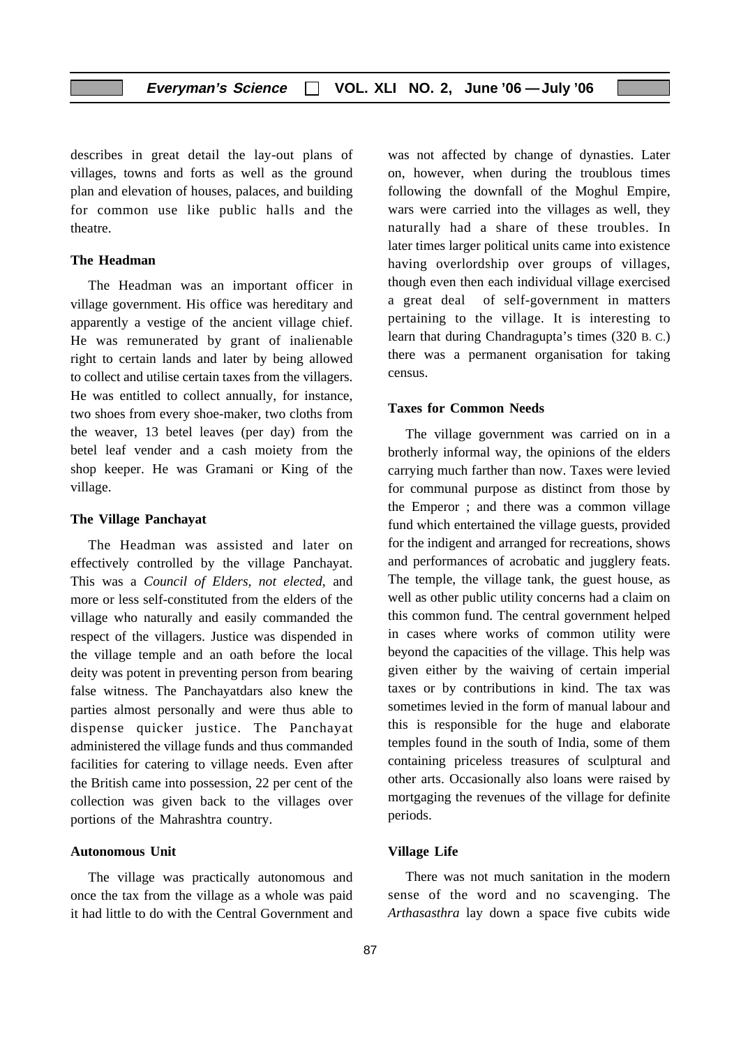describes in great detail the lay-out plans of villages, towns and forts as well as the ground plan and elevation of houses, palaces, and building for common use like public halls and the theatre.

### The Headman

The Headman was an important officer in village government. His office was hereditary and apparently a vestige of the ancient village chief. He was remunerated by grant of inalienable right to certain lands and later by being allowed to collect and utilise certain taxes from the villagers. He was entitled to collect annually, for instance, two shoes from every shoe-maker, two cloths from the weaver, 13 betel leaves (per day) from the betel leaf vender and a cash moiety from the shop keeper. He was Gramani or King of the village.

### The Village Panchayat

The Headman was assisted and later on effectively controlled by the village Panchayat. This was a *Council of Elders, not elected*, and more or less self-constituted from the elders of the village who naturally and easily commanded the respect of the villagers. Justice was dispended in the village temple and an oath before the local deity was potent in preventing person from bearing false witness. The Panchayatdars also knew the parties almost personally and were thus able to dispense quicker justice. The Panchayat administered the village funds and thus commanded facilities for catering to village needs. Even after the British came into possession, 22 per cent of the collection was given back to the villages over portions of the Mahrashtra country.

### Autonomous Unit

The village was practically autonomous and once the tax from the village as a whole was paid it had little to do with the Central Government and was not affected by change of dynasties. Later on, however, when during the troublous times following the downfall of the Moghul Empire, wars were carried into the villages as well, they naturally had a share of these troubles. In later times larger political units came into existence having overlordship over groups of villages, though even then each individual village exercised a great deal of self-government in matters pertaining to the village. It is interesting to learn that during Chandragupta's times (320 B. C.) there was a permanent organisation for taking census.

### Taxes for Common Needs

The village government was carried on in a brotherly informal way, the opinions of the elders carrying much farther than now. Taxes were levied for communal purpose as distinct from those by the Emperor ; and there was a common village fund which entertained the village guests, provided for the indigent and arranged for recreations, shows and performances of acrobatic and jugglery feats. The temple, the village tank, the guest house, as well as other public utility concerns had a claim on this common fund. The central government helped in cases where works of common utility were beyond the capacities of the village. This help was given either by the waiving of certain imperial taxes or by contributions in kind. The tax was sometimes levied in the form of manual labour and this is responsible for the huge and elaborate temples found in the south of India, some of them containing priceless treasures of sculptural and other arts. Occasionally also loans were raised by mortgaging the revenues of the village for definite periods.

### Village Life

There was not much sanitation in the modern sense of the word and no scavenging. The *Arthasasthra* lay down a space five cubits wide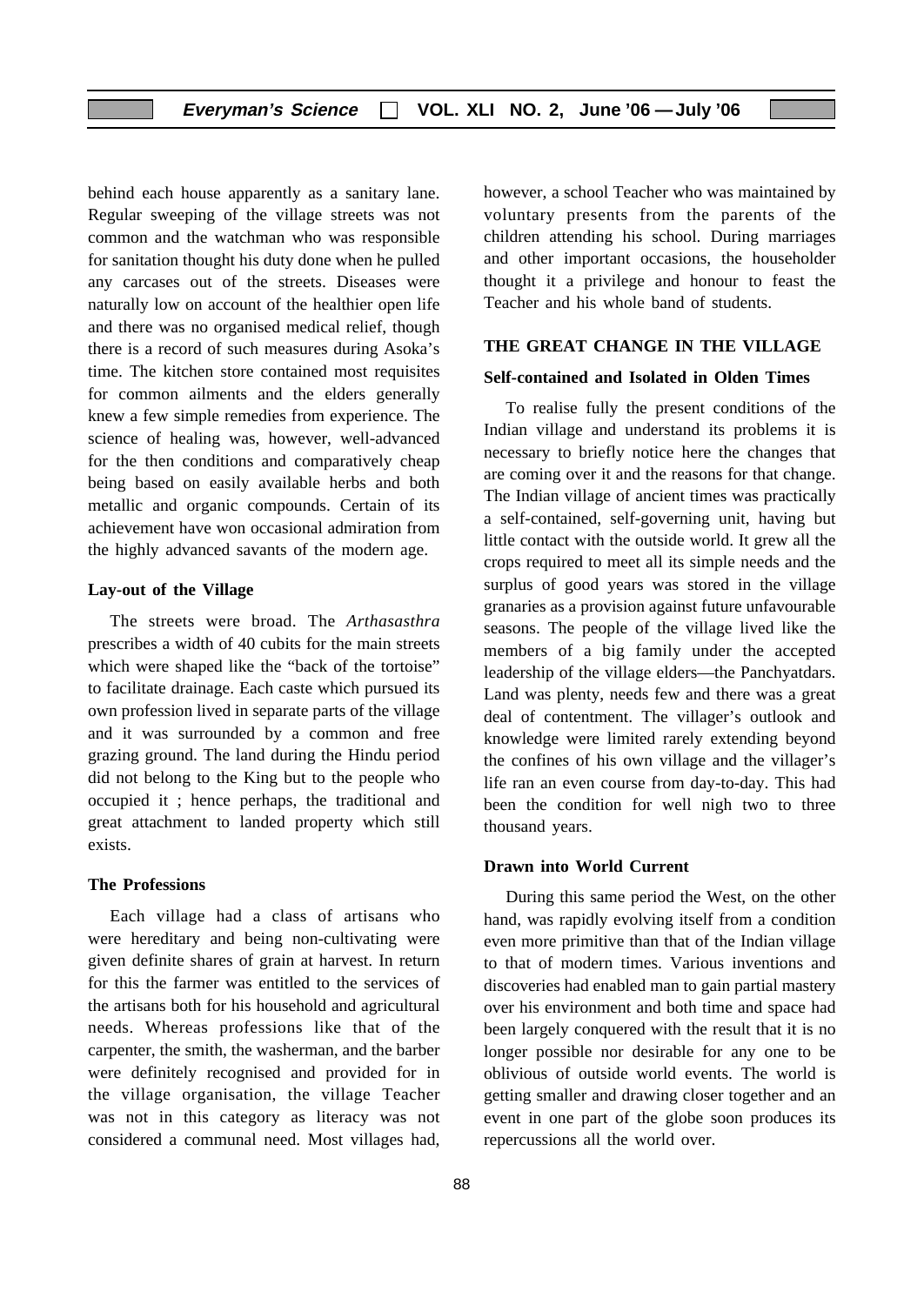behind each house apparently as a sanitary lane. Regular sweeping of the village streets was not common and the watchman who was responsible for sanitation thought his duty done when he pulled any carcases out of the streets. Diseases were naturally low on account of the healthier open life and there was no organised medical relief, though there is a record of such measures during Asoka's time. The kitchen store contained most requisites for common ailments and the elders generally knew a few simple remedies from experience. The science of healing was, however, well-advanced for the then conditions and comparatively cheap being based on easily available herbs and both metallic and organic compounds. Certain of its achievement have won occasional admiration from the highly advanced savants of the modern age.

### Lay-out of the Village

The streets were broad. The *Arthasasthra* prescribes a width of 40 cubits for the main streets which were shaped like the "back of the tortoise" to facilitate drainage. Each caste which pursued its own profession lived in separate parts of the village and it was surrounded by a common and free grazing ground. The land during the Hindu period did not belong to the King but to the people who occupied it ; hence perhaps, the traditional and great attachment to landed property which still exists.

### The Professions

Each village had a class of artisans who were hereditary and being non-cultivating were given definite shares of grain at harvest. In return for this the farmer was entitled to the services of the artisans both for his household and agricultural needs. Whereas professions like that of the carpenter, the smith, the washerman, and the barber were definitely recognised and provided for in the village organisation, the village Teacher was not in this category as literacy was not considered a communal need. Most villages had, however, a school Teacher who was maintained by voluntary presents from the parents of the children attending his school. During marriages and other important occasions, the householder thought it a privilege and honour to feast the Teacher and his whole band of students.

## THE GREAT CHANGE IN THE VILLAGE

### Self-contained and Isolated in Olden Times

To realise fully the present conditions of the Indian village and understand its problems it is necessary to briefly notice here the changes that are coming over it and the reasons for that change. The Indian village of ancient times was practically a self-contained, self-governing unit, having but little contact with the outside world. It grew all the crops required to meet all its simple needs and the surplus of good years was stored in the village granaries as a provision against future unfavourable seasons. The people of the village lived like the members of a big family under the accepted leadership of the village elders—the Panchyatdars. Land was plenty, needs few and there was a great deal of contentment. The villager's outlook and knowledge were limited rarely extending beyond the confines of his own village and the villager's life ran an even course from day-to-day. This had been the condition for well nigh two to three thousand years.

### Drawn into World Current

During this same period the West, on the other hand, was rapidly evolving itself from a condition even more primitive than that of the Indian village to that of modern times. Various inventions and discoveries had enabled man to gain partial mastery over his environment and both time and space had been largely conquered with the result that it is no longer possible nor desirable for any one to be oblivious of outside world events. The world is getting smaller and drawing closer together and an event in one part of the globe soon produces its repercussions all the world over.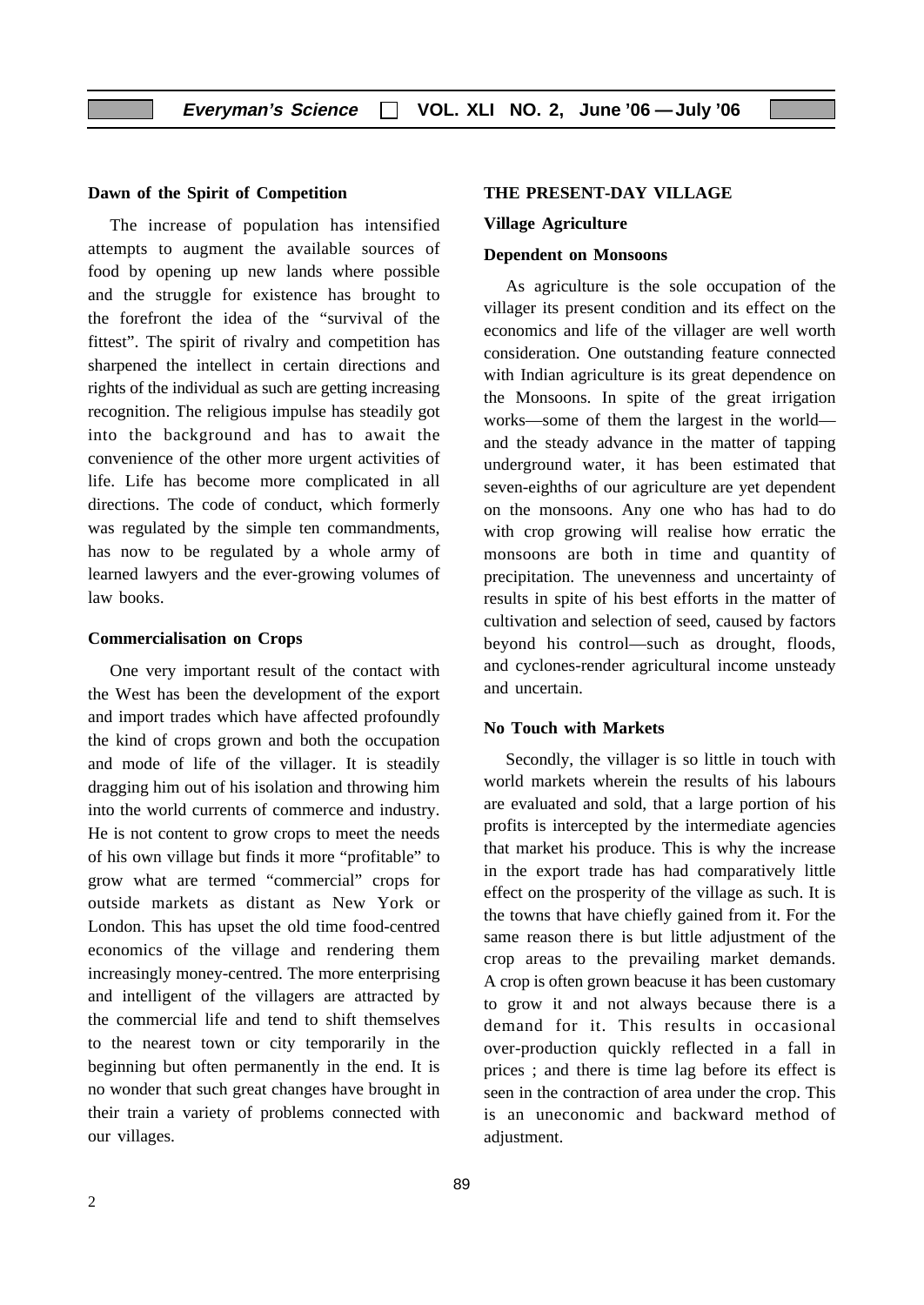### Dawn of the Spirit of Competition

The increase of population has intensified attempts to augment the available sources of food by opening up new lands where possible and the struggle for existence has brought to the forefront the idea of the "survival of the fittest". The spirit of rivalry and competition has sharpened the intellect in certain directions and rights of the individual as such are getting increasing recognition. The religious impulse has steadily got into the background and has to await the convenience of the other more urgent activities of life. Life has become more complicated in all directions. The code of conduct, which formerly was regulated by the simple ten commandments, has now to be regulated by a whole army of learned lawyers and the ever-growing volumes of law books.

### Commercialisation on Crops

One very important result of the contact with the West has been the development of the export and import trades which have affected profoundly the kind of crops grown and both the occupation and mode of life of the villager. It is steadily dragging him out of his isolation and throwing him into the world currents of commerce and industry. He is not content to grow crops to meet the needs of his own village but finds it more "profitable" to grow what are termed "commercial" crops for outside markets as distant as New York or London. This has upset the old time food-centred economics of the village and rendering them increasingly money-centred. The more enterprising and intelligent of the villagers are attracted by the commercial life and tend to shift themselves to the nearest town or city temporarily in the beginning but often permanently in the end. It is no wonder that such great changes have brought in their train a variety of problems connected with our villages.

## THE PRESENT-DAY VILLAGE

### Village Agriculture

### Dependent on Monsoons

As agriculture is the sole occupation of the villager its present condition and its effect on the economics and life of the villager are well worth consideration. One outstanding feature connected with Indian agriculture is its great dependence on the Monsoons. In spite of the great irrigation works—some of them the largest in the world—and the steady advance in the matter of tapping underground water, it has been estimated that seven-eighths of our agriculture are yet dependent on the monsoons. Any one who has had to do with crop growing will realise how erratic the monsoons are both in time and quantity of precipitation. The unevenness and uncertainty of results in spite of his best efforts in the matter of cultivation and selection of seed, caused by factors beyond his control—such as drought, floods, and cyclones-render agricultural income unsteady and uncertain.

### No Touch with Markets

Secondly, the villager is so little in touch with world markets wherein the results of his labours are evaluated and sold, that a large portion of his profits is intercepted by the intermediate agencies that market his produce. This is why the increase in the export trade has had comparatively little effect on the prosperity of the village as such. It is the towns that have chiefly gained from it. For the same reason there is but little adjustment of the crop areas to the prevailing market demands. A crop is often grown beacuse it has been customary to grow it and not always because there is a demand for it. This results in occasional over-production quickly reflected in a fall in prices ; and there is time lag before its effect is seen in the contraction of area under the crop. This is an uneconomic and backward method of adjustment.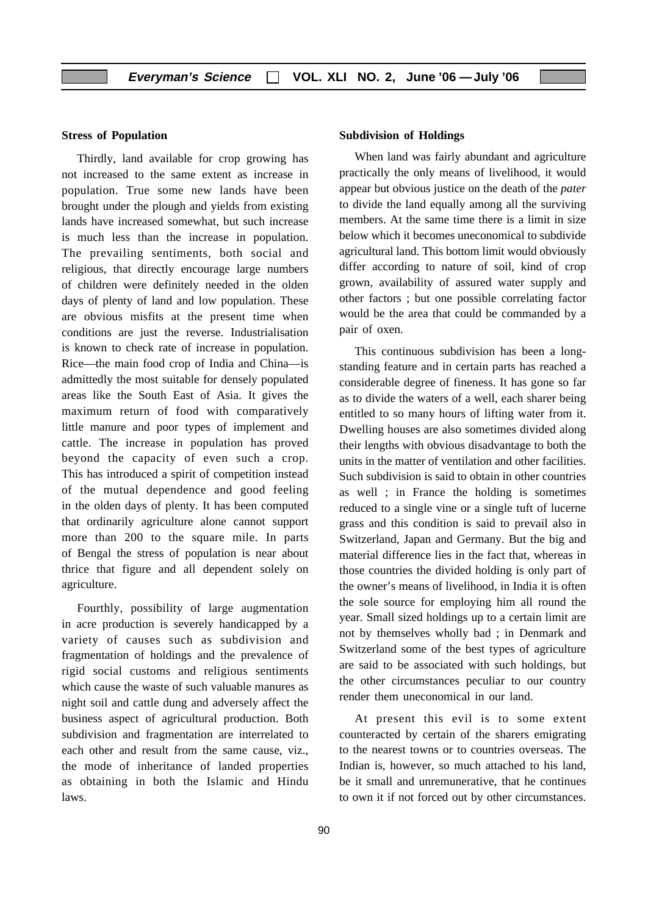### Stress of Population

Thirdly, land available for crop growing has not increased to the same extent as increase in population. True some new lands have been brought under the plough and yields from existing lands have increased somewhat, but such increase is much less than the increase in population. The prevailing sentiments, both social and religious, that directly encourage large numbers of children were definitely needed in the olden days of plenty of land and low population. These are obvious misfits at the present time when conditions are just the reverse. Industrialisation is known to check rate of increase in population. Rice—the main food crop of India and China—is admittedly the most suitable for densely populated areas like the South East of Asia. It gives the maximum return of food with comparatively little manure and poor types of implement and cattle. The increase in population has proved beyond the capacity of even such a crop. This has introduced a spirit of competition instead of the mutual dependence and good feeling in the olden days of plenty. It has been computed that ordinarily agriculture alone cannot support more than 200 to the square mile. In parts of Bengal the stress of population is near about thrice that figure and all dependent solely on agriculture.

Fourthly, possibility of large augmentation in acre production is severely handicapped by a variety of causes such as subdivision and fragmentation of holdings and the prevalence of rigid social customs and religious sentiments which cause the waste of such valuable manures as night soil and cattle dung and adversely affect the business aspect of agricultural production. Both subdivision and fragmentation are interrelated to each other and result from the same cause, viz., the mode of inheritance of landed properties as obtaining in both the Islamic and Hindu laws.

### Subdivision of Holdings

When land was fairly abundant and agriculture practically the only means of livelihood, it would appear but obvious justice on the death of the *pater* to divide the land equally among all the surviving members. At the same time there is a limit in size below which it becomes uneconomical to subdivide agricultural land. This bottom limit would obviously differ according to nature of soil, kind of crop grown, availability of assured water supply and other factors ; but one possible correlating factor would be the area that could be commanded by a pair of oxen.

This continuous subdivision has been a long-standing feature and in certain parts has reached a considerable degree of fineness. It has gone so far as to divide the waters of a well, each sharer being entitled to so many hours of lifting water from it. Dwelling houses are also sometimes divided along their lengths with obvious disadvantage to both the units in the matter of ventilation and other facilities. Such subdivision is said to obtain in other countries as well ; in France the holding is sometimes reduced to a single vine or a single tuft of lucerne grass and this condition is said to prevail also in Switzerland, Japan and Germany. But the big and material difference lies in the fact that, whereas in those countries the divided holding is only part of the owner's means of livelihood, in India it is often the sole source for employing him all round the year. Small sized holdings up to a certain limit are not by themselves wholly bad ; in Denmark and Switzerland some of the best types of agriculture are said to be associated with such holdings, but the other circumstances peculiar to our country render them uneconomical in our land.

At present this evil is to some extent counteracted by certain of the sharers emigrating to the nearest towns or to countries overseas. The Indian is, however, so much attached to his land, be it small and unremunerative, that he continues to own it if not forced out by other circumstances.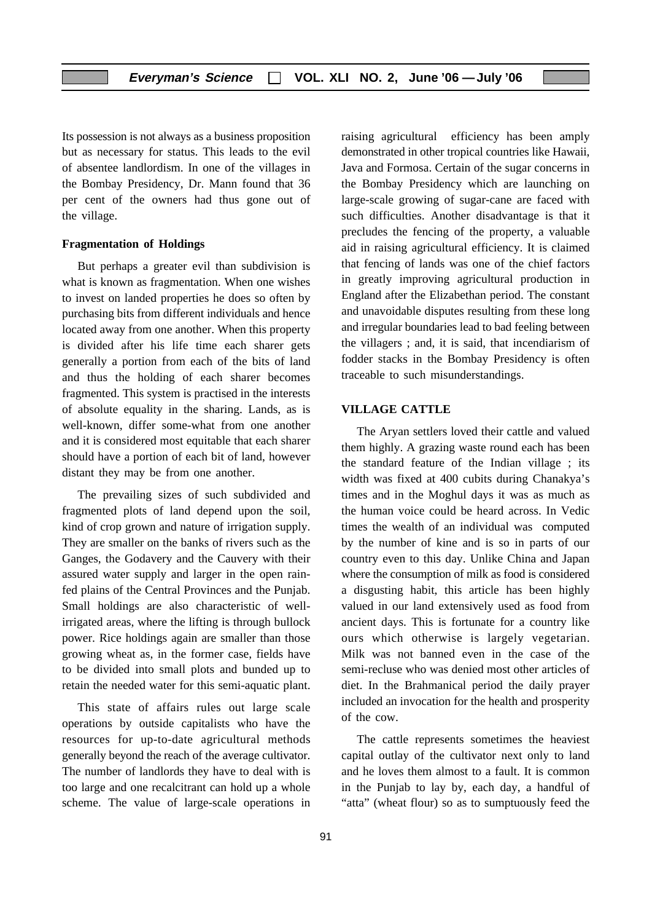Its possession is not always as a business proposition but as necessary for status. This leads to the evil of absentee landlordism. In one of the villages in the Bombay Presidency, Dr. Mann found that 36 per cent of the owners had thus gone out of the village.

#### Fragmentation of Holdings

But perhaps a greater evil than subdivision is what is known as fragmentation. When one wishes to invest on landed properties he does so often by purchasing bits from different individuals and hence located away from one another. When this property is divided after his life time each sharer gets generally a portion from each of the bits of land and thus the holding of each sharer becomes fragmented. This system is practised in the interests of absolute equality in the sharing. Lands, as is well-known, differ some-what from one another and it is considered most equitable that each sharer should have a portion of each bit of land, however distant they may be from one another.

The prevailing sizes of such subdivided and fragmented plots of land depend upon the soil, kind of crop grown and nature of irrigation supply. They are smaller on the banks of rivers such as the Ganges, the Godavery and the Cauvery with their assured water supply and larger in the open rain-fed plains of the Central Provinces and the Punjab. Small holdings are also characteristic of well-irrigated areas, where the lifting is through bullock power. Rice holdings again are smaller than those growing wheat as, in the former case, fields have to be divided into small plots and bunded up to retain the needed water for this semi-aquatic plant.

This state of affairs rules out large scale operations by outside capitalists who have the resources for up-to-date agricultural methods generally beyond the reach of the average cultivator. The number of landlords they have to deal with is too large and one recalcitrant can hold up a whole scheme. The value of large-scale operations in raising agricultural efficiency has been amply demonstrated in other tropical countries like Hawaii, Java and Formosa. Certain of the sugar concerns in the Bombay Presidency which are launching on large-scale growing of sugar-cane are faced with such difficulties. Another disadvantage is that it precludes the fencing of the property, a valuable aid in raising agricultural efficiency. It is claimed that fencing of lands was one of the chief factors in greatly improving agricultural production in England after the Elizabethan period. The constant and unavoidable disputes resulting from these long and irregular boundaries lead to bad feeling between the villagers ; and, it is said, that incendiarism of fodder stacks in the Bombay Presidency is often traceable to such misunderstandings.

### VILLAGE CATTLE

The Aryan settlers loved their cattle and valued them highly. A grazing waste round each has been the standard feature of the Indian village ; its width was fixed at 400 cubits during Chanakya's times and in the Moghul days it was as much as the human voice could be heard across. In Vedic times the wealth of an individual was computed by the number of kine and is so in parts of our country even to this day. Unlike China and Japan where the consumption of milk as food is considered a disgusting habit, this article has been highly valued in our land extensively used as food from ancient days. This is fortunate for a country like ours which otherwise is largely vegetarian. Milk was not banned even in the case of the semi-recluse who was denied most other articles of diet. In the Brahmanical period the daily prayer included an invocation for the health and prosperity of the cow.

The cattle represents sometimes the heaviest capital outlay of the cultivator next only to land and he loves them almost to a fault. It is common in the Punjab to lay by, each day, a handful of "atta" (wheat flour) so as to sumptuously feed the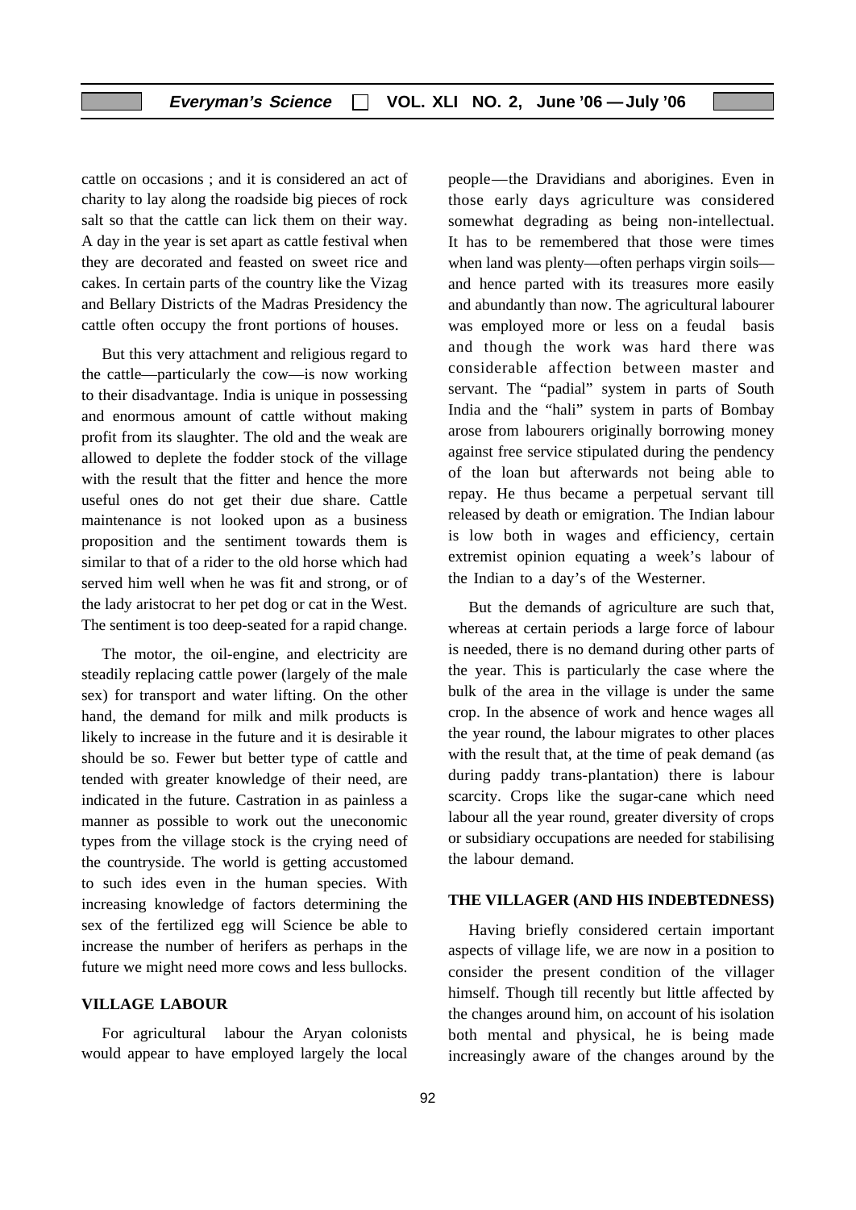cattle on occasions ; and it is considered an act of charity to lay along the roadside big pieces of rock salt so that the cattle can lick them on their way. A day in the year is set apart as cattle festival when they are decorated and feasted on sweet rice and cakes. In certain parts of the country like the Vizag and Bellary Districts of the Madras Presidency the cattle often occupy the front portions of houses.

But this very attachment and religious regard to the cattle—particularly the cow—is now working to their disadvantage. India is unique in possessing and enormous amount of cattle without making profit from its slaughter. The old and the weak are allowed to deplete the fodder stock of the village with the result that the fitter and hence the more useful ones do not get their due share. Cattle maintenance is not looked upon as a business proposition and the sentiment towards them is similar to that of a rider to the old horse which had served him well when he was fit and strong, or of the lady aristocrat to her pet dog or cat in the West. The sentiment is too deep-seated for a rapid change.

The motor, the oil-engine, and electricity are steadily replacing cattle power (largely of the male sex) for transport and water lifting. On the other hand, the demand for milk and milk products is likely to increase in the future and it is desirable it should be so. Fewer but better type of cattle and tended with greater knowledge of their need, are indicated in the future. Castration in as painless a manner as possible to work out the uneconomic types from the village stock is the crying need of the countryside. The world is getting accustomed to such ides even in the human species. With increasing knowledge of factors determining the sex of the fertilized egg will Science be able to increase the number of herifers as perhaps in the future we might need more cows and less bullocks.

## VILLAGE LABOUR

For agricultural labour the Aryan colonists would appear to have employed largely the local people—the Dravidians and aborigines. Even in those early days agriculture was considered somewhat degrading as being non-intellectual. It has to be remembered that those were times when land was plenty—often perhaps virgin soils—and hence parted with its treasures more easily and abundantly than now. The agricultural labourer was employed more or less on a feudal basis and though the work was hard there was considerable affection between master and servant. The "padial" system in parts of South India and the "hali" system in parts of Bombay arose from labourers originally borrowing money against free service stipulated during the pendency of the loan but afterwards not being able to repay. He thus became a perpetual servant till released by death or emigration. The Indian labour is low both in wages and efficiency, certain extremist opinion equating a week's labour of the Indian to a day's of the Westerner.

But the demands of agriculture are such that, whereas at certain periods a large force of labour is needed, there is no demand during other parts of the year. This is particularly the case where the bulk of the area in the village is under the same crop. In the absence of work and hence wages all the year round, the labour migrates to other places with the result that, at the time of peak demand (as during paddy trans-plantation) there is labour scarcity. Crops like the sugar-cane which need labour all the year round, greater diversity of crops or subsidiary occupations are needed for stabilising the labour demand.

## THE VILLAGER (AND HIS INDEBTEDNESS)

Having briefly considered certain important aspects of village life, we are now in a position to consider the present condition of the villager himself. Though till recently but little affected by the changes around him, on account of his isolation both mental and physical, he is being made increasingly aware of the changes around by the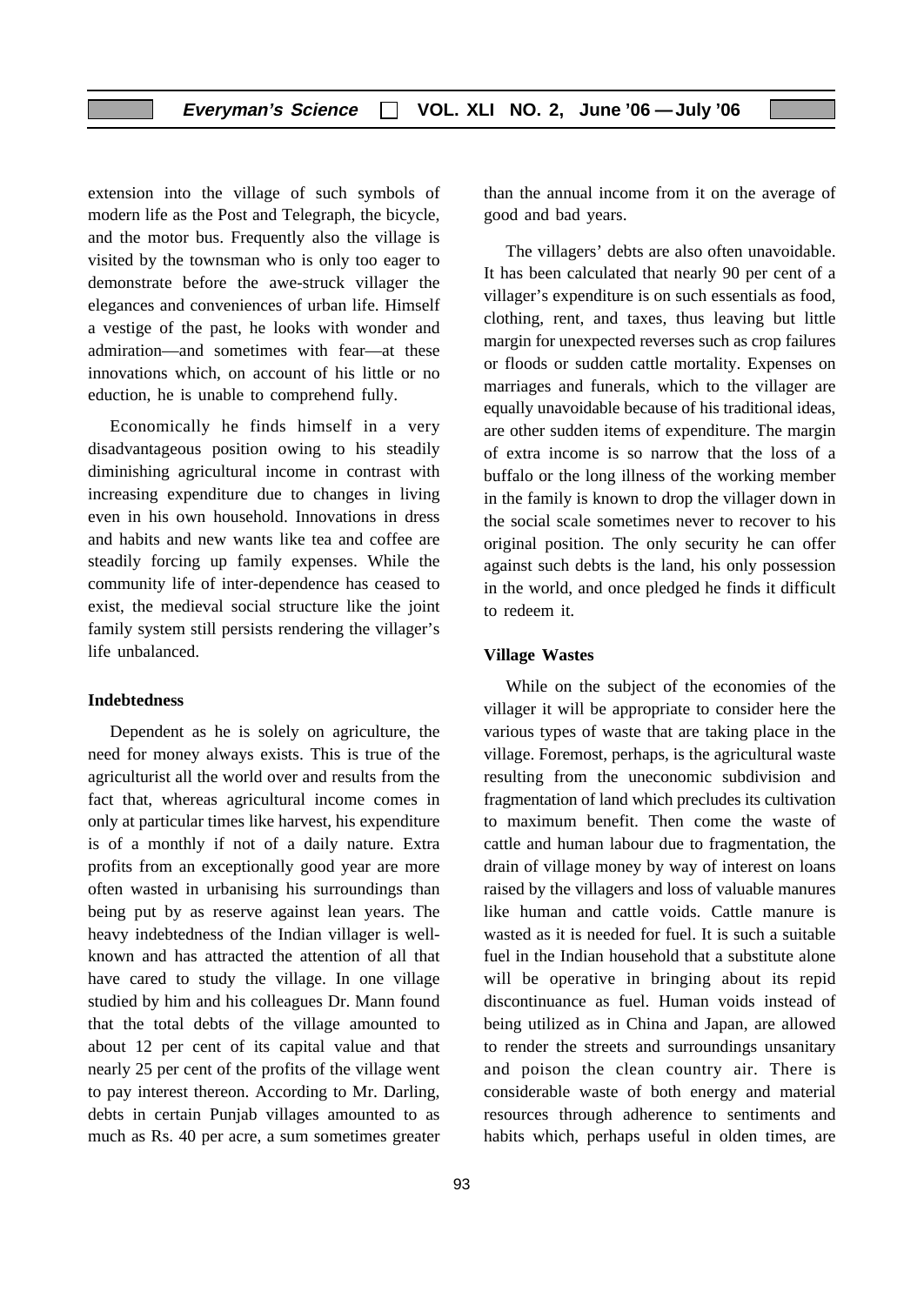extension into the village of such symbols of modern life as the Post and Telegraph, the bicycle, and the motor bus. Frequently also the village is visited by the townsman who is only too eager to demonstrate before the awe-struck villager the elegances and conveniences of urban life. Himself a vestige of the past, he looks with wonder and admiration—and sometimes with fear—at these innovations which, on account of his little or no eduction, he is unable to comprehend fully.

Economically he finds himself in a very disadvantageous position owing to his steadily diminishing agricultural income in contrast with increasing expenditure due to changes in living even in his own household. Innovations in dress and habits and new wants like tea and coffee are steadily forcing up family expenses. While the community life of inter-dependence has ceased to exist, the medieval social structure like the joint family system still persists rendering the villager's life unbalanced.

**Indebtedness**

Dependent as he is solely on agriculture, the need for money always exists. This is true of the agriculturist all the world over and results from the fact that, whereas agricultural income comes in only at particular times like harvest, his expenditure is of a monthly if not of a daily nature. Extra profits from an exceptionally good year are more often wasted in urbanising his surroundings than being put by as reserve against lean years. The heavy indebtedness of the Indian villager is well-known and has attracted the attention of all that have cared to study the village. In one village studied by him and his colleagues Dr. Mann found that the total debts of the village amounted to about 12 per cent of its capital value and that nearly 25 per cent of the profits of the village went to pay interest thereon. According to Mr. Darling, debts in certain Punjab villages amounted to as much as Rs. 40 per acre, a sum sometimes greater than the annual income from it on the average of good and bad years.

The villagers' debts are also often unavoidable. It has been calculated that nearly 90 per cent of a villager's expenditure is on such essentials as food, clothing, rent, and taxes, thus leaving but little margin for unexpected reverses such as crop failures or floods or sudden cattle mortality. Expenses on marriages and funerals, which to the villager are equally unavoidable because of his traditional ideas, are other sudden items of expenditure. The margin of extra income is so narrow that the loss of a buffalo or the long illness of the working member in the family is known to drop the villager down in the social scale sometimes never to recover to his original position. The only security he can offer against such debts is the land, his only possession in the world, and once pledged he finds it difficult to redeem it.

**Village Wastes**

While on the subject of the economies of the villager it will be appropriate to consider here the various types of waste that are taking place in the village. Foremost, perhaps, is the agricultural waste resulting from the uneconomic subdivision and fragmentation of land which precludes its cultivation to maximum benefit. Then come the waste of cattle and human labour due to fragmentation, the drain of village money by way of interest on loans raised by the villagers and loss of valuable manures like human and cattle voids. Cattle manure is wasted as it is needed for fuel. It is such a suitable fuel in the Indian household that a substitute alone will be operative in bringing about its repid discontinuance as fuel. Human voids instead of being utilized as in China and Japan, are allowed to render the streets and surroundings unsanitary and poison the clean country air. There is considerable waste of both energy and material resources through adherence to sentiments and habits which, perhaps useful in olden times, are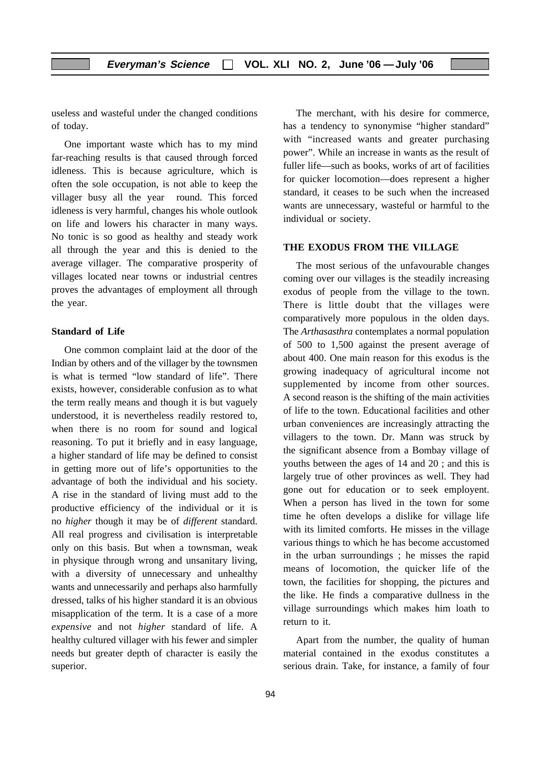useless and wasteful under the changed conditions of today.

One important waste which has to my mind far-reaching results is that caused through forced idleness. This is because agriculture, which is often the sole occupation, is not able to keep the villager busy all the year round. This forced idleness is very harmful, changes his whole outlook on life and lowers his character in many ways. No tonic is so good as healthy and steady work all through the year and this is denied to the average villager. The comparative prosperity of villages located near towns or industrial centres proves the advantages of employment all through the year.

**Standard of Life**

One common complaint laid at the door of the Indian by others and of the villager by the townsmen is what is termed "low standard of life". There exists, however, considerable confusion as to what the term really means and though it is but vaguely understood, it is nevertheless readily restored to, when there is no room for sound and logical reasoning. To put it briefly and in easy language, a higher standard of life may be defined to consist in getting more out of life's opportunities to the advantage of both the individual and his society. A rise in the standard of living must add to the productive efficiency of the individual or it is no *higher* though it may be of *different* standard. All real progress and civilisation is interpretable only on this basis. But when a townsman, weak in physique through wrong and unsanitary living, with a diversity of unnecessary and unhealthy wants and unnecessarily and perhaps also harmfully dressed, talks of his higher standard it is an obvious misapplication of the term. It is a case of a more *expensive* and not *higher* standard of life. A healthy cultured villager with his fewer and simpler needs but greater depth of character is easily the superior.

The merchant, with his desire for commerce, has a tendency to synonymise "higher standard" with "increased wants and greater purchasing power". While an increase in wants as the result of fuller life—such as books, works of art of facilities for quicker locomotion—does represent a higher standard, it ceases to be such when the increased wants are unnecessary, wasteful or harmful to the individual or society.

**THE EXODUS FROM THE VILLAGE**

The most serious of the unfavourable changes coming over our villages is the steadily increasing exodus of people from the village to the town. There is little doubt that the villages were comparatively more populous in the olden days. The *Arthasasthra* contemplates a normal population of 500 to 1,500 against the present average of about 400. One main reason for this exodus is the growing inadequacy of agricultural income not supplemented by income from other sources. A second reason is the shifting of the main activities of life to the town. Educational facilities and other urban conveniences are increasingly attracting the villagers to the town. Dr. Mann was struck by the significant absence from a Bombay village of youths between the ages of 14 and 20 ; and this is largely true of other provinces as well. They had gone out for education or to seek employent. When a person has lived in the town for some time he often develops a dislike for village life with its limited comforts. He misses in the village various things to which he has become accustomed in the urban surroundings ; he misses the rapid means of locomotion, the quicker life of the town, the facilities for shopping, the pictures and the like. He finds a comparative dullness in the village surroundings which makes him loath to return to it.

Apart from the number, the quality of human material contained in the exodus constitutes a serious drain. Take, for instance, a family of four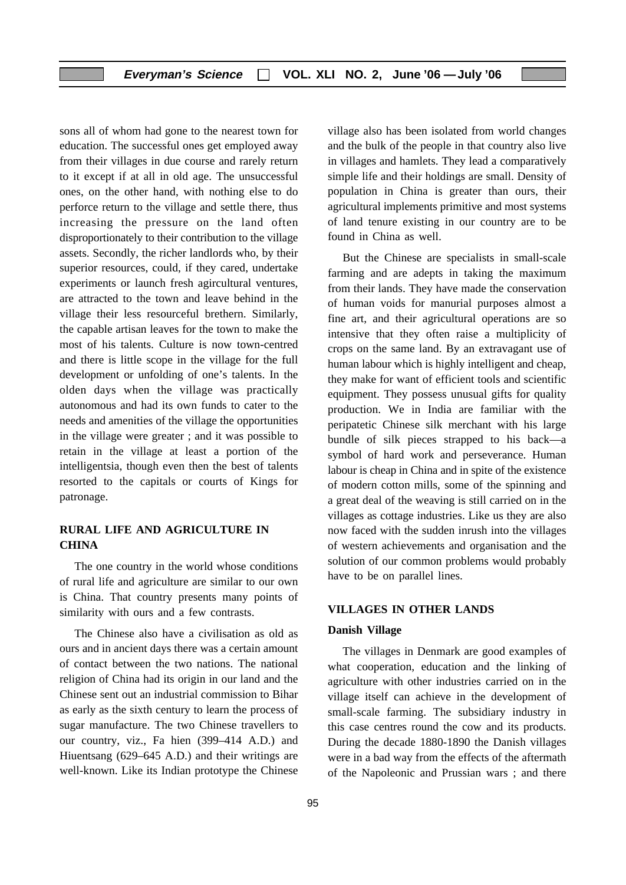sons all of whom had gone to the nearest town for education. The successful ones get employed away from their villages in due course and rarely return to it except if at all in old age. The unsuccessful ones, on the other hand, with nothing else to do perforce return to the village and settle there, thus increasing the pressure on the land often disproportionately to their contribution to the village assets. Secondly, the richer landlords who, by their superior resources, could, if they cared, undertake experiments or launch fresh agircultural ventures, are attracted to the town and leave behind in the village their less resourceful brethern. Similarly, the capable artisan leaves for the town to make the most of his talents. Culture is now town-centred and there is little scope in the village for the full development or unfolding of one's talents. In the olden days when the village was practically autonomous and had its own funds to cater to the needs and amenities of the village the opportunities in the village were greater ; and it was possible to retain in the village at least a portion of the intelligentsia, though even then the best of talents resorted to the capitals or courts of Kings for patronage.

## RURAL LIFE AND AGRICULTURE IN CHINA

The one country in the world whose conditions of rural life and agriculture are similar to our own is China. That country presents many points of similarity with ours and a few contrasts.

The Chinese also have a civilisation as old as ours and in ancient days there was a certain amount of contact between the two nations. The national religion of China had its origin in our land and the Chinese sent out an industrial commission to Bihar as early as the sixth century to learn the process of sugar manufacture. The two Chinese travellers to our country, viz., Fa hien (399–414 A.D.) and Hiuentsang (629–645 A.D.) and their writings are well-known. Like its Indian prototype the Chinese village also has been isolated from world changes and the bulk of the people in that country also live in villages and hamlets. They lead a comparatively simple life and their holdings are small. Density of population in China is greater than ours, their agricultural implements primitive and most systems of land tenure existing in our country are to be found in China as well.

But the Chinese are specialists in small-scale farming and are adepts in taking the maximum from their lands. They have made the conservation of human voids for manurial purposes almost a fine art, and their agricultural operations are so intensive that they often raise a multiplicity of crops on the same land. By an extravagant use of human labour which is highly intelligent and cheap, they make for want of efficient tools and scientific equipment. They possess unusual gifts for quality production. We in India are familiar with the peripatetic Chinese silk merchant with his large bundle of silk pieces strapped to his back—a symbol of hard work and perseverance. Human labour is cheap in China and in spite of the existence of modern cotton mills, some of the spinning and a great deal of the weaving is still carried on in the villages as cottage industries. Like us they are also now faced with the sudden inrush into the villages of western achievements and organisation and the solution of our common problems would probably have to be on parallel lines.

## VILLAGES IN OTHER LANDS

### Danish Village

The villages in Denmark are good examples of what cooperation, education and the linking of agriculture with other industries carried on in the village itself can achieve in the development of small-scale farming. The subsidiary industry in this case centres round the cow and its products. During the decade 1880-1890 the Danish villages were in a bad way from the effects of the aftermath of the Napoleonic and Prussian wars ; and there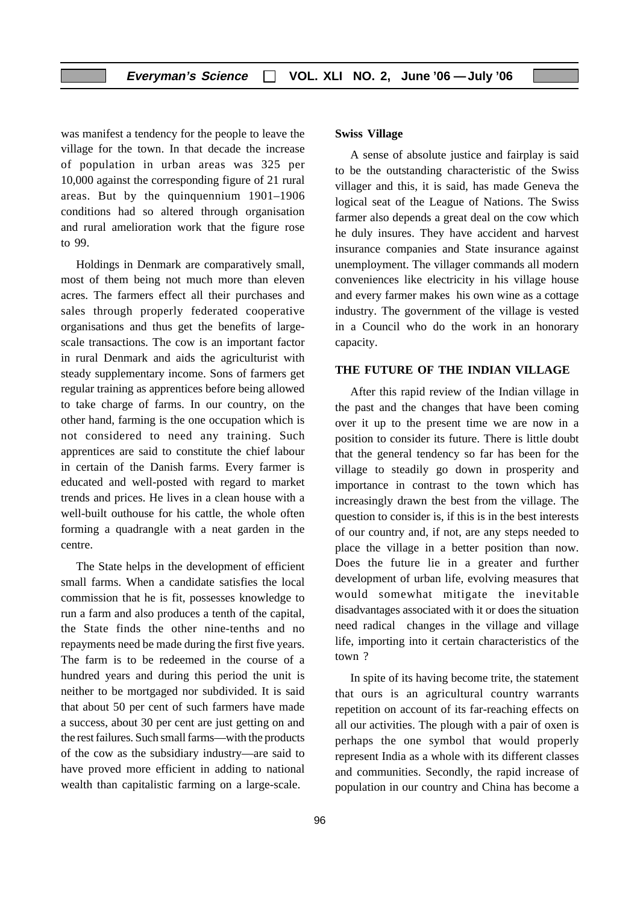was manifest a tendency for the people to leave the village for the town. In that decade the increase of population in urban areas was 325 per 10,000 against the corresponding figure of 21 rural areas. But by the quinquennium 1901–1906 conditions had so altered through organisation and rural amelioration work that the figure rose to 99.

Holdings in Denmark are comparatively small, most of them being not much more than eleven acres. The farmers effect all their purchases and sales through properly federated cooperative organisations and thus get the benefits of large-scale transactions. The cow is an important factor in rural Denmark and aids the agriculturist with steady supplementary income. Sons of farmers get regular training as apprentices before being allowed to take charge of farms. In our country, on the other hand, farming is the one occupation which is not considered to need any training. Such apprentices are said to constitute the chief labour in certain of the Danish farms. Every farmer is educated and well-posted with regard to market trends and prices. He lives in a clean house with a well-built outhouse for his cattle, the whole often forming a quadrangle with a neat garden in the centre.

The State helps in the development of efficient small farms. When a candidate satisfies the local commission that he is fit, possesses knowledge to run a farm and also produces a tenth of the capital, the State finds the other nine-tenths and no repayments need be made during the first five years. The farm is to be redeemed in the course of a hundred years and during this period the unit is neither to be mortgaged nor subdivided. It is said that about 50 per cent of such farmers have made a success, about 30 per cent are just getting on and the rest failures. Such small farms—with the products of the cow as the subsidiary industry—are said to have proved more efficient in adding to national wealth than capitalistic farming on a large-scale.

**Swiss Village**

A sense of absolute justice and fairplay is said to be the outstanding characteristic of the Swiss villager and this, it is said, has made Geneva the logical seat of the League of Nations. The Swiss farmer also depends a great deal on the cow which he duly insures. They have accident and harvest insurance companies and State insurance against unemployment. The villager commands all modern conveniences like electricity in his village house and every farmer makes his own wine as a cottage industry. The government of the village is vested in a Council who do the work in an honorary capacity.

## THE FUTURE OF THE INDIAN VILLAGE

After this rapid review of the Indian village in the past and the changes that have been coming over it up to the present time we are now in a position to consider its future. There is little doubt that the general tendency so far has been for the village to steadily go down in prosperity and importance in contrast to the town which has increasingly drawn the best from the village. The question to consider is, if this is in the best interests of our country and, if not, are any steps needed to place the village in a better position than now. Does the future lie in a greater and further development of urban life, evolving measures that would somewhat mitigate the inevitable disadvantages associated with it or does the situation need radical changes in the village and village life, importing into it certain characteristics of the town ?

In spite of its having become trite, the statement that ours is an agricultural country warrants repetition on account of its far-reaching effects on all our activities. The plough with a pair of oxen is perhaps the one symbol that would properly represent India as a whole with its different classes and communities. Secondly, the rapid increase of population in our country and China has become a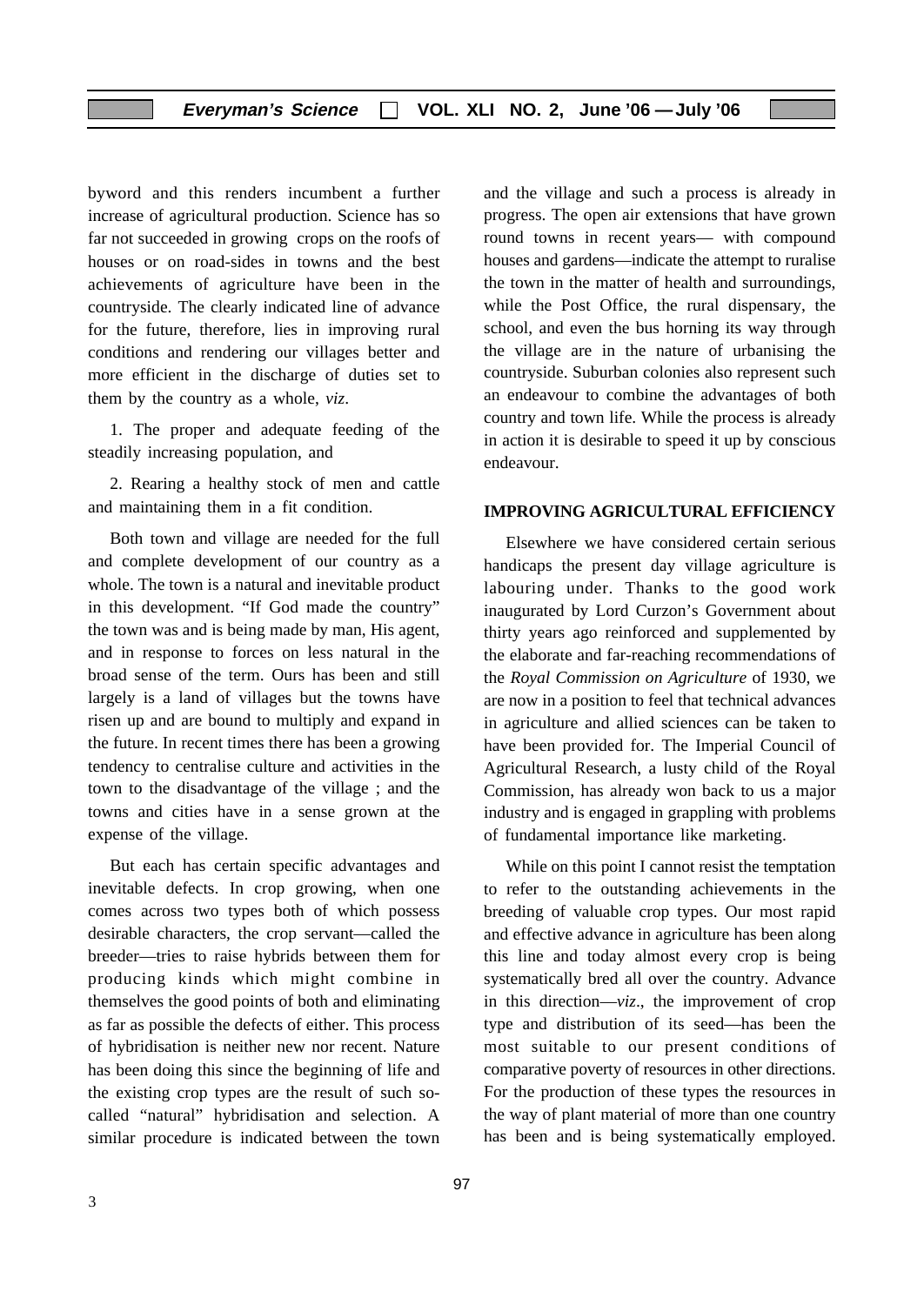byword and this renders incumbent a further increase of agricultural production. Science has so far not succeeded in growing crops on the roofs of houses or on road-sides in towns and the best achievements of agriculture have been in the countryside. The clearly indicated line of advance for the future, therefore, lies in improving rural conditions and rendering our villages better and more efficient in the discharge of duties set to them by the country as a whole, *viz*.

1. The proper and adequate feeding of the steadily increasing population, and

2. Rearing a healthy stock of men and cattle and maintaining them in a fit condition.

Both town and village are needed for the full and complete development of our country as a whole. The town is a natural and inevitable product in this development. "If God made the country" the town was and is being made by man, His agent, and in response to forces on less natural in the broad sense of the term. Ours has been and still largely is a land of villages but the towns have risen up and are bound to multiply and expand in the future. In recent times there has been a growing tendency to centralise culture and activities in the town to the disadvantage of the village ; and the towns and cities have in a sense grown at the expense of the village.

But each has certain specific advantages and inevitable defects. In crop growing, when one comes across two types both of which possess desirable characters, the crop servant—called the breeder—tries to raise hybrids between them for producing kinds which might combine in themselves the good points of both and eliminating as far as possible the defects of either. This process of hybridisation is neither new nor recent. Nature has been doing this since the beginning of life and the existing crop types are the result of such so-called "natural" hybridisation and selection. A similar procedure is indicated between the town and the village and such a process is already in progress. The open air extensions that have grown round towns in recent years— with compound houses and gardens—indicate the attempt to ruralise the town in the matter of health and surroundings, while the Post Office, the rural dispensary, the school, and even the bus horning its way through the village are in the nature of urbanising the countryside. Suburban colonies also represent such an endeavour to combine the advantages of both country and town life. While the process is already in action it is desirable to speed it up by conscious endeavour.

## IMPROVING AGRICULTURAL EFFICIENCY

Elsewhere we have considered certain serious handicaps the present day village agriculture is labouring under. Thanks to the good work inaugurated by Lord Curzon's Government about thirty years ago reinforced and supplemented by the elaborate and far-reaching recommendations of the *Royal Commission on Agriculture* of 1930, we are now in a position to feel that technical advances in agriculture and allied sciences can be taken to have been provided for. The Imperial Council of Agricultural Research, a lusty child of the Royal Commission, has already won back to us a major industry and is engaged in grappling with problems of fundamental importance like marketing.

While on this point I cannot resist the temptation to refer to the outstanding achievements in the breeding of valuable crop types. Our most rapid and effective advance in agriculture has been along this line and today almost every crop is being systematically bred all over the country. Advance in this direction—*viz*., the improvement of crop type and distribution of its seed—has been the most suitable to our present conditions of comparative poverty of resources in other directions. For the production of these types the resources in the way of plant material of more than one country has been and is being systematically employed.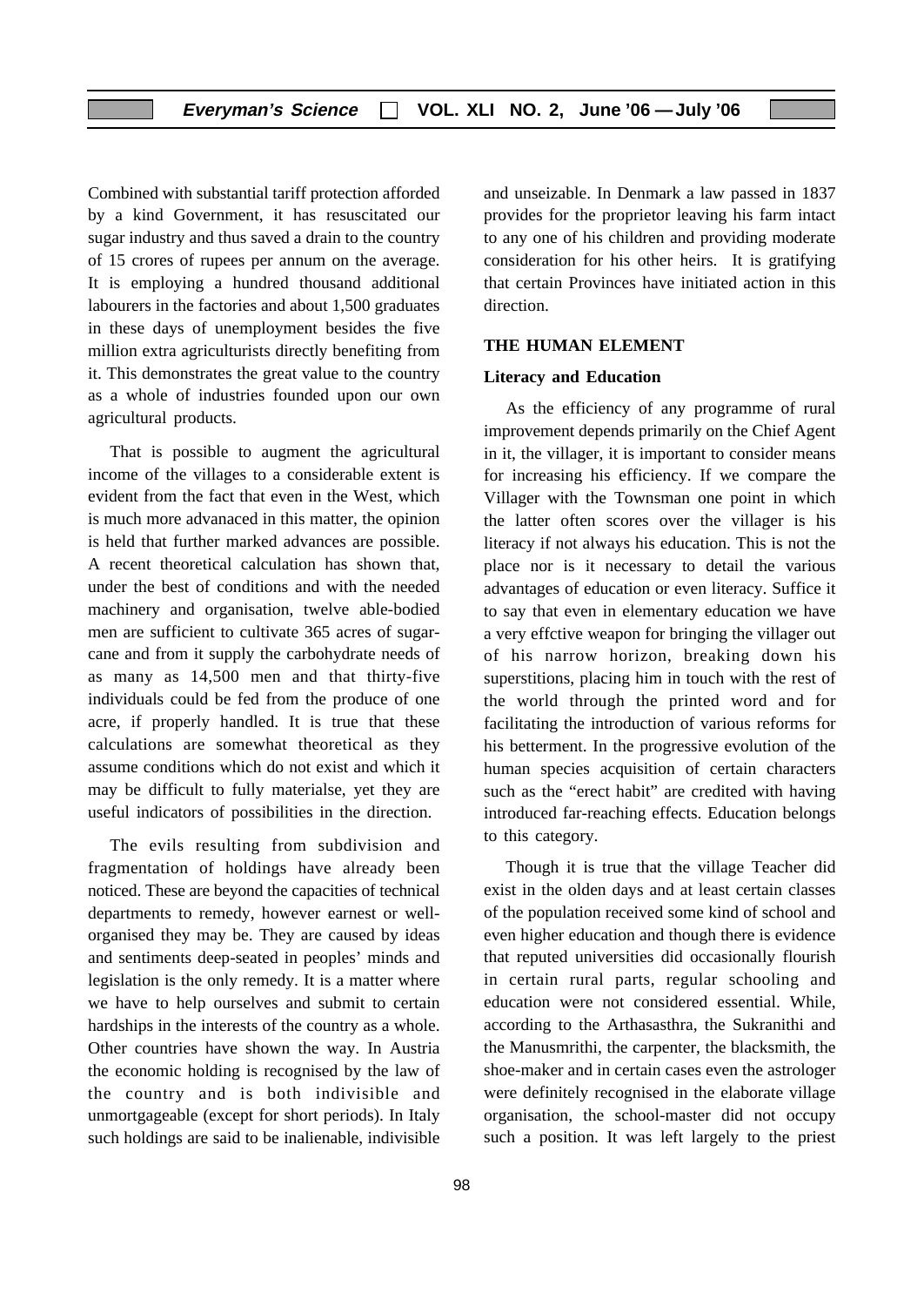Combined with substantial tariff protection afforded by a kind Government, it has resuscitated our sugar industry and thus saved a drain to the country of 15 crores of rupees per annum on the average. It is employing a hundred thousand additional labourers in the factories and about 1,500 graduates in these days of unemployment besides the five million extra agriculturists directly benefiting from it. This demonstrates the great value to the country as a whole of industries founded upon our own agricultural products.

That is possible to augment the agricultural income of the villages to a considerable extent is evident from the fact that even in the West, which is much more advanaced in this matter, the opinion is held that further marked advances are possible. A recent theoretical calculation has shown that, under the best of conditions and with the needed machinery and organisation, twelve able-bodied men are sufficient to cultivate 365 acres of sugar-cane and from it supply the carbohydrate needs of as many as 14,500 men and that thirty-five individuals could be fed from the produce of one acre, if properly handled. It is true that these calculations are somewhat theoretical as they assume conditions which do not exist and which it may be difficult to fully materialse, yet they are useful indicators of possibilities in the direction.

The evils resulting from subdivision and fragmentation of holdings have already been noticed. These are beyond the capacities of technical departments to remedy, however earnest or well-organised they may be. They are caused by ideas and sentiments deep-seated in peoples' minds and legislation is the only remedy. It is a matter where we have to help ourselves and submit to certain hardships in the interests of the country as a whole. Other countries have shown the way. In Austria the economic holding is recognised by the law of the country and is both indivisible and unmortgageable (except for short periods). In Italy such holdings are said to be inalienable, indivisible and unseizable. In Denmark a law passed in 1837 provides for the proprietor leaving his farm intact to any one of his children and providing moderate consideration for his other heirs. It is gratifying that certain Provinces have initiated action in this direction.

### THE HUMAN ELEMENT

#### Literacy and Education

As the efficiency of any programme of rural improvement depends primarily on the Chief Agent in it, the villager, it is important to consider means for increasing his efficiency. If we compare the Villager with the Townsman one point in which the latter often scores over the villager is his literacy if not always his education. This is not the place nor is it necessary to detail the various advantages of education or even literacy. Suffice it to say that even in elementary education we have a very effctive weapon for bringing the villager out of his narrow horizon, breaking down his superstitions, placing him in touch with the rest of the world through the printed word and for facilitating the introduction of various reforms for his betterment. In the progressive evolution of the human species acquisition of certain characters such as the "erect habit" are credited with having introduced far-reaching effects. Education belongs to this category.

Though it is true that the village Teacher did exist in the olden days and at least certain classes of the population received some kind of school and even higher education and though there is evidence that reputed universities did occasionally flourish in certain rural parts, regular schooling and education were not considered essential. While, according to the Arthasasthra, the Sukranithi and the Manusmrithi, the carpenter, the blacksmith, the shoe-maker and in certain cases even the astrologer were definitely recognised in the elaborate village organisation, the school-master did not occupy such a position. It was left largely to the priest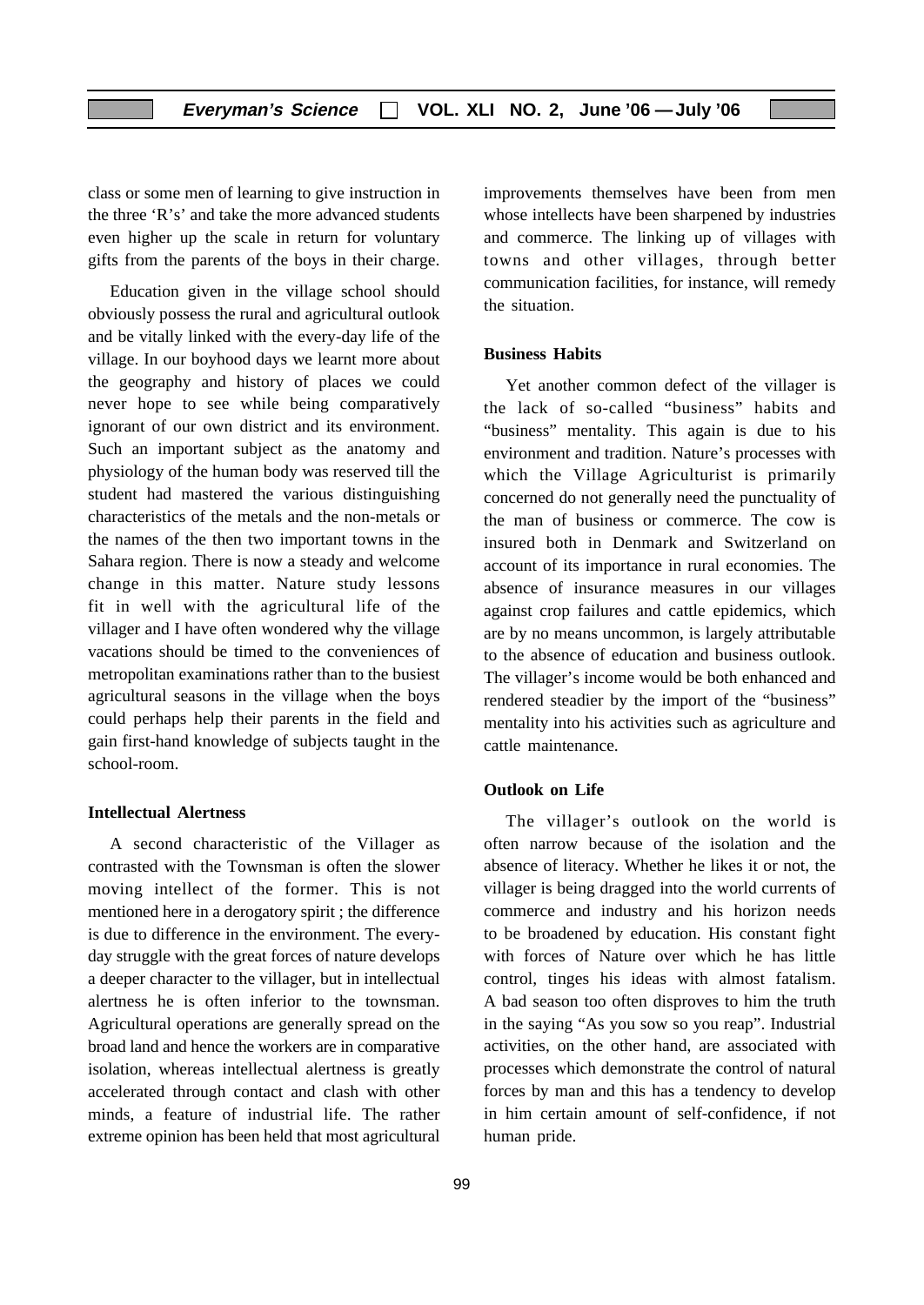class or some men of learning to give instruction in the three 'R's' and take the more advanced students even higher up the scale in return for voluntary gifts from the parents of the boys in their charge.

Education given in the village school should obviously possess the rural and agricultural outlook and be vitally linked with the every-day life of the village. In our boyhood days we learnt more about the geography and history of places we could never hope to see while being comparatively ignorant of our own district and its environment. Such an important subject as the anatomy and physiology of the human body was reserved till the student had mastered the various distinguishing characteristics of the metals and the non-metals or the names of the then two important towns in the Sahara region. There is now a steady and welcome change in this matter. Nature study lessons fit in well with the agricultural life of the villager and I have often wondered why the village vacations should be timed to the conveniences of metropolitan examinations rather than to the busiest agricultural seasons in the village when the boys could perhaps help their parents in the field and gain first-hand knowledge of subjects taught in the school-room.

**Intellectual Alertness**

A second characteristic of the Villager as contrasted with the Townsman is often the slower moving intellect of the former. This is not mentioned here in a derogatory spirit ; the difference is due to difference in the environment. The every-day struggle with the great forces of nature develops a deeper character to the villager, but in intellectual alertness he is often inferior to the townsman. Agricultural operations are generally spread on the broad land and hence the workers are in comparative isolation, whereas intellectual alertness is greatly accelerated through contact and clash with other minds, a feature of industrial life. The rather extreme opinion has been held that most agricultural improvements themselves have been from men whose intellects have been sharpened by industries and commerce. The linking up of villages with towns and other villages, through better communication facilities, for instance, will remedy the situation.

**Business Habits**

Yet another common defect of the villager is the lack of so-called "business" habits and "business" mentality. This again is due to his environment and tradition. Nature's processes with which the Village Agriculturist is primarily concerned do not generally need the punctuality of the man of business or commerce. The cow is insured both in Denmark and Switzerland on account of its importance in rural economies. The absence of insurance measures in our villages against crop failures and cattle epidemics, which are by no means uncommon, is largely attributable to the absence of education and business outlook. The villager's income would be both enhanced and rendered steadier by the import of the "business" mentality into his activities such as agriculture and cattle maintenance.

**Outlook on Life**

The villager's outlook on the world is often narrow because of the isolation and the absence of literacy. Whether he likes it or not, the villager is being dragged into the world currents of commerce and industry and his horizon needs to be broadened by education. His constant fight with forces of Nature over which he has little control, tinges his ideas with almost fatalism. A bad season too often disproves to him the truth in the saying "As you sow so you reap". Industrial activities, on the other hand, are associated with processes which demonstrate the control of natural forces by man and this has a tendency to develop in him certain amount of self-confidence, if not human pride.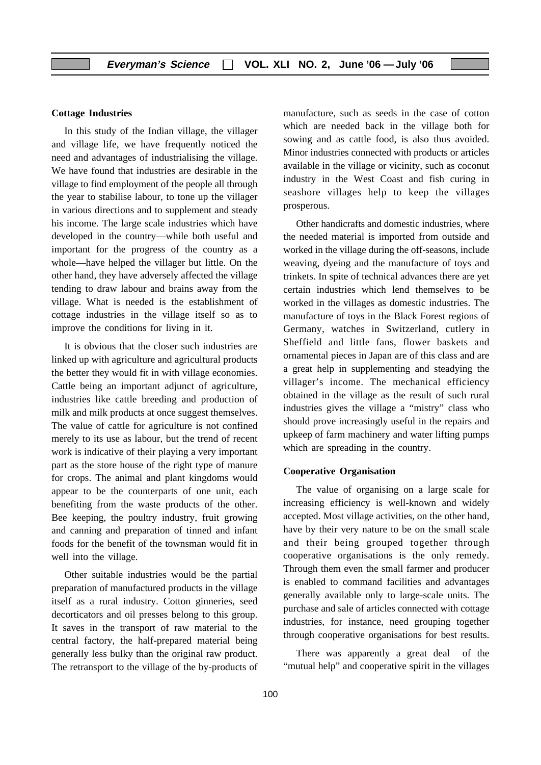**Cottage Industries**

In this study of the Indian village, the villager and village life, we have frequently noticed the need and advantages of industrialising the village. We have found that industries are desirable in the village to find employment of the people all through the year to stabilise labour, to tone up the villager in various directions and to supplement and steady his income. The large scale industries which have developed in the country—while both useful and important for the progress of the country as a whole—have helped the villager but little. On the other hand, they have adversely affected the village tending to draw labour and brains away from the village. What is needed is the establishment of cottage industries in the village itself so as to improve the conditions for living in it.

It is obvious that the closer such industries are linked up with agriculture and agricultural products the better they would fit in with village economies. Cattle being an important adjunct of agriculture, industries like cattle breeding and production of milk and milk products at once suggest themselves. The value of cattle for agriculture is not confined merely to its use as labour, but the trend of recent work is indicative of their playing a very important part as the store house of the right type of manure for crops. The animal and plant kingdoms would appear to be the counterparts of one unit, each benefiting from the waste products of the other. Bee keeping, the poultry industry, fruit growing and canning and preparation of tinned and infant foods for the benefit of the townsman would fit in well into the village.

Other suitable industries would be the partial preparation of manufactured products in the village itself as a rural industry. Cotton ginneries, seed decorticators and oil presses belong to this group. It saves in the transport of raw material to the central factory, the half-prepared material being generally less bulky than the original raw product. The retransport to the village of the by-products of manufacture, such as seeds in the case of cotton which are needed back in the village both for sowing and as cattle food, is also thus avoided. Minor industries connected with products or articles available in the village or vicinity, such as coconut industry in the West Coast and fish curing in seashore villages help to keep the villages prosperous.

Other handicrafts and domestic industries, where the needed material is imported from outside and worked in the village during the off-seasons, include weaving, dyeing and the manufacture of toys and trinkets. In spite of technical advances there are yet certain industries which lend themselves to be worked in the villages as domestic industries. The manufacture of toys in the Black Forest regions of Germany, watches in Switzerland, cutlery in Sheffield and little fans, flower baskets and ornamental pieces in Japan are of this class and are a great help in supplementing and steadying the villager's income. The mechanical efficiency obtained in the village as the result of such rural industries gives the village a "mistry" class who should prove increasingly useful in the repairs and upkeep of farm machinery and water lifting pumps which are spreading in the country.

**Cooperative Organisation**

The value of organising on a large scale for increasing efficiency is well-known and widely accepted. Most village activities, on the other hand, have by their very nature to be on the small scale and their being grouped together through cooperative organisations is the only remedy. Through them even the small farmer and producer is enabled to command facilities and advantages generally available only to large-scale units. The purchase and sale of articles connected with cottage industries, for instance, need grouping together through cooperative organisations for best results.

There was apparently a great deal of the "mutual help" and cooperative spirit in the villages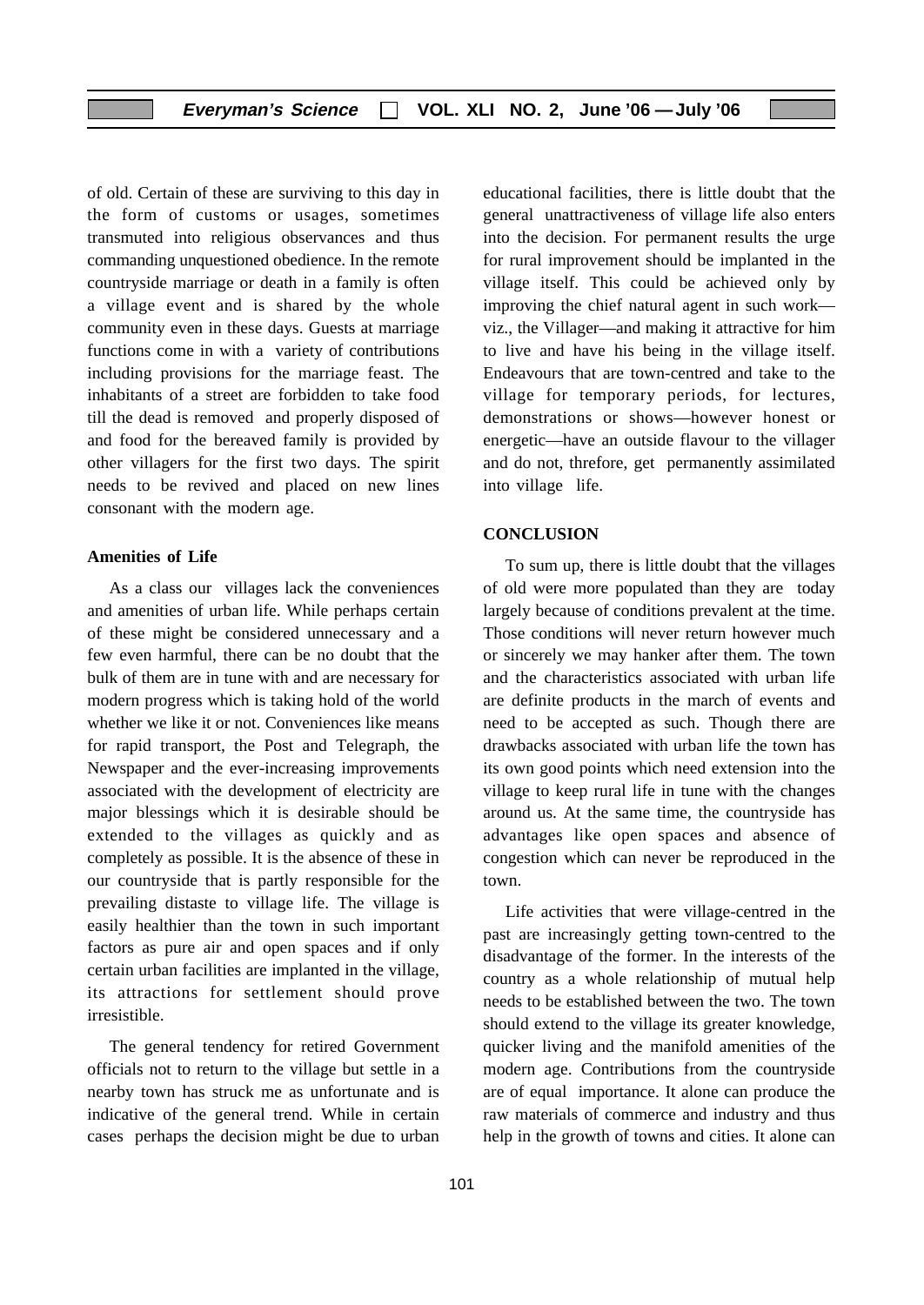of old. Certain of these are surviving to this day in the form of customs or usages, sometimes transmuted into religious observances and thus commanding unquestioned obedience. In the remote countryside marriage or death in a family is often a village event and is shared by the whole community even in these days. Guests at marriage functions come in with a variety of contributions including provisions for the marriage feast. The inhabitants of a street are forbidden to take food till the dead is removed and properly disposed of and food for the bereaved family is provided by other villagers for the first two days. The spirit needs to be revived and placed on new lines consonant with the modern age.

**Amenities of Life**

As a class our villages lack the conveniences and amenities of urban life. While perhaps certain of these might be considered unnecessary and a few even harmful, there can be no doubt that the bulk of them are in tune with and are necessary for modern progress which is taking hold of the world whether we like it or not. Conveniences like means for rapid transport, the Post and Telegraph, the Newspaper and the ever-increasing improvements associated with the development of electricity are major blessings which it is desirable should be extended to the villages as quickly and as completely as possible. It is the absence of these in our countryside that is partly responsible for the prevailing distaste to village life. The village is easily healthier than the town in such important factors as pure air and open spaces and if only certain urban facilities are implanted in the village, its attractions for settlement should prove irresistible.

The general tendency for retired Government officials not to return to the village but settle in a nearby town has struck me as unfortunate and is indicative of the general trend. While in certain cases perhaps the decision might be due to urban educational facilities, there is little doubt that the general unattractiveness of village life also enters into the decision. For permanent results the urge for rural improvement should be implanted in the village itself. This could be achieved only by improving the chief natural agent in such work—viz., the Villager—and making it attractive for him to live and have his being in the village itself. Endeavours that are town-centred and take to the village for temporary periods, for lectures, demonstrations or shows—however honest or energetic—have an outside flavour to the villager and do not, threfore, get permanently assimilated into village life.

**CONCLUSION**

To sum up, there is little doubt that the villages of old were more populated than they are today largely because of conditions prevalent at the time. Those conditions will never return however much or sincerely we may hanker after them. The town and the characteristics associated with urban life are definite products in the march of events and need to be accepted as such. Though there are drawbacks associated with urban life the town has its own good points which need extension into the village to keep rural life in tune with the changes around us. At the same time, the countryside has advantages like open spaces and absence of congestion which can never be reproduced in the town.

Life activities that were village-centred in the past are increasingly getting town-centred to the disadvantage of the former. In the interests of the country as a whole relationship of mutual help needs to be established between the two. The town should extend to the village its greater knowledge, quicker living and the manifold amenities of the modern age. Contributions from the countryside are of equal importance. It alone can produce the raw materials of commerce and industry and thus help in the growth of towns and cities. It alone can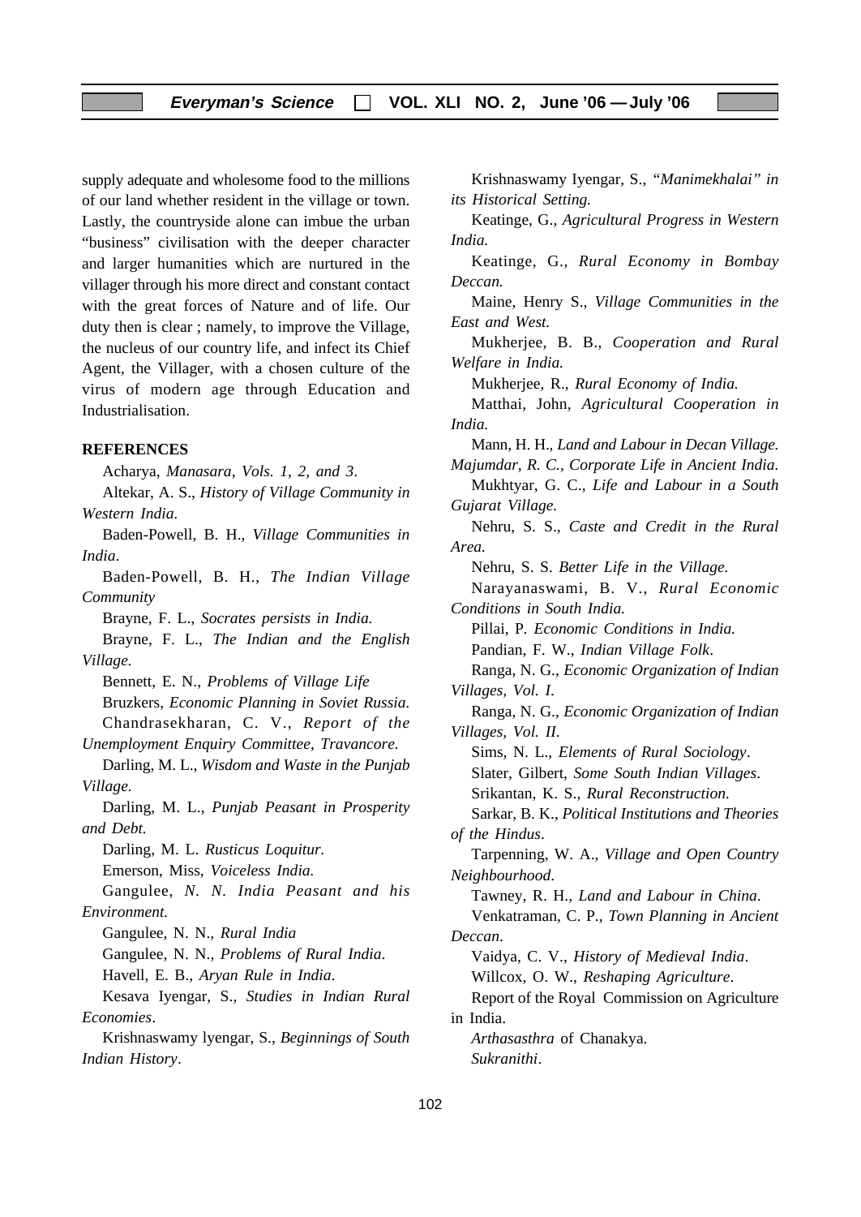supply adequate and wholesome food to the millions of our land whether resident in the village or town. Lastly, the countryside alone can imbue the urban "business" civilisation with the deeper character and larger humanities which are nurtured in the villager through his more direct and constant contact with the great forces of Nature and of life. Our duty then is clear ; namely, to improve the Village, the nucleus of our country life, and infect its Chief Agent, the Villager, with a chosen culture of the virus of modern age through Education and Industrialisation.

**REFERENCES**

Acharya, *Manasara, Vols. 1, 2, and 3*.

Altekar, A. S., *History of Village Community in Western India.*

Baden-Powell, B. H., *Village Communities in India*.

Baden-Powell, B. H., *The Indian Village Community*

Brayne, F. L., *Socrates persists in India.*

Brayne, F. L., *The Indian and the English Village.*

Bennett, E. N., *Problems of Village Life*

Bruzkers, *Economic Planning in Soviet Russia.*

Chandrasekharan, C. V., *Report of the Unemployment Enquiry Committee, Travancore.*

Darling, M. L., *Wisdom and Waste in the Punjab Village.*

Darling, M. L., *Punjab Peasant in Prosperity and Debt.*

Darling, M. L. *Rusticus Loquitur.*

Emerson, Miss, *Voiceless India.*

Gangulee, *N. N. India Peasant and his Environment.*

Gangulee, N. N., *Rural India*

Gangulee, N. N., *Problems of Rural India*.

Havell, E. B., *Aryan Rule in India*.

Kesava Iyengar, S., *Studies in Indian Rural Economies*.

Krishnaswamy lyengar, S., *Beginnings of South Indian History*.

Krishnaswamy Iyengar, S., *"Manimekhalai" in its Historical Setting.*

Keatinge, G., *Agricultural Progress in Western India.*

Keatinge, G., *Rural Economy in Bombay Deccan.*

Maine, Henry S., *Village Communities in the East and West.*

Mukherjee, B. B., *Cooperation and Rural Welfare in India.*

Mukherjee, R., *Rural Economy of India.*

Matthai, John, *Agricultural Cooperation in India.*

Mann, H. H., *Land and Labour in Decan Village.*

*Majumdar, R. C., Corporate Life in Ancient India.*

Mukhtyar, G. C., *Life and Labour in a South Gujarat Village.*

Nehru, S. S., *Caste and Credit in the Rural Area.*

Nehru, S. S. *Better Life in the Village.*

Narayanaswami, B. V., *Rural Economic Conditions in South India.*

Pillai, P. *Economic Conditions in India.*

Pandian, F. W., *Indian Village Folk*.

Ranga, N. G., *Economic Organization of Indian Villages, Vol. I.*

Ranga, N. G., *Economic Organization of Indian Villages, Vol. II.*

Sims, N. L., *Elements of Rural Sociology*.

Slater, Gilbert, *Some South Indian Villages*.

Srikantan, K. S., *Rural Reconstruction.*

Sarkar, B. K., *Political Institutions and Theories of the Hindus*.

Tarpenning, W. A., *Village and Open Country Neighbourhood*.

Tawney, R. H., *Land and Labour in China*.

Venkatraman, C. P., *Town Planning in Ancient Deccan*.

Vaidya, C. V., *History of Medieval India*.

Willcox, O. W., *Reshaping Agriculture*.

Report of the Royal Commission on Agriculture in India.

*Arthasasthra* of Chanakya.

*Sukranithi*.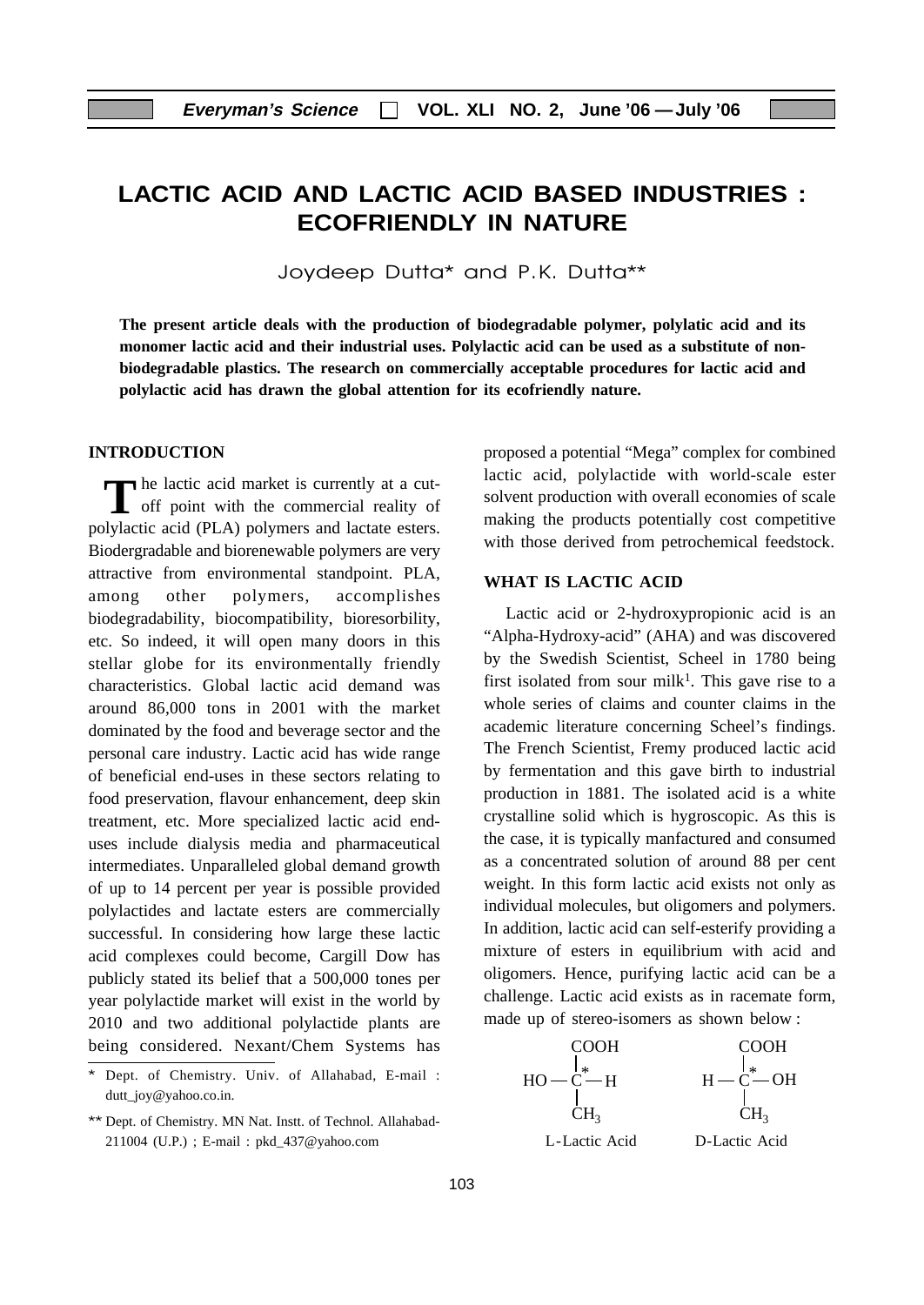# LACTIC ACID AND LACTIC ACID BASED INDUSTRIES : ECOFRIENDLY IN NATURE

Joydeep Dutta* and P.K. Dutta**

**The present article deals with the production of biodegradable polymer, polylatic acid and its monomer lactic acid and their industrial uses. Polylactic acid can be used as a substitute of non-biodegradable plastics. The research on commercially acceptable procedures for lactic acid and polylactic acid has drawn the global attention for its ecofriendly nature.**

## INTRODUCTION

The lactic acid market is currently at a cut-off point with the commercial reality of polylactic acid (PLA) polymers and lactate esters. Biodergradable and biorenewable polymers are very attractive from environmental standpoint. PLA, among other polymers, accomplishes biodegradability, biocompatibility, bioresorbility, etc. So indeed, it will open many doors in this stellar globe for its environmentally friendly characteristics. Global lactic acid demand was around 86,000 tons in 2001 with the market dominated by the food and beverage sector and the personal care industry. Lactic acid has wide range of beneficial end-uses in these sectors relating to food preservation, flavour enhancement, deep skin treatment, etc. More specialized lactic acid end-uses include dialysis media and pharmaceutical intermediates. Unparalleled global demand growth of up to 14 percent per year is possible provided polylactides and lactate esters are commercially successful. In considering how large these lactic acid complexes could become, Cargill Dow has publicly stated its belief that a 500,000 tones per year polylactide market will exist in the world by 2010 and two additional polylactide plants are being considered. Nexant/Chem Systems has proposed a potential "Mega" complex for combined lactic acid, polylactide with world-scale ester solvent production with overall economies of scale making the products potentially cost competitive with those derived from petrochemical feedstock.

## WHAT IS LACTIC ACID

Lactic acid or 2-hydroxypropionic acid is an "Alpha-Hydroxy-acid" (AHA) and was discovered by the Swedish Scientist, Scheel in 1780 being first isolated from sour milk[1]. This gave rise to a whole series of claims and counter claims in the academic literature concerning Scheel's findings. The French Scientist, Fremy produced lactic acid by fermentation and this gave birth to industrial production in 1881. The isolated acid is a white crystalline solid which is hygroscopic. As this is the case, it is typically manfactured and consumed as a concentrated solution of around 88 per cent weight. In this form lactic acid exists not only as individual molecules, but oligomers and polymers. In addition, lactic acid can self-esterify providing a mixture of esters in equilibrium with acid and oligomers. Hence, purifying lactic acid can be a challenge. Lactic acid exists as in racemate form, made up of stereo-isomers as shown below :

```
       COOH                 COOH
        |                    |
  HO — C* — H          H — C* — OH
        |                    |
       CH3                  CH3

   L-Lactic Acid        D-Lactic Acid
```

---

\* Dept. of Chemistry. Univ. of Allahabad, E-mail : dutt_joy@yahoo.co.in.

\*\* Dept. of Chemistry. MN Nat. Instt. of Technol. Allahabad-211004 (U.P.) ; E-mail : pkd_437@yahoo.com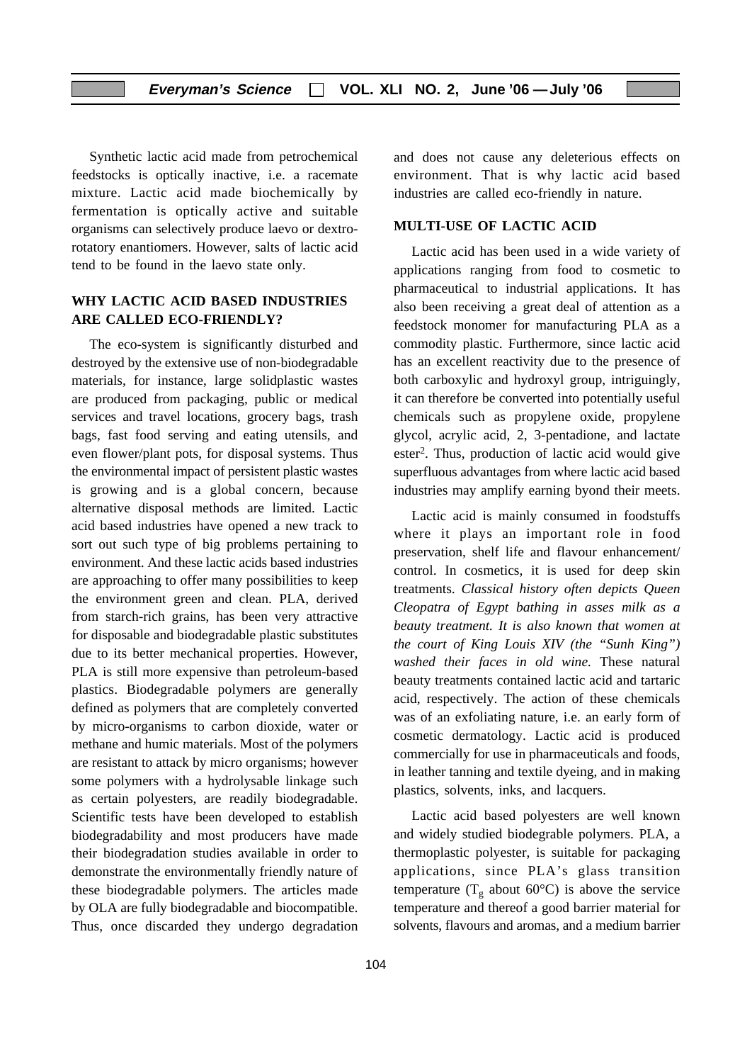Synthetic lactic acid made from petrochemical feedstocks is optically inactive, i.e. a racemate mixture. Lactic acid made biochemically by fermentation is optically active and suitable organisms can selectively produce laevo or dextro-rotatory enantiomers. However, salts of lactic acid tend to be found in the laevo state only.

## WHY LACTIC ACID BASED INDUSTRIES ARE CALLED ECO-FRIENDLY?

The eco-system is significantly disturbed and destroyed by the extensive use of non-biodegradable materials, for instance, large solidplastic wastes are produced from packaging, public or medical services and travel locations, grocery bags, trash bags, fast food serving and eating utensils, and even flower/plant pots, for disposal systems. Thus the environmental impact of persistent plastic wastes is growing and is a global concern, because alternative disposal methods are limited. Lactic acid based industries have opened a new track to sort out such type of big problems pertaining to environment. And these lactic acids based industries are approaching to offer many possibilities to keep the environment green and clean. PLA, derived from starch-rich grains, has been very attractive for disposable and biodegradable plastic substitutes due to its better mechanical properties. However, PLA is still more expensive than petroleum-based plastics. Biodegradable polymers are generally defined as polymers that are completely converted by micro-organisms to carbon dioxide, water or methane and humic materials. Most of the polymers are resistant to attack by micro organisms; however some polymers with a hydrolysable linkage such as certain polyesters, are readily biodegradable. Scientific tests have been developed to establish biodegradability and most producers have made their biodegradation studies available in order to demonstrate the environmentally friendly nature of these biodegradable polymers. The articles made by OLA are fully biodegradable and biocompatible. Thus, once discarded they undergo degradation and does not cause any deleterious effects on environment. That is why lactic acid based industries are called eco-friendly in nature.

## MULTI-USE OF LACTIC ACID

Lactic acid has been used in a wide variety of applications ranging from food to cosmetic to pharmaceutical to industrial applications. It has also been receiving a great deal of attention as a feedstock monomer for manufacturing PLA as a commodity plastic. Furthermore, since lactic acid has an excellent reactivity due to the presence of both carboxylic and hydroxyl group, intriguingly, it can therefore be converted into potentially useful chemicals such as propylene oxide, propylene glycol, acrylic acid, 2, 3-pentadione, and lactate ester[2]. Thus, production of lactic acid would give superfluous advantages from where lactic acid based industries may amplify earning byond their meets.

Lactic acid is mainly consumed in foodstuffs where it plays an important role in food preservation, shelf life and flavour enhancement/ control. In cosmetics, it is used for deep skin treatments. *Classical history often depicts Queen Cleopatra of Egypt bathing in asses milk as a beauty treatment. It is also known that women at the court of King Louis XIV (the "Sunh King") washed their faces in old wine.* These natural beauty treatments contained lactic acid and tartaric acid, respectively. The action of these chemicals was of an exfoliating nature, i.e. an early form of cosmetic dermatology. Lactic acid is produced commercially for use in pharmaceuticals and foods, in leather tanning and textile dyeing, and in making plastics, solvents, inks, and lacquers.

Lactic acid based polyesters are well known and widely studied biodegrable polymers. PLA, a thermoplastic polyester, is suitable for packaging applications, since PLA's glass transition temperature ($T_g$ about 60°C) is above the service temperature and thereof a good barrier material for solvents, flavours and aromas, and a medium barrier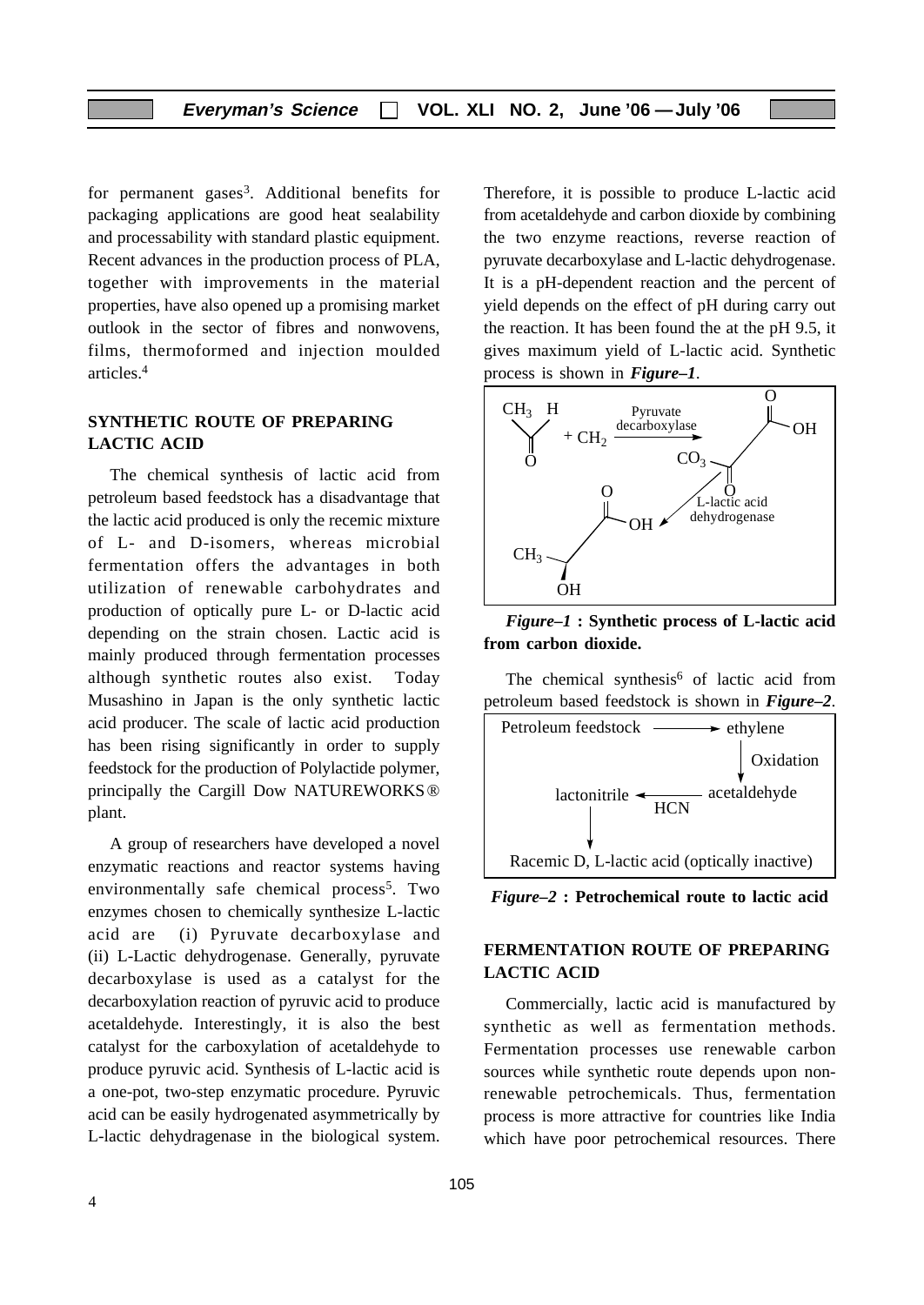for permanent gases[3]. Additional benefits for packaging applications are good heat sealability and processability with standard plastic equipment. Recent advances in the production process of PLA, together with improvements in the material properties, have also opened up a promising market outlook in the sector of fibres and nonwovens, films, thermoformed and injection moulded articles.[4]

## SYNTHETIC ROUTE OF PREPARING LACTIC ACID

The chemical synthesis of lactic acid from petroleum based feedstock has a disadvantage that the lactic acid produced is only the recemic mixture of L- and D-isomers, whereas microbial fermentation offers the advantages in both utilization of renewable carbohydrates and production of optically pure L- or D-lactic acid depending on the strain chosen. Lactic acid is mainly produced through fermentation processes although synthetic routes also exist. Today Musashino in Japan is the only synthetic lactic acid producer. The scale of lactic acid production has been rising significantly in order to supply feedstock for the production of Polylactide polymer, principally the Cargill Dow NATUREWORKS® plant.

A group of researchers have developed a novel enzymatic reactions and reactor systems having environmentally safe chemical process[5]. Two enzymes chosen to chemically synthesize L-lactic acid are (i) Pyruvate decarboxylase and (ii) L-Lactic dehydrogenase. Generally, pyruvate decarboxylase is used as a catalyst for the decarboxylation reaction of pyruvic acid to produce acetaldehyde. Interestingly, it is also the best catalyst for the carboxylation of acetaldehyde to produce pyruvic acid. Synthesis of L-lactic acid is a one-pot, two-step enzymatic procedure. Pyruvic acid can be easily hydrogenated asymmetrically by L-lactic dehydragenase in the biological system. Therefore, it is possible to produce L-lactic acid from acetaldehyde and carbon dioxide by combining the two enzyme reactions, reverse reaction of pyruvate decarboxylase and L-lactic dehydrogenase. It is a pH-dependent reaction and the percent of yield depends on the effect of pH during carry out the reaction. It has been found the at the pH 9.5, it gives maximum yield of L-lactic acid. Synthetic process is shown in ***Figure–1***.

$CH_3CHO + CH_2$ —(Pyruvate decarboxylase)→ $CH_3COCOOH$ ($CO_3$) —(L-lactic acid dehydrogenase)→ $CH_3CH(OH)COOH$

***Figure–1*** **: Synthetic process of L-lactic acid from carbon dioxide.**

The chemical synthesis[6] of lactic acid from petroleum based feedstock is shown in ***Figure–2***.

Petroleum feedstock → ethylene —(Oxidation)→ acetaldehyde —(HCN)→ lactonitrile → Racemic D, L-lactic acid (optically inactive)

***Figure–2*** **: Petrochemical route to lactic acid**

## FERMENTATION ROUTE OF PREPARING LACTIC ACID

Commercially, lactic acid is manufactured by synthetic as well as fermentation methods. Fermentation processes use renewable carbon sources while synthetic route depends upon non-renewable petrochemicals. Thus, fermentation process is more attractive for countries like India which have poor petrochemical resources. There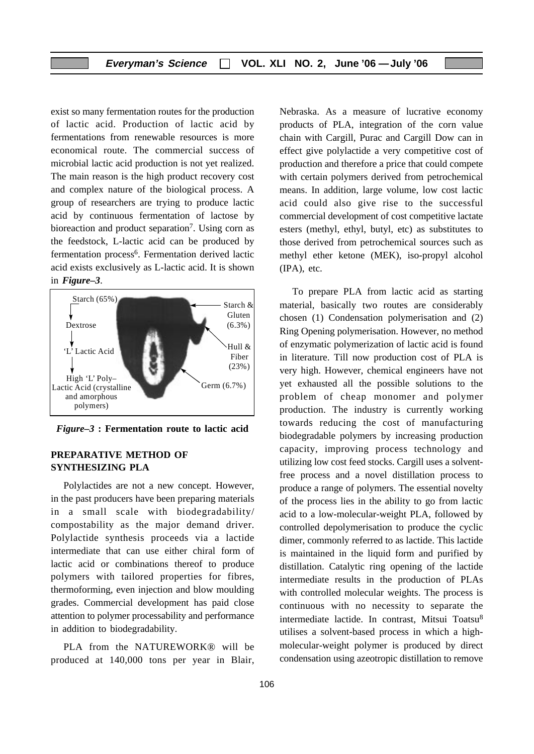exist so many fermentation routes for the production of lactic acid. Production of lactic acid by fermentations from renewable resources is more economical route. The commercial success of microbial lactic acid production is not yet realized. The main reason is the high product recovery cost and complex nature of the biological process. A group of researchers are trying to produce lactic acid by continuous fermentation of lactose by bioreaction and product separation[7]. Using corn as the feedstock, L-lactic acid can be produced by fermentation process[6]. Fermentation derived lactic acid exists exclusively as L-lactic acid. It is shown in ***Figure–3***.

Starch (65%)
↓
Dextrose
↓
'L' Lactic Acid
↓
High 'L' Poly–Lactic Acid (crystalline and amorphous polymers)

Starch & Gluten (6.3%)
Hull & Fiber (23%)
Germ (6.7%)

***Figure–3*** **: Fermentation route to lactic acid**

## PREPARATIVE METHOD OF SYNTHESIZING PLA

Polylactides are not a new concept. However, in the past producers have been preparing materials in a small scale with biodegradability/ compostability as the major demand driver. Polylactide synthesis proceeds via a lactide intermediate that can use either chiral form of lactic acid or combinations thereof to produce polymers with tailored properties for fibres, thermoforming, even injection and blow moulding grades. Commercial development has paid close attention to polymer processability and performance in addition to biodegradability.

PLA from the NATUREWORK® will be produced at 140,000 tons per year in Blair, Nebraska. As a measure of lucrative economy products of PLA, integration of the corn value chain with Cargill, Purac and Cargill Dow can in effect give polylactide a very competitive cost of production and therefore a price that could compete with certain polymers derived from petrochemical means. In addition, large volume, low cost lactic acid could also give rise to the successful commercial development of cost competitive lactate esters (methyl, ethyl, butyl, etc) as substitutes to those derived from petrochemical sources such as methyl ether ketone (MEK), iso-propyl alcohol (IPA), etc.

To prepare PLA from lactic acid as starting material, basically two routes are considerably chosen (1) Condensation polymerisation and (2) Ring Opening polymerisation. However, no method of enzymatic polymerization of lactic acid is found in literature. Till now production cost of PLA is very high. However, chemical engineers have not yet exhausted all the possible solutions to the problem of cheap monomer and polymer production. The industry is currently working towards reducing the cost of manufacturing biodegradable polymers by increasing production capacity, improving process technology and utilizing low cost feed stocks. Cargill uses a solvent-free process and a novel distillation process to produce a range of polymers. The essential novelty of the process lies in the ability to go from lactic acid to a low-molecular-weight PLA, followed by controlled depolymerisation to produce the cyclic dimer, commonly referred to as lactide. This lactide is maintained in the liquid form and purified by distillation. Catalytic ring opening of the lactide intermediate results in the production of PLAs with controlled molecular weights. The process is continuous with no necessity to separate the intermediate lactide. In contrast, Mitsui Toatsu[8] utilises a solvent-based process in which a high-molecular-weight polymer is produced by direct condensation using azeotropic distillation to remove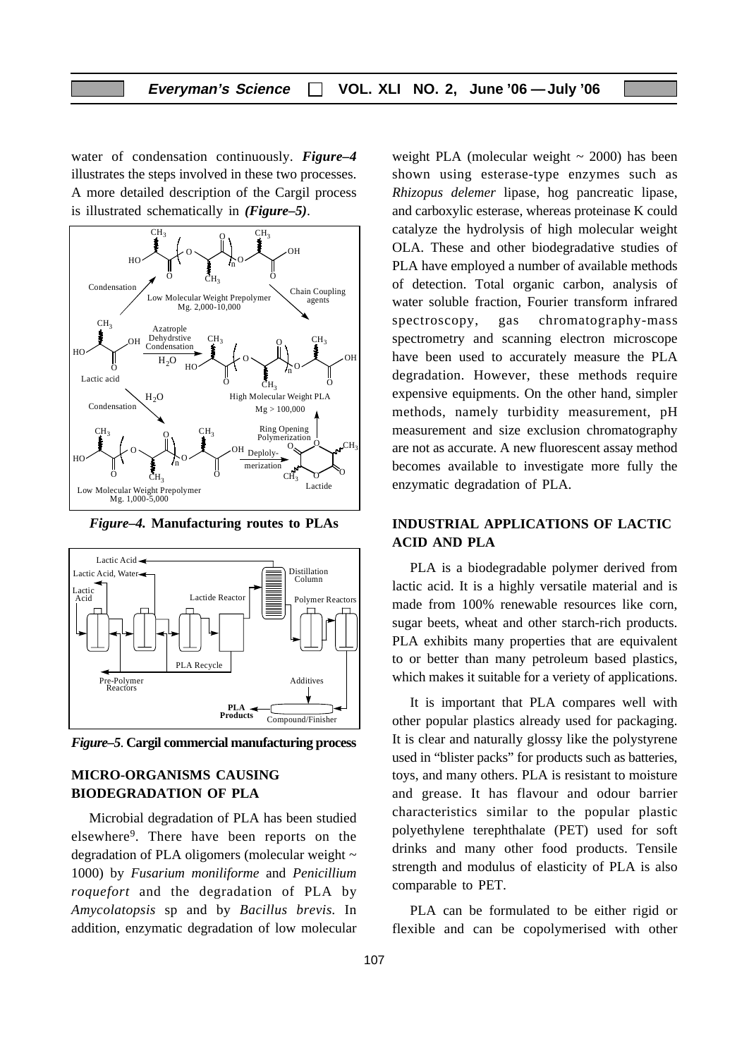water of condensation continuously. ***Figure–4*** illustrates the steps involved in these two processes. A more detailed description of the Cargil process is illustrated schematically in ***(Figure–5)***.

***Figure–4.*** **Manufacturing routes to PLAs**

***Figure–5***. **Cargil commercial manufacturing process**

## MICRO-ORGANISMS CAUSING BIODEGRADATION OF PLA

Microbial degradation of PLA has been studied elsewhere[9]. There have been reports on the degradation of PLA oligomers (molecular weight ~ 1000) by *Fusarium moniliforme* and *Penicillium roquefort* and the degradation of PLA by *Amycolatopsis* sp and by *Bacillus brevis.* In addition, enzymatic degradation of low molecular weight PLA (molecular weight ~ 2000) has been shown using esterase-type enzymes such as *Rhizopus delemer* lipase, hog pancreatic lipase, and carboxylic esterase, whereas proteinase K could catalyze the hydrolysis of high molecular weight OLA. These and other biodegradative studies of PLA have employed a number of available methods of detection. Total organic carbon, analysis of water soluble fraction, Fourier transform infrared spectroscopy, gas chromatography-mass spectrometry and scanning electron microscope have been used to accurately measure the PLA degradation. However, these methods require expensive equipments. On the other hand, simpler methods, namely turbidity measurement, pH measurement and size exclusion chromatography are not as accurate. A new fluorescent assay method becomes available to investigate more fully the enzymatic degradation of PLA.

## INDUSTRIAL APPLICATIONS OF LACTIC ACID AND PLA

PLA is a biodegradable polymer derived from lactic acid. It is a highly versatile material and is made from 100% renewable resources like corn, sugar beets, wheat and other starch-rich products. PLA exhibits many properties that are equivalent to or better than many petroleum based plastics, which makes it suitable for a variety of applications.

It is important that PLA compares well with other popular plastics already used for packaging. It is clear and naturally glossy like the polystyrene used in "blister packs" for products such as batteries, toys, and many others. PLA is resistant to moisture and grease. It has flavour and odour barrier characteristics similar to the popular plastic polyethylene terephthalate (PET) used for soft drinks and many other food products. Tensile strength and modulus of elasticity of PLA is also comparable to PET.

PLA can be formulated to be either rigid or flexible and can be copolymerised with other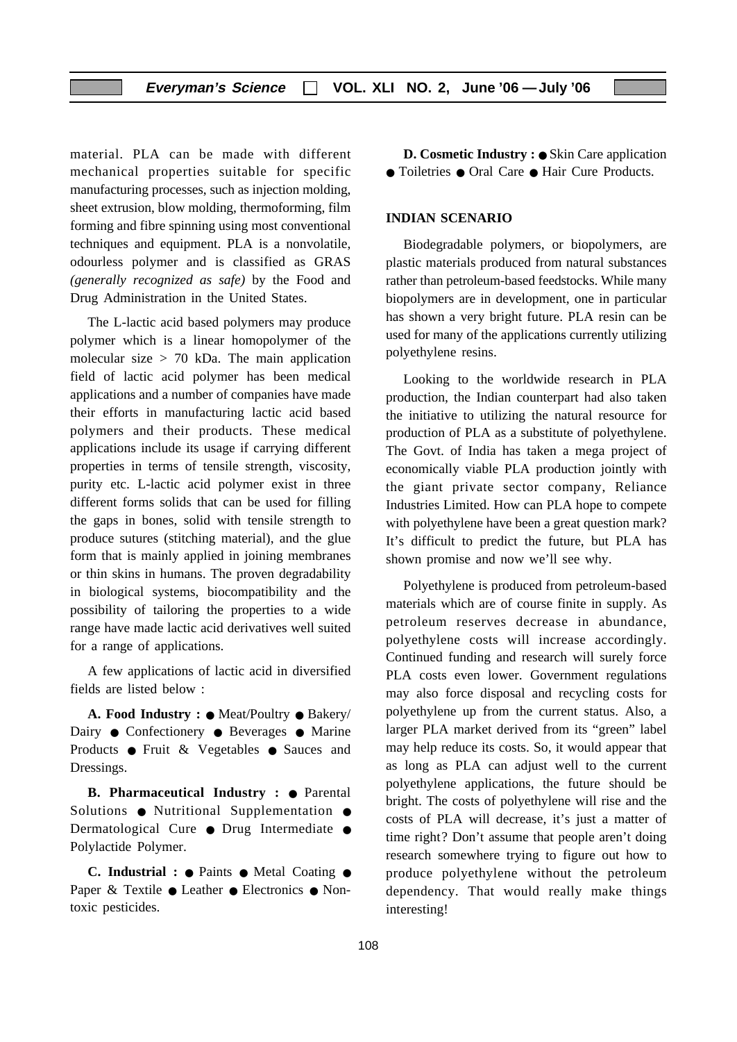material. PLA can be made with different mechanical properties suitable for specific manufacturing processes, such as injection molding, sheet extrusion, blow molding, thermoforming, film forming and fibre spinning using most conventional techniques and equipment. PLA is a nonvolatile, odourless polymer and is classified as GRAS *(generally recognized as safe)* by the Food and Drug Administration in the United States.

The L-lactic acid based polymers may produce polymer which is a linear homopolymer of the molecular size > 70 kDa. The main application field of lactic acid polymer has been medical applications and a number of companies have made their efforts in manufacturing lactic acid based polymers and their products. These medical applications include its usage if carrying different properties in terms of tensile strength, viscosity, purity etc. L-lactic acid polymer exist in three different forms solids that can be used for filling the gaps in bones, solid with tensile strength to produce sutures (stitching material), and the glue form that is mainly applied in joining membranes or thin skins in humans. The proven degradability in biological systems, biocompatibility and the possibility of tailoring the properties to a wide range have made lactic acid derivatives well suited for a range of applications.

A few applications of lactic acid in diversified fields are listed below :

**A. Food Industry :** ● Meat/Poultry ● Bakery/ Dairy ● Confectionery ● Beverages ● Marine Products ● Fruit & Vegetables ● Sauces and Dressings.

**B. Pharmaceutical Industry :** ● Parental Solutions ● Nutritional Supplementation ● Dermatological Cure ● Drug Intermediate ● Polylactide Polymer.

**C. Industrial :** ● Paints ● Metal Coating ● Paper & Textile ● Leather ● Electronics ● Non-toxic pesticides.

**D. Cosmetic Industry :** ● Skin Care application ● Toiletries ● Oral Care ● Hair Cure Products.

## INDIAN SCENARIO

Biodegradable polymers, or biopolymers, are plastic materials produced from natural substances rather than petroleum-based feedstocks. While many biopolymers are in development, one in particular has shown a very bright future. PLA resin can be used for many of the applications currently utilizing polyethylene resins.

Looking to the worldwide research in PLA production, the Indian counterpart had also taken the initiative to utilizing the natural resource for production of PLA as a substitute of polyethylene. The Govt. of India has taken a mega project of economically viable PLA production jointly with the giant private sector company, Reliance Industries Limited. How can PLA hope to compete with polyethylene have been a great question mark? It's difficult to predict the future, but PLA has shown promise and now we'll see why.

Polyethylene is produced from petroleum-based materials which are of course finite in supply. As petroleum reserves decrease in abundance, polyethylene costs will increase accordingly. Continued funding and research will surely force PLA costs even lower. Government regulations may also force disposal and recycling costs for polyethylene up from the current status. Also, a larger PLA market derived from its "green" label may help reduce its costs. So, it would appear that as long as PLA can adjust well to the current polyethylene applications, the future should be bright. The costs of polyethylene will rise and the costs of PLA will decrease, it's just a matter of time right? Don't assume that people aren't doing research somewhere trying to figure out how to produce polyethylene without the petroleum dependency. That would really make things interesting!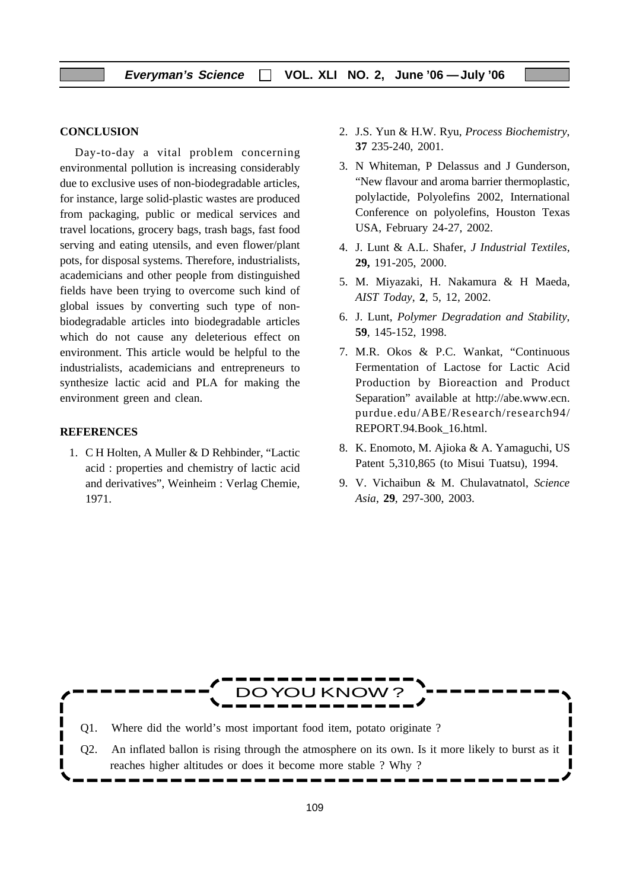## CONCLUSION

Day-to-day a vital problem concerning environmental pollution is increasing considerably due to exclusive uses of non-biodegradable articles, for instance, large solid-plastic wastes are produced from packaging, public or medical services and travel locations, grocery bags, trash bags, fast food serving and eating utensils, and even flower/plant pots, for disposal systems. Therefore, industrialists, academicians and other people from distinguished fields have been trying to overcome such kind of global issues by converting such type of non-biodegradable articles into biodegradable articles which do not cause any deleterious effect on environment. This article would be helpful to the industrialists, academicians and entrepreneurs to synthesize lactic acid and PLA for making the environment green and clean.

## REFERENCES

1. C H Holten, A Muller & D Rehbinder, "Lactic acid : properties and chemistry of lactic acid and derivatives", Weinheim : Verlag Chemie, 1971.
2. J.S. Yun & H.W. Ryu, *Process Biochemistry*, **37** 235-240, 2001.
3. N Whiteman, P Delassus and J Gunderson, "New flavour and aroma barrier thermoplastic, polylactide, Polyolefins 2002, International Conference on polyolefins, Houston Texas USA, February 24-27, 2002.
4. J. Lunt & A.L. Shafer, *J Industrial Textiles*, **29,** 191-205, 2000.
5. M. Miyazaki, H. Nakamura & H Maeda, *AIST Today*, **2**, 5, 12, 2002.
6. J. Lunt, *Polymer Degradation and Stability*, **59**, 145-152, 1998.
7. M.R. Okos & P.C. Wankat, "Continuous Fermentation of Lactose for Lactic Acid Production by Bioreaction and Product Separation" available at http://abe.www.ecn.purdue.edu/ABE/Research/research94/REPORT.94.Book_16.html.
8. K. Enomoto, M. Ajioka & A. Yamaguchi, US Patent 5,310,865 (to Misui Tuatsu), 1994.
9. V. Vichaibun & M. Chulavatnatol, *Science Asia*, **29**, 297-300, 2003.

## DO YOU KNOW ?

Q1. Where did the world's most important food item, potato originate ?

Q2. An inflated ballon is rising through the atmosphere on its own. Is it more likely to burst as it reaches higher altitudes or does it become more stable ? Why ?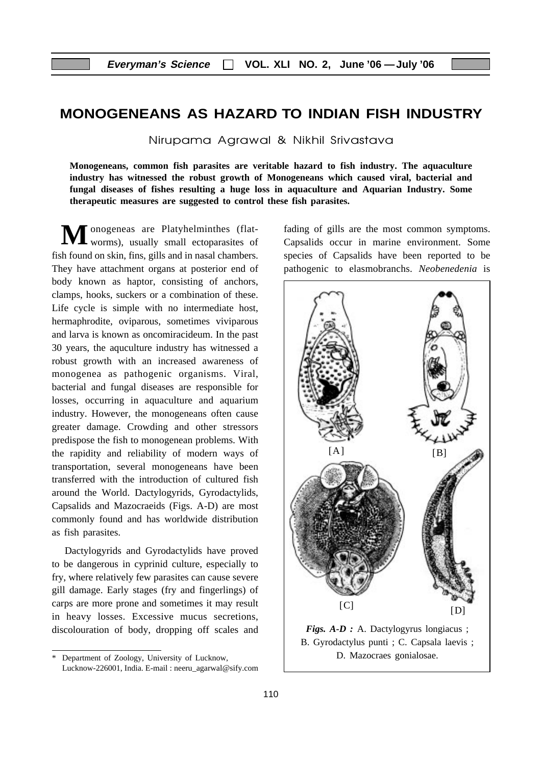# MONOGENEANS AS HAZARD TO INDIAN FISH INDUSTRY

Nirupama Agrawal & Nikhil Srivastava

**Monogeneans, common fish parasites are veritable hazard to fish industry. The aquaculture industry has witnessed the robust growth of Monogeneans which caused viral, bacterial and fungal diseases of fishes resulting a huge loss in aquaculture and Aquarian Industry. Some therapeutic measures are suggested to control these fish parasites.**

Monogeneas are Platyhelminthes (flatworms), usually small ectoparasites of fish found on skin, fins, gills and in nasal chambers. They have attachment organs at posterior end of body known as haptor, consisting of anchors, clamps, hooks, suckers or a combination of these. Life cycle is simple with no intermediate host, hermaphrodite, oviparous, sometimes viviparous and larva is known as oncomiracideum. In the past 30 years, the aquculture industry has witnessed a robust growth with an increased awareness of monogenea as pathogenic organisms. Viral, bacterial and fungal diseases are responsible for losses, occurring in aquaculture and aquarium industry. However, the monogeneans often cause greater damage. Crowding and other stressors predispose the fish to monogenean problems. With the rapidity and reliability of modern ways of transportation, several monogeneans have been transferred with the introduction of cultured fish around the World. Dactylogyrids, Gyrodactylids, Capsalids and Mazocraeids (Figs. A-D) are most commonly found and has worldwide distribution as fish parasites.

Dactylogyrids and Gyrodactylids have proved to be dangerous in cyprinid culture, especially to fry, where relatively few parasites can cause severe gill damage. Early stages (fry and fingerlings) of carps are more prone and sometimes it may result in heavy losses. Excessive mucus secretions, discolouration of body, dropping off scales and fading of gills are the most common symptoms. Capsalids occur in marine environment. Some species of Capsalids have been reported to be pathogenic to elasmobranchs. *Neobenedenia* is

***Figs. A-D :*** A. Dactylogyrus longiacus ; B. Gyrodactylus punti ; C. Capsala laevis ; D. Mazocraes gonialosae.

---

\* Department of Zoology, University of Lucknow, Lucknow-226001, India. E-mail : neeru_agarwal@sify.com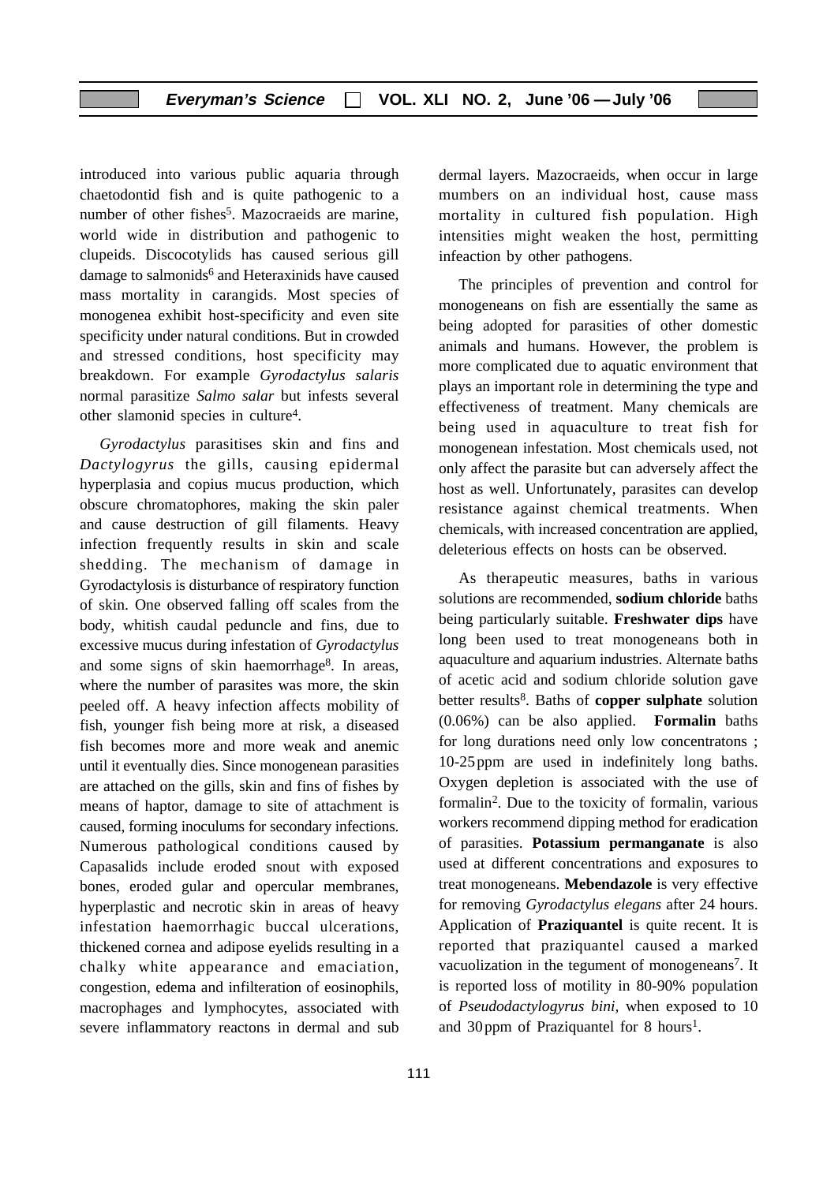introduced into various public aquaria through chaetodontid fish and is quite pathogenic to a number of other fishes[5]. Mazocraeids are marine, world wide in distribution and pathogenic to clupeids. Discocotylids has caused serious gill damage to salmonids[6] and Heteraxinids have caused mass mortality in carangids. Most species of monogenea exhibit host-specificity and even site specificity under natural conditions. But in crowded and stressed conditions, host specificity may breakdown. For example *Gyrodactylus salaris* normal parasitize *Salmo salar* but infests several other slamonid species in culture[4].

*Gyrodactylus* parasitises skin and fins and *Dactylogyrus* the gills, causing epidermal hyperplasia and copius mucus production, which obscure chromatophores, making the skin paler and cause destruction of gill filaments. Heavy infection frequently results in skin and scale shedding. The mechanism of damage in Gyrodactylosis is disturbance of respiratory function of skin. One observed falling off scales from the body, whitish caudal peduncle and fins, due to excessive mucus during infestation of *Gyrodactylus* and some signs of skin haemorrhage[8]. In areas, where the number of parasites was more, the skin peeled off. A heavy infection affects mobility of fish, younger fish being more at risk, a diseased fish becomes more and more weak and anemic until it eventually dies. Since monogenean parasities are attached on the gills, skin and fins of fishes by means of haptor, damage to site of attachment is caused, forming inoculums for secondary infections. Numerous pathological conditions caused by Capasalids include eroded snout with exposed bones, eroded gular and opercular membranes, hyperplastic and necrotic skin in areas of heavy infestation haemorrhagic buccal ulcerations, thickened cornea and adipose eyelids resulting in a chalky white appearance and emaciation, congestion, edema and infilteration of eosinophils, macrophages and lymphocytes, associated with severe inflammatory reactons in dermal and sub dermal layers. Mazocraeids, when occur in large mumbers on an individual host, cause mass mortality in cultured fish population. High intensities might weaken the host, permitting infeaction by other pathogens.

The principles of prevention and control for monogeneans on fish are essentially the same as being adopted for parasities of other domestic animals and humans. However, the problem is more complicated due to aquatic environment that plays an important role in determining the type and effectiveness of treatment. Many chemicals are being used in aquaculture to treat fish for monogenean infestation. Most chemicals used, not only affect the parasite but can adversely affect the host as well. Unfortunately, parasites can develop resistance against chemical treatments. When chemicals, with increased concentration are applied, deleterious effects on hosts can be observed.

As therapeutic measures, baths in various solutions are recommended, **sodium chloride** baths being particularly suitable. **Freshwater dips** have long been used to treat monogeneans both in aquaculture and aquarium industries. Alternate baths of acetic acid and sodium chloride solution gave better results[8]. Baths of **copper sulphate** solution (0.06%) can be also applied. **Formalin** baths for long durations need only low concentratons ; 10-25 ppm are used in indefinitely long baths. Oxygen depletion is associated with the use of formalin[2]. Due to the toxicity of formalin, various workers recommend dipping method for eradication of parasities. **Potassium permanganate** is also used at different concentrations and exposures to treat monogeneans. **Mebendazole** is very effective for removing *Gyrodactylus elegans* after 24 hours. Application of **Praziquantel** is quite recent. It is reported that praziquantel caused a marked vacuolization in the tegument of monogeneans[7]. It is reported loss of motility in 80-90% population of *Pseudodactylogyrus bini,* when exposed to 10 and 30 ppm of Praziquantel for 8 hours[1].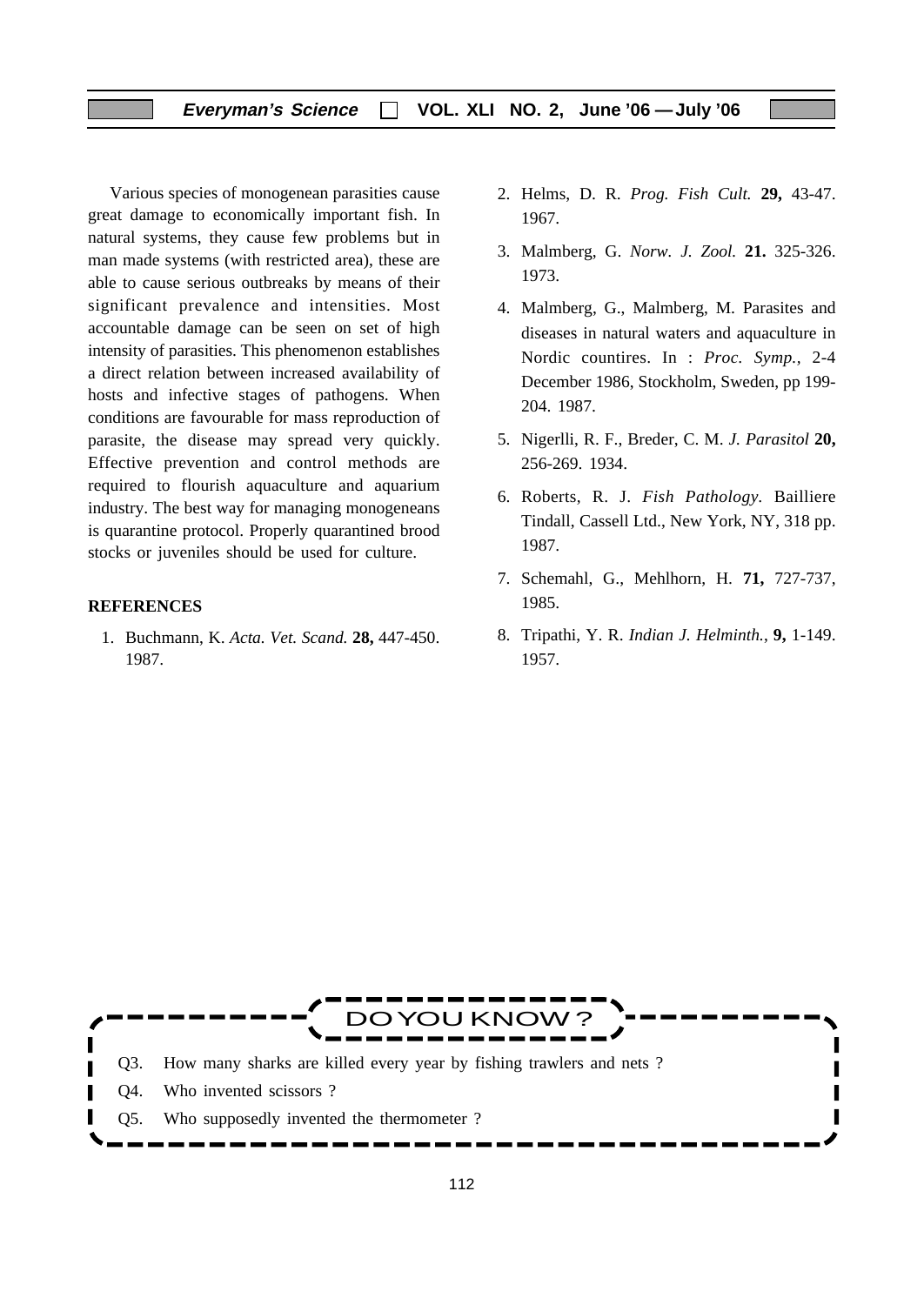Various species of monogenean parasities cause great damage to economically important fish. In natural systems, they cause few problems but in man made systems (with restricted area), these are able to cause serious outbreaks by means of their significant prevalence and intensities. Most accountable damage can be seen on set of high intensity of parasities. This phenomenon establishes a direct relation between increased availability of hosts and infective stages of pathogens. When conditions are favourable for mass reproduction of parasite, the disease may spread very quickly. Effective prevention and control methods are required to flourish aquaculture and aquarium industry. The best way for managing monogeneans is quarantine protocol. Properly quarantined brood stocks or juveniles should be used for culture.

**REFERENCES**

1. Buchmann, K. *Acta. Vet. Scand.* **28,** 447-450. 1987.
2. Helms, D. R. *Prog. Fish Cult.* **29,** 43-47. 1967.
3. Malmberg, G. *Norw. J. Zool.* **21.** 325-326. 1973.
4. Malmberg, G., Malmberg, M. Parasites and diseases in natural waters and aquaculture in Nordic countires. In : *Proc. Symp.,* 2-4 December 1986, Stockholm, Sweden, pp 199-204. 1987.
5. Nigerlli, R. F., Breder, C. M. *J. Parasitol* **20,** 256-269. 1934.
6. Roberts, R. J. *Fish Pathology.* Bailliere Tindall, Cassell Ltd., New York, NY, 318 pp. 1987.
7. Schemahl, G., Mehlhorn, H. **71,** 727-737, 1985.
8. Tripathi, Y. R. *Indian J. Helminth.,* **9,** 1-149. 1957.

**DO YOU KNOW ?**

Q3. How many sharks are killed every year by fishing trawlers and nets ?

Q4. Who invented scissors ?

Q5. Who supposedly invented the thermometer ?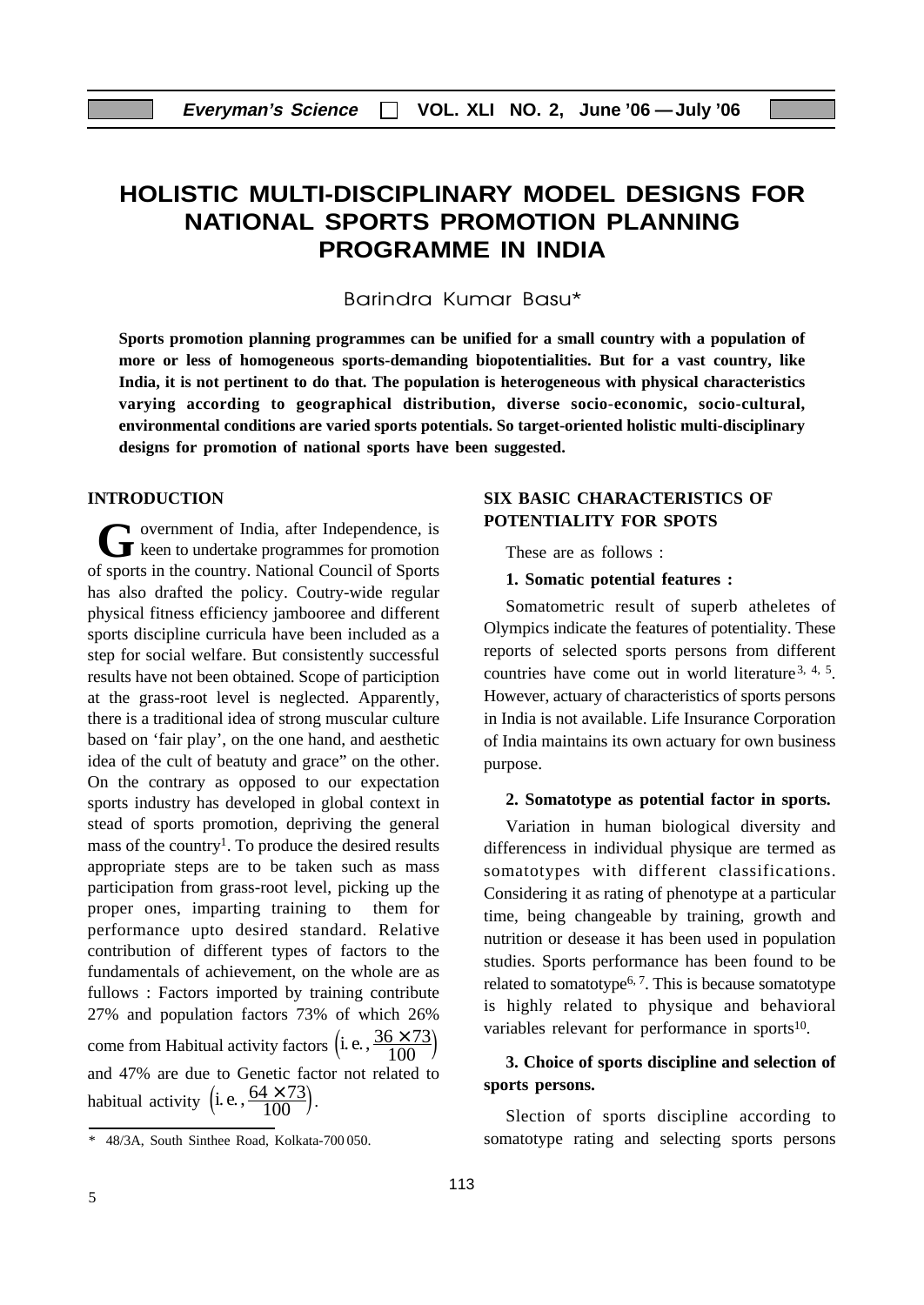# HOLISTIC MULTI-DISCIPLINARY MODEL DESIGNS FOR NATIONAL SPORTS PROMOTION PLANNING PROGRAMME IN INDIA

Barindra Kumar Basu*

**Sports promotion planning programmes can be unified for a small country with a population of more or less of homogeneous sports-demanding biopotentialities. But for a vast country, like India, it is not pertinent to do that. The population is heterogeneous with physical characteristics varying according to geographical distribution, diverse socio-economic, socio-cultural, environmental conditions are varied sports potentials. So target-oriented holistic multi-disciplinary designs for promotion of national sports have been suggested.**

## INTRODUCTION

Government of India, after Independence, is keen to undertake programmes for promotion of sports in the country. National Council of Sports has also drafted the policy. Coutry-wide regular physical fitness efficiency jambooree and different sports discipline curricula have been included as a step for social welfare. But consistently successful results have not been obtained. Scope of particiption at the grass-root level is neglected. Apparently, there is a traditional idea of strong muscular culture based on 'fair play', on the one hand, and aesthetic idea of the cult of beatuty and grace" on the other. On the contrary as opposed to our expectation sports industry has developed in global context in stead of sports promotion, depriving the general mass of the country[1]. To produce the desired results appropriate steps are to be taken such as mass participation from grass-root level, picking up the proper ones, imparting training to them for performance upto desired standard. Relative contribution of different types of factors to the fundamentals of achievement, on the whole are as fullows : Factors imported by training contribute 27% and population factors 73% of which 26% come from Habitual activity factors $\left(\text{i. e.}, \frac{36 \times 73}{100}\right)$ and 47% are due to Genetic factor not related to habitual activity $\left(\text{i. e.}, \frac{64 \times 73}{100}\right)$.

\* 48/3A, South Sinthee Road, Kolkata-700 050.

## SIX BASIC CHARACTERISTICS OF POTENTIALITY FOR SPOTS

These are as follows :

### 1. Somatic potential features :

Somatometric result of superb atheletes of Olympics indicate the features of potentiality. These reports of selected sports persons from different countries have come out in world literature[3, 4, 5]. However, actuary of characteristics of sports persons in India is not available. Life Insurance Corporation of India maintains its own actuary for own business purpose.

### 2. Somatotype as potential factor in sports.

Variation in human biological diversity and differencess in individual physique are termed as somatotypes with different classifications. Considering it as rating of phenotype at a particular time, being changeable by training, growth and nutrition or desease it has been used in population studies. Sports performance has been found to be related to somatotype[6, 7]. This is because somatotype is highly related to physique and behavioral variables relevant for performance in sports[10].

### 3. Choice of sports discipline and selection of sports persons.

Slection of sports discipline according to somatotype rating and selecting sports persons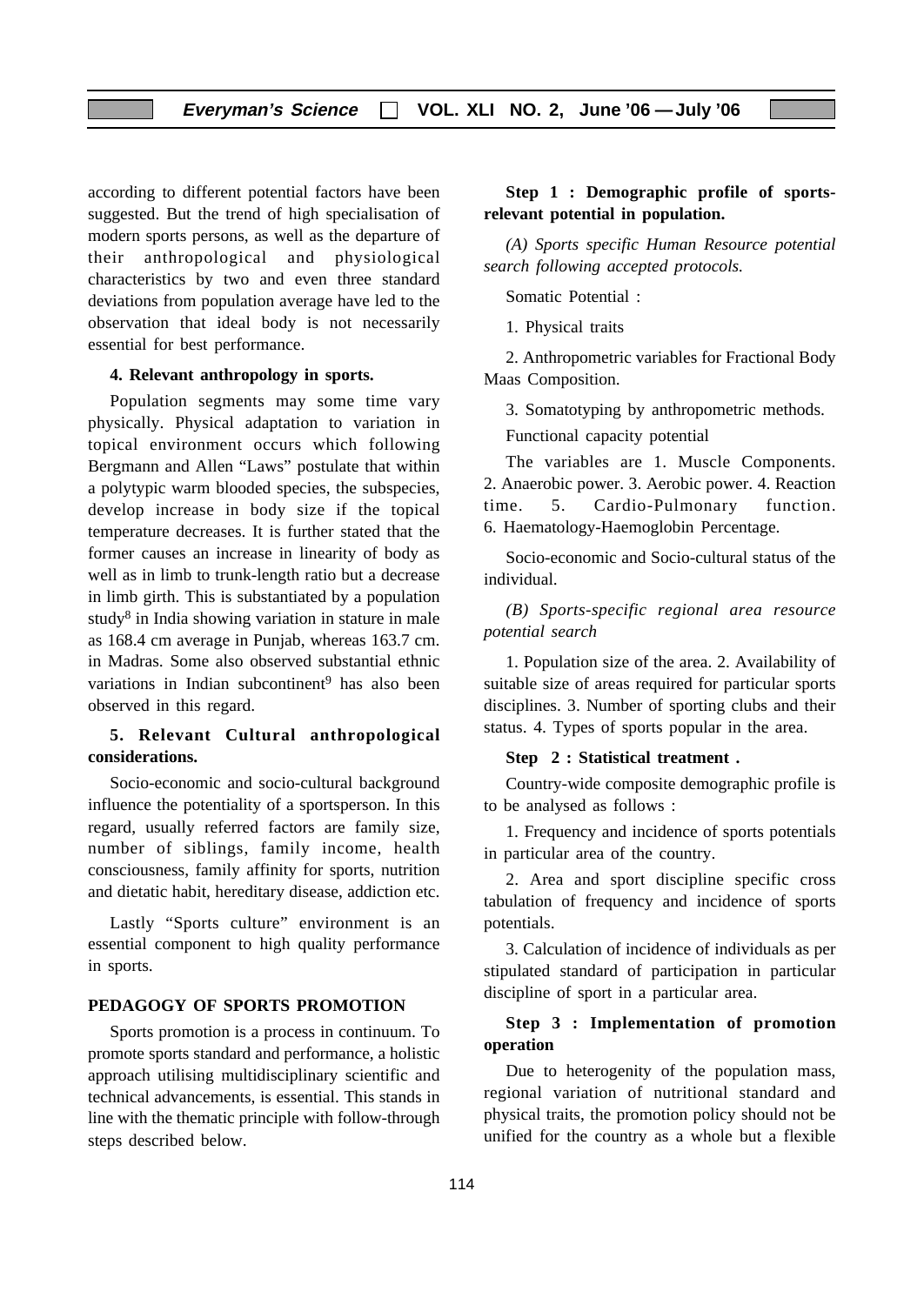according to different potential factors have been suggested. But the trend of high specialisation of modern sports persons, as well as the departure of their anthropological and physiological characteristics by two and even three standard deviations from population average have led to the observation that ideal body is not necessarily essential for best performance.

**4. Relevant anthropology in sports.**

Population segments may some time vary physically. Physical adaptation to variation in topical environment occurs which following Bergmann and Allen "Laws" postulate that within a polytypic warm blooded species, the subspecies, develop increase in body size if the topical temperature decreases. It is further stated that the former causes an increase in linearity of body as well as in limb to trunk-length ratio but a decrease in limb girth. This is substantiated by a population study[8] in India showing variation in stature in male as 168.4 cm average in Punjab, whereas 163.7 cm. in Madras. Some also observed substantial ethnic variations in Indian subcontinent[9] has also been observed in this regard.

**5. Relevant Cultural anthropological considerations.**

Socio-economic and socio-cultural background influence the potentiality of a sportsperson. In this regard, usually referred factors are family size, number of siblings, family income, health consciousness, family affinity for sports, nutrition and dietatic habit, hereditary disease, addiction etc.

Lastly "Sports culture" environment is an essential component to high quality performance in sports.

## PEDAGOGY OF SPORTS PROMOTION

Sports promotion is a process in continuum. To promote sports standard and performance, a holistic approach utilising multidisciplinary scientific and technical advancements, is essential. This stands in line with the thematic principle with follow-through steps described below.

**Step 1 : Demographic profile of sports-relevant potential in population.**

*(A) Sports specific Human Resource potential search following accepted protocols.*

Somatic Potential :

1. Physical traits

2. Anthropometric variables for Fractional Body Maas Composition.

3. Somatotyping by anthropometric methods.

Functional capacity potential

The variables are 1. Muscle Components. 2. Anaerobic power. 3. Aerobic power. 4. Reaction time. 5. Cardio-Pulmonary function. 6. Haematology-Haemoglobin Percentage.

Socio-economic and Socio-cultural status of the individual.

*(B) Sports-specific regional area resource potential search*

1. Population size of the area. 2. Availability of suitable size of areas required for particular sports disciplines. 3. Number of sporting clubs and their status. 4. Types of sports popular in the area.

**Step 2 : Statistical treatment .**

Country-wide composite demographic profile is to be analysed as follows :

1. Frequency and incidence of sports potentials in particular area of the country.

2. Area and sport discipline specific cross tabulation of frequency and incidence of sports potentials.

3. Calculation of incidence of individuals as per stipulated standard of participation in particular discipline of sport in a particular area.

**Step 3 : Implementation of promotion operation**

Due to heterogenity of the population mass, regional variation of nutritional standard and physical traits, the promotion policy should not be unified for the country as a whole but a flexible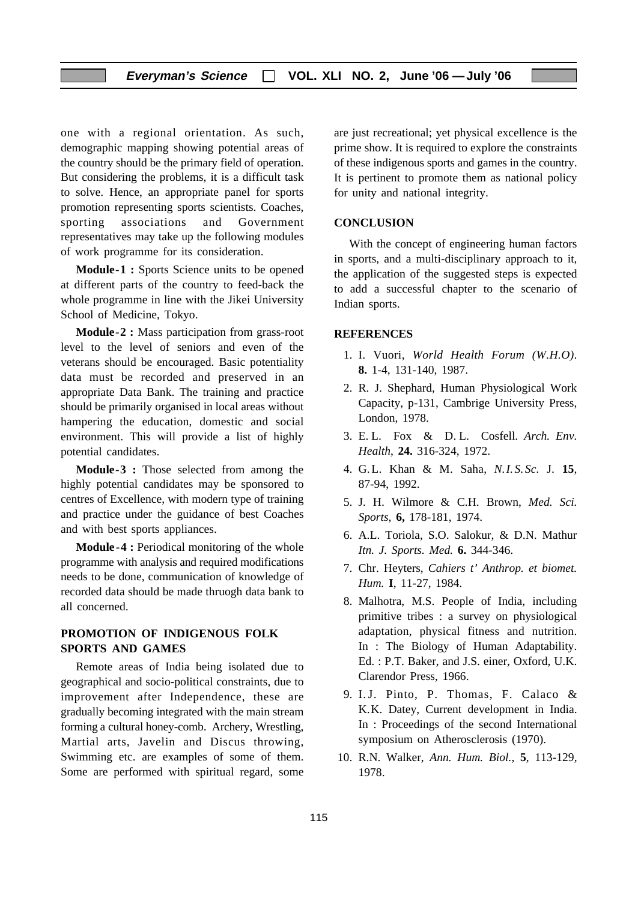one with a regional orientation. As such, demographic mapping showing potential areas of the country should be the primary field of operation. But considering the problems, it is a difficult task to solve. Hence, an appropriate panel for sports promotion representing sports scientists. Coaches, sporting associations and Government representatives may take up the following modules of work programme for its consideration.

**Module-1 :** Sports Science units to be opened at different parts of the country to feed-back the whole programme in line with the Jikei University School of Medicine, Tokyo.

**Module-2 :** Mass participation from grass-root level to the level of seniors and even of the veterans should be encouraged. Basic potentiality data must be recorded and preserved in an appropriate Data Bank. The training and practice should be primarily organised in local areas without hampering the education, domestic and social environment. This will provide a list of highly potential candidates.

**Module-3 :** Those selected from among the highly potential candidates may be sponsored to centres of Excellence, with modern type of training and practice under the guidance of best Coaches and with best sports appliances.

**Module-4 :** Periodical monitoring of the whole programme with analysis and required modifications needs to be done, communication of knowledge of recorded data should be made thruogh data bank to all concerned.

## PROMOTION OF INDIGENOUS FOLK SPORTS AND GAMES

Remote areas of India being isolated due to geographical and socio-political constraints, due to improvement after Independence, these are gradually becoming integrated with the main stream forming a cultural honey-comb. Archery, Wrestling, Martial arts, Javelin and Discus throwing, Swimming etc. are examples of some of them. Some are performed with spiritual regard, some are just recreational; yet physical excellence is the prime show. It is required to explore the constraints of these indigenous sports and games in the country. It is pertinent to promote them as national policy for unity and national integrity.

## CONCLUSION

With the concept of engineering human factors in sports, and a multi-disciplinary approach to it, the application of the suggested steps is expected to add a successful chapter to the scenario of Indian sports.

## REFERENCES

1. I. Vuori, *World Health Forum (W.H.O)*. **8.** 1-4, 131-140, 1987.
2. R. J. Shephard, Human Physiological Work Capacity, p-131, Cambrige University Press, London, 1978.
3. E. L. Fox & D. L. Cosfell. *Arch. Env. Health*, **24.** 316-324, 1972.
4. G. L. Khan & M. Saha, *N.I.S.Sc.* J. **15**, 87-94, 1992.
5. J. H. Wilmore & C.H. Brown, *Med. Sci. Sports,* **6,** 178-181, 1974.
6. A.L. Toriola, S.O. Salokur, & D.N. Mathur *Itn. J. Sports. Med.* **6.** 344-346.
7. Chr. Heyters, *Cahiers t' Anthrop. et biomet. Hum.* **I**, 11-27, 1984.
8. Malhotra, M.S. People of India, including primitive tribes : a survey on physiological adaptation, physical fitness and nutrition. In : The Biology of Human Adaptability. Ed. : P.T. Baker, and J.S. einer, Oxford, U.K. Clarendor Press, 1966.
9. I.J. Pinto, P. Thomas, F. Calaco & K.K. Datey, Current development in India. In : Proceedings of the second International symposium on Atherosclerosis (1970).
10. R.N. Walker, *Ann. Hum. Biol.,* **5**, 113-129, 1978.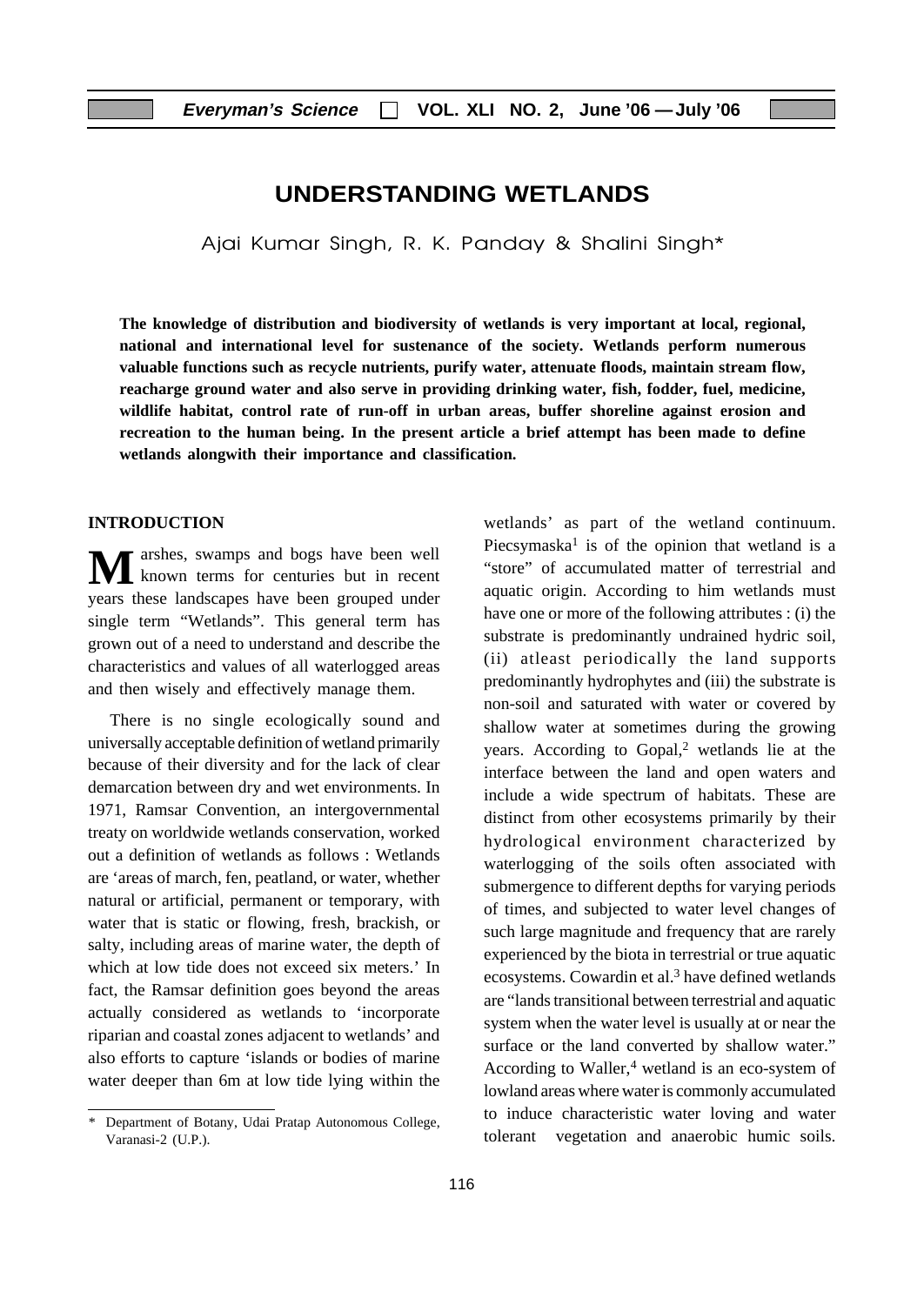# UNDERSTANDING WETLANDS

Ajai Kumar Singh, R. K. Panday & Shalini Singh*

**The knowledge of distribution and biodiversity of wetlands is very important at local, regional, national and international level for sustenance of the society. Wetlands perform numerous valuable functions such as recycle nutrients, purify water, attenuate floods, maintain stream flow, reacharge ground water and also serve in providing drinking water, fish, fodder, fuel, medicine, wildlife habitat, control rate of run-off in urban areas, buffer shoreline against erosion and recreation to the human being. In the present article a brief attempt has been made to define wetlands alongwith their importance and classification.**

## INTRODUCTION

Marshes, swamps and bogs have been well known terms for centuries but in recent years these landscapes have been grouped under single term "Wetlands". This general term has grown out of a need to understand and describe the characteristics and values of all waterlogged areas and then wisely and effectively manage them.

There is no single ecologically sound and universally acceptable definition of wetland primarily because of their diversity and for the lack of clear demarcation between dry and wet environments. In 1971, Ramsar Convention, an intergovernmental treaty on worldwide wetlands conservation, worked out a definition of wetlands as follows : Wetlands are 'areas of march, fen, peatland, or water, whether natural or artificial, permanent or temporary, with water that is static or flowing, fresh, brackish, or salty, including areas of marine water, the depth of which at low tide does not exceed six meters.' In fact, the Ramsar definition goes beyond the areas actually considered as wetlands to 'incorporate riparian and coastal zones adjacent to wetlands' and also efforts to capture 'islands or bodies of marine water deeper than 6m at low tide lying within the wetlands' as part of the wetland continuum. Piecsymaska[1] is of the opinion that wetland is a "store" of accumulated matter of terrestrial and aquatic origin. According to him wetlands must have one or more of the following attributes : (i) the substrate is predominantly undrained hydric soil, (ii) atleast periodically the land supports predominantly hydrophytes and (iii) the substrate is non-soil and saturated with water or covered by shallow water at sometimes during the growing years. According to Gopal,[2] wetlands lie at the interface between the land and open waters and include a wide spectrum of habitats. These are distinct from other ecosystems primarily by their hydrological environment characterized by waterlogging of the soils often associated with submergence to different depths for varying periods of times, and subjected to water level changes of such large magnitude and frequency that are rarely experienced by the biota in terrestrial or true aquatic ecosystems. Cowardin et al.[3] have defined wetlands are "lands transitional between terrestrial and aquatic system when the water level is usually at or near the surface or the land converted by shallow water." According to Waller,[4] wetland is an eco-system of lowland areas where water is commonly accumulated to induce characteristic water loving and water tolerant vegetation and anaerobic humic soils.

---

\* Department of Botany, Udai Pratap Autonomous College, Varanasi-2 (U.P.).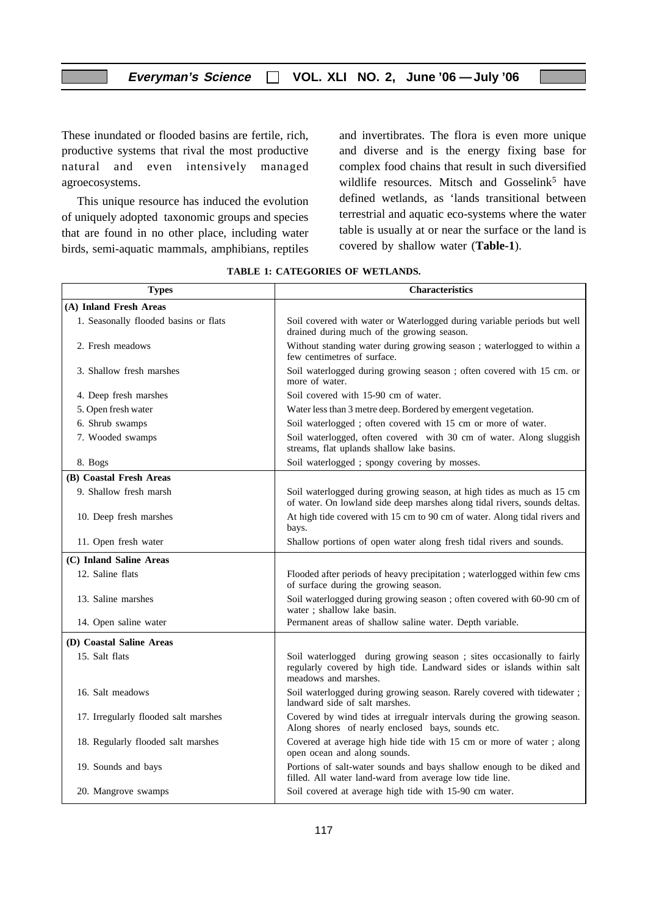These inundated or flooded basins are fertile, rich, productive systems that rival the most productive natural and even intensively managed agroecosystems.

This unique resource has induced the evolution of uniquely adopted taxonomic groups and species that are found in no other place, including water birds, semi-aquatic mammals, amphibians, reptiles and invertibrates. The flora is even more unique and diverse and is the energy fixing base for complex food chains that result in such diversified wildlife resources. Mitsch and Gosselink[5] have defined wetlands, as 'lands transitional between terrestrial and aquatic eco-systems where the water table is usually at or near the surface or the land is covered by shallow water (**Table-1**).

**TABLE 1: CATEGORIES OF WETLANDS.**

| Types | Characteristics |
|---|---|
| **(A) Inland Fresh Areas** | |
| 1. Seasonally flooded basins or flats | Soil covered with water or Waterlogged during variable periods but well drained during much of the growing season. |
| 2. Fresh meadows | Without standing water during growing season ; waterlogged to within a few centimetres of surface. |
| 3. Shallow fresh marshes | Soil waterlogged during growing season ; often covered with 15 cm. or more of water. |
| 4. Deep fresh marshes | Soil covered with 15-90 cm of water. |
| 5. Open fresh water | Water less than 3 metre deep. Bordered by emergent vegetation. |
| 6. Shrub swamps | Soil waterlogged ; often covered with 15 cm or more of water. |
| 7. Wooded swamps | Soil waterlogged, often covered with 30 cm of water. Along sluggish streams, flat uplands shallow lake basins. |
| 8. Bogs | Soil waterlogged ; spongy covering by mosses. |
| **(B) Coastal Fresh Areas** | |
| 9. Shallow fresh marsh | Soil waterlogged during growing season, at high tides as much as 15 cm of water. On lowland side deep marshes along tidal rivers, sounds deltas. |
| 10. Deep fresh marshes | At high tide covered with 15 cm to 90 cm of water. Along tidal rivers and bays. |
| 11. Open fresh water | Shallow portions of open water along fresh tidal rivers and sounds. |
| **(C) Inland Saline Areas** | |
| 12. Saline flats | Flooded after periods of heavy precipitation ; waterlogged within few cms of surface during the growing season. |
| 13. Saline marshes | Soil waterlogged during growing season ; often covered with 60-90 cm of water ; shallow lake basin. |
| 14. Open saline water | Permanent areas of shallow saline water. Depth variable. |
| **(D) Coastal Saline Areas** | |
| 15. Salt flats | Soil waterlogged during growing season ; sites occasionally to fairly regularly covered by high tide. Landward sides or islands within salt meadows and marshes. |
| 16. Salt meadows | Soil waterlogged during growing season. Rarely covered with tidewater ; landward side of salt marshes. |
| 17. Irregularly flooded salt marshes | Covered by wind tides at irregualr intervals during the growing season. Along shores of nearly enclosed bays, sounds etc. |
| 18. Regularly flooded salt marshes | Covered at average high hide tide with 15 cm or more of water ; along open ocean and along sounds. |
| 19. Sounds and bays | Portions of salt-water sounds and bays shallow enough to be diked and filled. All water land-ward from average low tide line. |
| 20. Mangrove swamps | Soil covered at average high tide with 15-90 cm water. |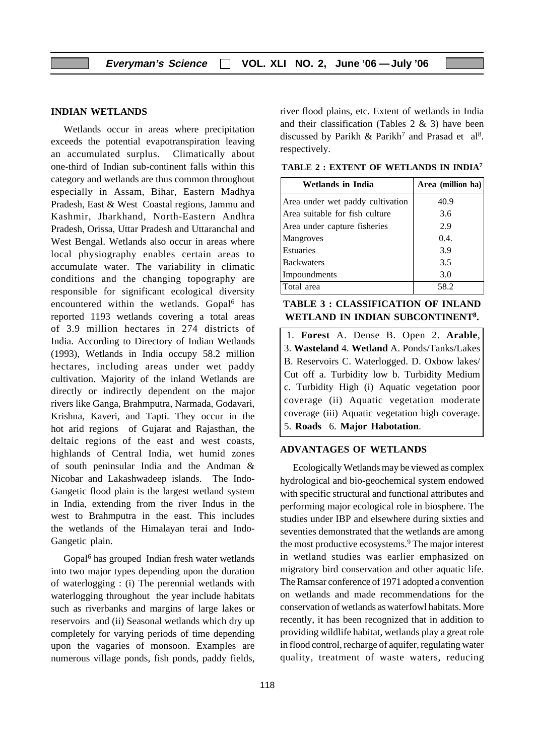## INDIAN WETLANDS

Wetlands occur in areas where precipitation exceeds the potential evapotranspiration leaving an accumulated surplus. Climatically about one-third of Indian sub-continent falls within this category and wetlands are thus common throughout especially in Assam, Bihar, Eastern Madhya Pradesh, East & West Coastal regions, Jammu and Kashmir, Jharkhand, North-Eastern Andhra Pradesh, Orissa, Uttar Pradesh and Uttaranchal and West Bengal. Wetlands also occur in areas where local physiography enables certain areas to accumulate water. The variability in climatic conditions and the changing topography are responsible for significant ecological diversity encountered within the wetlands. Gopal[6] has reported 1193 wetlands covering a total areas of 3.9 million hectares in 274 districts of India. According to Directory of Indian Wetlands (1993), Wetlands in India occupy 58.2 million hectares, including areas under wet paddy cultivation. Majority of the inland Wetlands are directly or indirectly dependent on the major rivers like Ganga, Brahmputra, Narmada, Godavari, Krishna, Kaveri, and Tapti. They occur in the hot arid regions of Gujarat and Rajasthan, the deltaic regions of the east and west coasts, highlands of Central India, wet humid zones of south peninsular India and the Andman & Nicobar and Lakashwadeep islands. The Indo-Gangetic flood plain is the largest wetland system in India, extending from the river Indus in the west to Brahmputra in the east. This includes the wetlands of the Himalayan terai and Indo-Gangetic plain.

Gopal[6] has grouped Indian fresh water wetlands into two major types depending upon the duration of waterlogging : (i) The perennial wetlands with waterlogging throughout the year include habitats such as riverbanks and margins of large lakes or reservoirs and (ii) Seasonal wetlands which dry up completely for varying periods of time depending upon the vagaries of monsoon. Examples are numerous village ponds, fish ponds, paddy fields, river flood plains, etc. Extent of wetlands in India and their classification (Tables 2 & 3) have been discussed by Parikh & Parikh[7] and Prasad et al[8]. respectively.

**TABLE 2 : EXTENT OF WETLANDS IN INDIA[7]**

| Wetlands in India | Area (million ha) |
|---|---|
| Area under wet paddy cultivation | 40.9 |
| Area suitable for fish culture | 3.6 |
| Area under capture fisheries | 2.9 |
| Mangroves | 0.4. |
| Estuaries | 3.9 |
| Backwaters | 3.5 |
| Impoundments | 3.0 |
| Total area | 58.2 |

**TABLE 3 : CLASSIFICATION OF INLAND WETLAND IN INDIAN SUBCONTINENT[8].**

1. **Forest** A. Dense B. Open 2. **Arable**, 3. **Wasteland** 4. **Wetland** A. Ponds/Tanks/Lakes B. Reservoirs C. Waterlogged. D. Oxbow lakes/ Cut off a. Turbidity low b. Turbidity Medium c. Turbidity High (i) Aquatic vegetation poor coverage (ii) Aquatic vegetation moderate coverage (iii) Aquatic vegetation high coverage. 5. **Roads** 6. **Major Habotation**.

## ADVANTAGES OF WETLANDS

Ecologically Wetlands may be viewed as complex hydrological and bio-geochemical system endowed with specific structural and functional attributes and performing major ecological role in biosphere. The studies under IBP and elsewhere during sixties and seventies demonstrated that the wetlands are among the most productive ecosystems.[9] The major interest in wetland studies was earlier emphasized on migratory bird conservation and other aquatic life. The Ramsar conference of 1971 adopted a convention on wetlands and made recommendations for the conservation of wetlands as waterfowl habitats. More recently, it has been recognized that in addition to providing wildlife habitat, wetlands play a great role in flood control, recharge of aquifer, regulating water quality, treatment of waste waters, reducing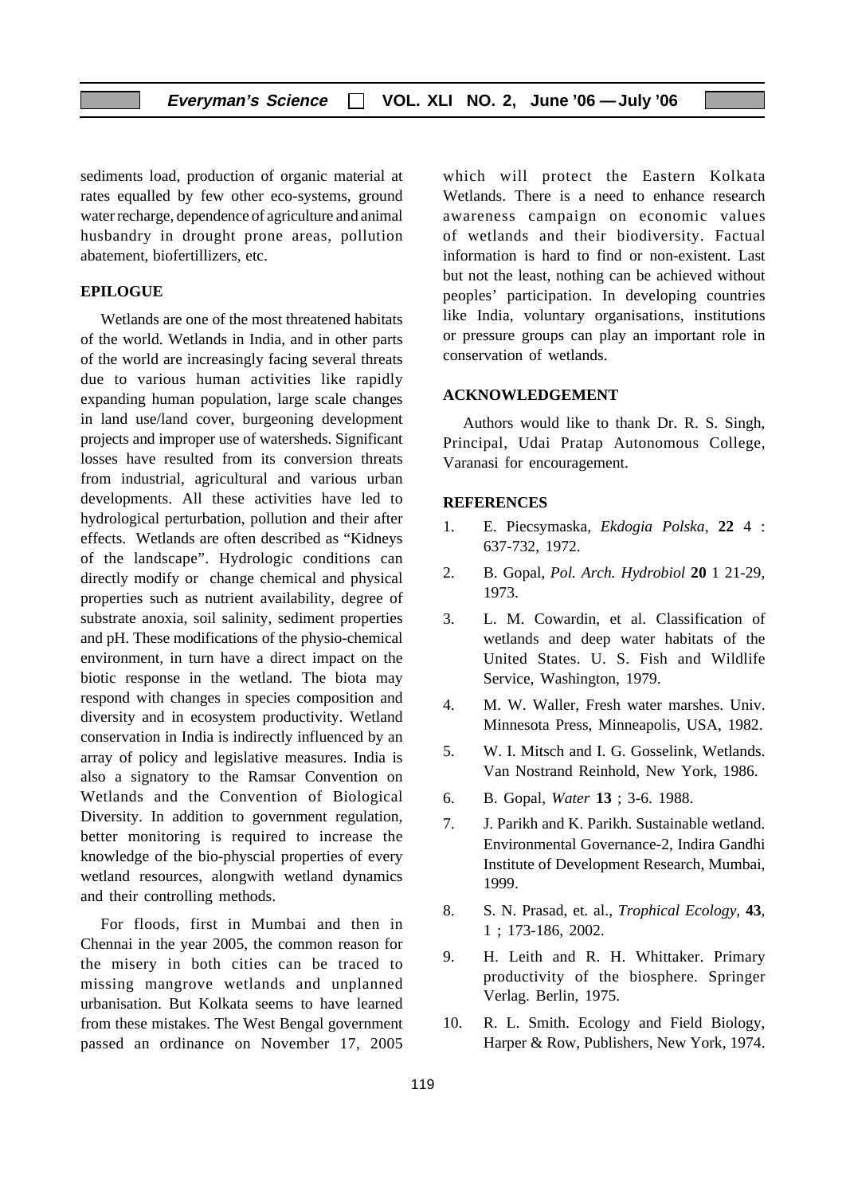sediments load, production of organic material at rates equalled by few other eco-systems, ground water recharge, dependence of agriculture and animal husbandry in drought prone areas, pollution abatement, biofertillizers, etc.

## EPILOGUE

Wetlands are one of the most threatened habitats of the world. Wetlands in India, and in other parts of the world are increasingly facing several threats due to various human activities like rapidly expanding human population, large scale changes in land use/land cover, burgeoning development projects and improper use of watersheds. Significant losses have resulted from its conversion threats from industrial, agricultural and various urban developments. All these activities have led to hydrological perturbation, pollution and their after effects. Wetlands are often described as "Kidneys of the landscape". Hydrologic conditions can directly modify or change chemical and physical properties such as nutrient availability, degree of substrate anoxia, soil salinity, sediment properties and pH. These modifications of the physio-chemical environment, in turn have a direct impact on the biotic response in the wetland. The biota may respond with changes in species composition and diversity and in ecosystem productivity. Wetland conservation in India is indirectly influenced by an array of policy and legislative measures. India is also a signatory to the Ramsar Convention on Wetlands and the Convention of Biological Diversity. In addition to government regulation, better monitoring is required to increase the knowledge of the bio-physcial properties of every wetland resources, alongwith wetland dynamics and their controlling methods.

For floods, first in Mumbai and then in Chennai in the year 2005, the common reason for the misery in both cities can be traced to missing mangrove wetlands and unplanned urbanisation. But Kolkata seems to have learned from these mistakes. The West Bengal government passed an ordinance on November 17, 2005 which will protect the Eastern Kolkata Wetlands. There is a need to enhance research awareness campaign on economic values of wetlands and their biodiversity. Factual information is hard to find or non-existent. Last but not the least, nothing can be achieved without peoples' participation. In developing countries like India, voluntary organisations, institutions or pressure groups can play an important role in conservation of wetlands.

## ACKNOWLEDGEMENT

Authors would like to thank Dr. R. S. Singh, Principal, Udai Pratap Autonomous College, Varanasi for encouragement.

## REFERENCES

1. E. Piecsymaska, *Ekdogia Polska*, **22** 4 : 637-732, 1972.
2. B. Gopal, *Pol. Arch. Hydrobiol* **20** 1 21-29, 1973.
3. L. M. Cowardin, et al. Classification of wetlands and deep water habitats of the United States. U. S. Fish and Wildlife Service, Washington, 1979.
4. M. W. Waller, Fresh water marshes. Univ. Minnesota Press, Minneapolis, USA, 1982.
5. W. I. Mitsch and I. G. Gosselink, Wetlands. Van Nostrand Reinhold, New York, 1986.
6. B. Gopal, *Water* **13** ; 3-6. 1988.
7. J. Parikh and K. Parikh. Sustainable wetland. Environmental Governance-2, Indira Gandhi Institute of Development Research, Mumbai, 1999.
8. S. N. Prasad, et. al., *Trophical Ecology*, **43**, 1 ; 173-186, 2002.
9. H. Leith and R. H. Whittaker. Primary productivity of the biosphere. Springer Verlag. Berlin, 1975.
10. R. L. Smith. Ecology and Field Biology, Harper & Row, Publishers, New York, 1974.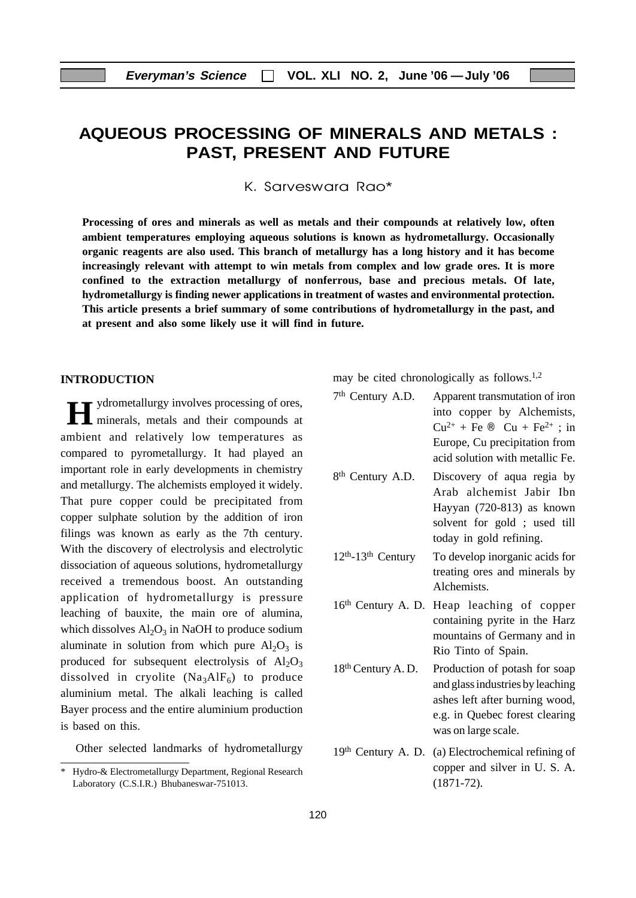# AQUEOUS PROCESSING OF MINERALS AND METALS : PAST, PRESENT AND FUTURE

K. Sarveswara Rao*

**Processing of ores and minerals as well as metals and their compounds at relatively low, often ambient temperatures employing aqueous solutions is known as hydrometallurgy. Occasionally organic reagents are also used. This branch of metallurgy has a long history and it has become increasingly relevant with attempt to win metals from complex and low grade ores. It is more confined to the extraction metallurgy of nonferrous, base and precious metals. Of late, hydrometallurgy is finding newer applications in treatment of wastes and environmental protection. This article presents a brief summary of some contributions of hydrometallurgy in the past, and at present and also some likely use it will find in future.**

## INTRODUCTION

Hydrometallurgy involves processing of ores, minerals, metals and their compounds at ambient and relatively low temperatures as compared to pyrometallurgy. It had played an important role in early developments in chemistry and metallurgy. The alchemists employed it widely. That pure copper could be precipitated from copper sulphate solution by the addition of iron filings was known as early as the 7th century. With the discovery of electrolysis and electrolytic dissociation of aqueous solutions, hydrometallurgy received a tremendous boost. An outstanding application of hydrometallurgy is pressure leaching of bauxite, the main ore of alumina, which dissolves $Al_2O_3$ in NaOH to produce sodium aluminate in solution from which pure $Al_2O_3$ is produced for subsequent electrolysis of $Al_2O_3$ dissolved in cryolite ($Na_3AlF_6$) to produce aluminium metal. The alkali leaching is called Bayer process and the entire aluminium production is based on this.

Other selected landmarks of hydrometallurgy may be cited chronologically as follows.[1,2]

| | |
|---|---|
| 7th Century A.D. | Apparent transmutation of iron into copper by Alchemists, $Cu^{2+} + Fe \rightarrow Cu + Fe^{2+}$ ; in Europe, Cu precipitation from acid solution with metallic Fe. |
| 8th Century A.D. | Discovery of aqua regia by Arab alchemist Jabir Ibn Hayyan (720-813) as known solvent for gold ; used till today in gold refining. |
| 12th-13th Century | To develop inorganic acids for treating ores and minerals by Alchemists. |
| 16th Century A. D. | Heap leaching of copper containing pyrite in the Harz mountains of Germany and in Rio Tinto of Spain. |
| 18th Century A. D. | Production of potash for soap and glass industries by leaching ashes left after burning wood, e.g. in Quebec forest clearing was on large scale. |
| 19th Century A. D. | (a) Electrochemical refining of copper and silver in U. S. A. (1871-72). |

\* Hydro-& Electrometallurgy Department, Regional Research Laboratory (C.S.I.R.) Bhubaneswar-751013.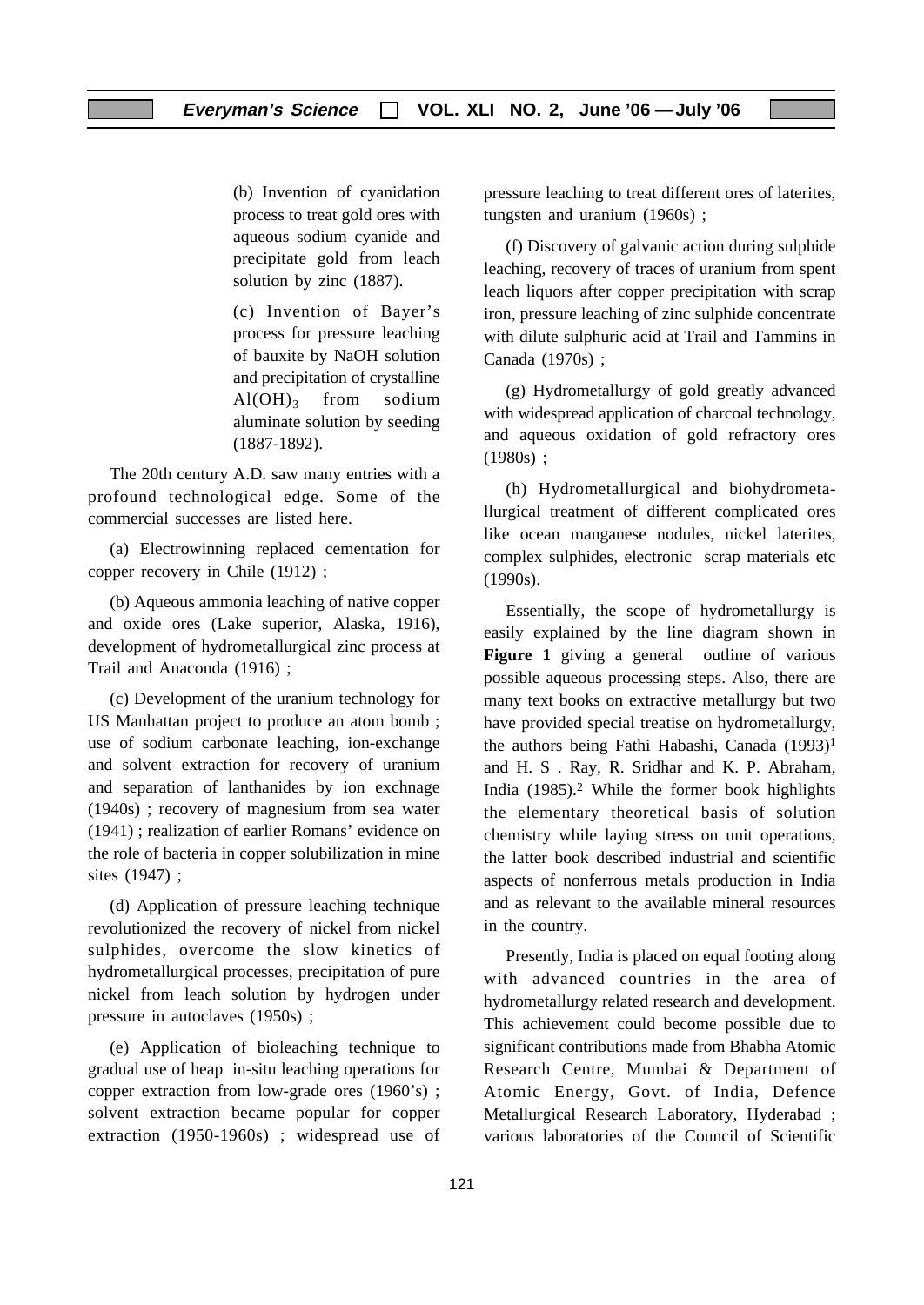(b) Invention of cyanidation process to treat gold ores with aqueous sodium cyanide and precipitate gold from leach solution by zinc (1887).

(c) Invention of Bayer's process for pressure leaching of bauxite by NaOH solution and precipitation of crystalline $Al(OH)_3$ from sodium aluminate solution by seeding (1887-1892).

The 20th century A.D. saw many entries with a profound technological edge. Some of the commercial successes are listed here.

(a) Electrowinning replaced cementation for copper recovery in Chile (1912) ;

(b) Aqueous ammonia leaching of native copper and oxide ores (Lake superior, Alaska, 1916), development of hydrometallurgical zinc process at Trail and Anaconda (1916) ;

(c) Development of the uranium technology for US Manhattan project to produce an atom bomb ; use of sodium carbonate leaching, ion-exchange and solvent extraction for recovery of uranium and separation of lanthanides by ion exchnage (1940s) ; recovery of magnesium from sea water (1941) ; realization of earlier Romans' evidence on the role of bacteria in copper solubilization in mine sites (1947) ;

(d) Application of pressure leaching technique revolutionized the recovery of nickel from nickel sulphides, overcome the slow kinetics of hydrometallurgical processes, precipitation of pure nickel from leach solution by hydrogen under pressure in autoclaves (1950s) ;

(e) Application of bioleaching technique to gradual use of heap in-situ leaching operations for copper extraction from low-grade ores (1960's) ; solvent extraction became popular for copper extraction (1950-1960s) ; widespread use of pressure leaching to treat different ores of laterites, tungsten and uranium (1960s) ;

(f) Discovery of galvanic action during sulphide leaching, recovery of traces of uranium from spent leach liquors after copper precipitation with scrap iron, pressure leaching of zinc sulphide concentrate with dilute sulphuric acid at Trail and Tammins in Canada (1970s) ;

(g) Hydrometallurgy of gold greatly advanced with widespread application of charcoal technology, and aqueous oxidation of gold refractory ores (1980s) ;

(h) Hydrometallurgical and biohydrometallurgical treatment of different complicated ores like ocean manganese nodules, nickel laterites, complex sulphides, electronic scrap materials etc (1990s).

Essentially, the scope of hydrometallurgy is easily explained by the line diagram shown in **Figure 1** giving a general outline of various possible aqueous processing steps. Also, there are many text books on extractive metallurgy but two have provided special treatise on hydrometallurgy, the authors being Fathi Habashi, Canada (1993)[1] and H. S . Ray, R. Sridhar and K. P. Abraham, India (1985).[2] While the former book highlights the elementary theoretical basis of solution chemistry while laying stress on unit operations, the latter book described industrial and scientific aspects of nonferrous metals production in India and as relevant to the available mineral resources in the country.

Presently, India is placed on equal footing along with advanced countries in the area of hydrometallurgy related research and development. This achievement could become possible due to significant contributions made from Bhabha Atomic Research Centre, Mumbai & Department of Atomic Energy, Govt. of India, Defence Metallurgical Research Laboratory, Hyderabad ; various laboratories of the Council of Scientific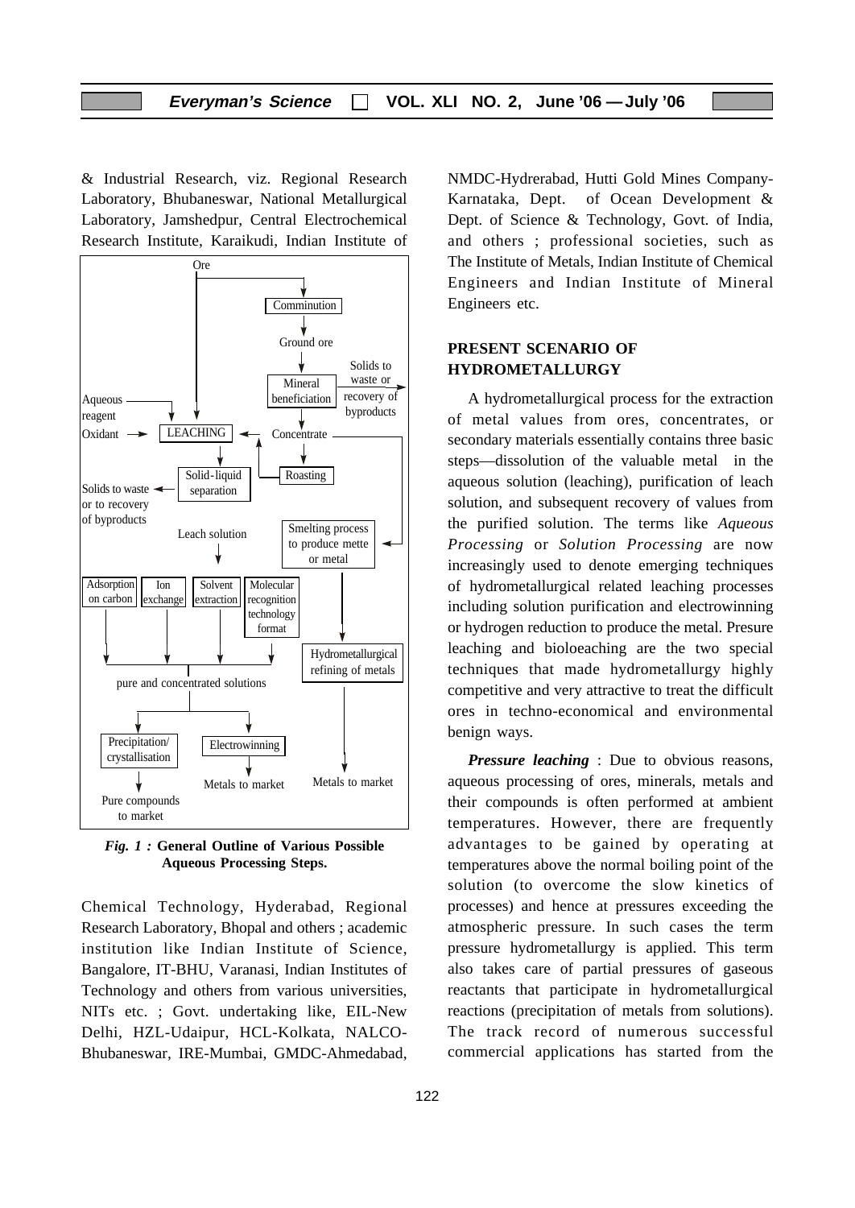& Industrial Research, viz. Regional Research Laboratory, Bhubaneswar, National Metallurgical Laboratory, Jamshedpur, Central Electrochemical Research Institute, Karaikudi, Indian Institute of Chemical Technology, Hyderabad, Regional Research Laboratory, Bhopal and others ; academic institution like Indian Institute of Science, Bangalore, IT-BHU, Varanasi, Indian Institutes of Technology and others from various universities, NITs etc. ; Govt. undertaking like, EIL-New Delhi, HZL-Udaipur, HCL-Kolkata, NALCO-Bhubaneswar, IRE-Mumbai, GMDC-Ahmedabad, NMDC-Hydrerabad, Hutti Gold Mines Company-Karnataka, Dept. of Ocean Development & Dept. of Science & Technology, Govt. of India, and others ; professional societies, such as The Institute of Metals, Indian Institute of Chemical Engineers and Indian Institute of Mineral Engineers etc.

***Fig. 1 :*** **General Outline of Various Possible Aqueous Processing Steps.**

## PRESENT SCENARIO OF HYDROMETALLURGY

A hydrometallurgical process for the extraction of metal values from ores, concentrates, or secondary materials essentially contains three basic steps—dissolution of the valuable metal in the aqueous solution (leaching), purification of leach solution, and subsequent recovery of values from the purified solution. The terms like *Aqueous Processing* or *Solution Processing* are now increasingly used to denote emerging techniques of hydrometallurgical related leaching processes including solution purification and electrowinning or hydrogen reduction to produce the metal. Presure leaching and bioloeaching are the two special techniques that made hydrometallurgy highly competitive and very attractive to treat the difficult ores in techno-economical and environmental benign ways.

***Pressure leaching*** : Due to obvious reasons, aqueous processing of ores, minerals, metals and their compounds is often performed at ambient temperatures. However, there are frequently advantages to be gained by operating at temperatures above the normal boiling point of the solution (to overcome the slow kinetics of processes) and hence at pressures exceeding the atmospheric pressure. In such cases the term pressure hydrometallurgy is applied. This term also takes care of partial pressures of gaseous reactants that participate in hydrometallurgical reactions (precipitation of metals from solutions). The track record of numerous successful commercial applications has started from the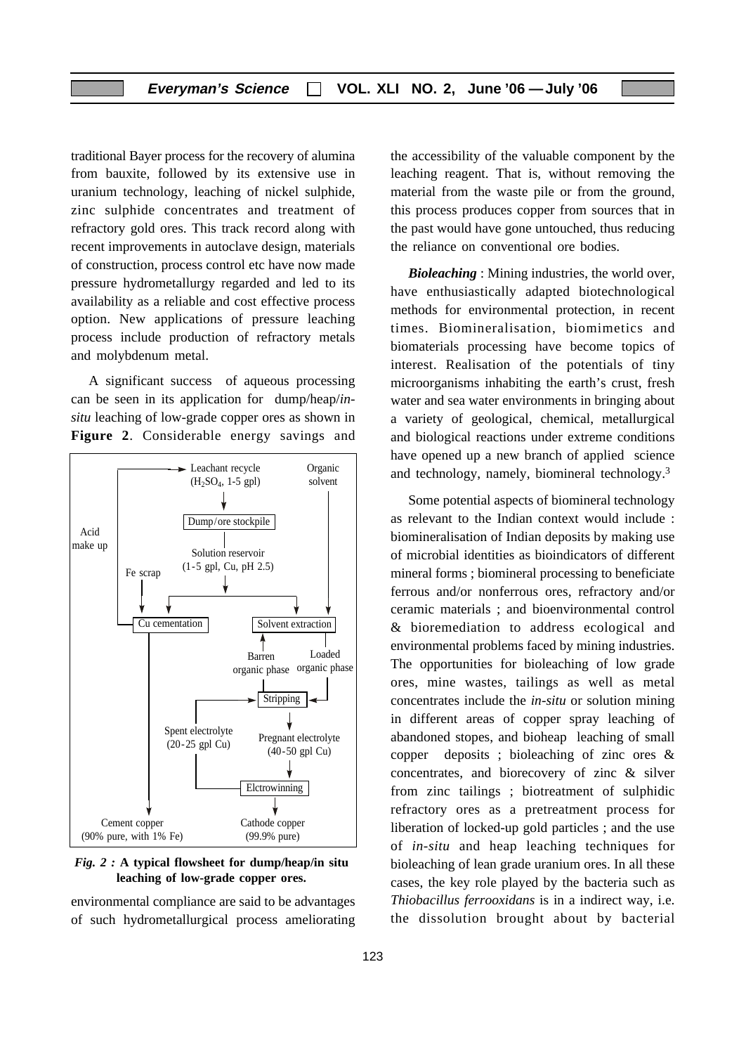traditional Bayer process for the recovery of alumina from bauxite, followed by its extensive use in uranium technology, leaching of nickel sulphide, zinc sulphide concentrates and treatment of refractory gold ores. This track record along with recent improvements in autoclave design, materials of construction, process control etc have now made pressure hydrometallurgy regarded and led to its availability as a reliable and cost effective process option. New applications of pressure leaching process include production of refractory metals and molybdenum metal.

A significant success of aqueous processing can be seen in its application for dump/heap/*in-situ* leaching of low-grade copper ores as shown in **Figure 2**. Considerable energy savings and environmental compliance are said to be advantages of such hydrometallurgical process ameliorating the accessibility of the valuable component by the leaching reagent. That is, without removing the material from the waste pile or from the ground, this process produces copper from sources that in the past would have gone untouched, thus reducing the reliance on conventional ore bodies.

Leachant recycle ($H_2SO_4$, 1-5 gpl) → Dump/ore stockpile → Solution reservoir (1-5 gpl, Cu, pH 2.5) → Cu cementation (with Fe scrap; Acid make up) / Solvent extraction (with Organic solvent) → Loaded organic phase → Stripping → Barren organic phase; Spent electrolyte (20-25 gpl Cu) → Stripping → Pregnant electrolyte (40-50 gpl Cu) → Elctrowinning → Cathode copper (99.9% pure); Cu cementation → Cement copper (90% pure, with 1% Fe)

*Fig. 2 :* **A typical flowsheet for dump/heap/in situ leaching of low-grade copper ores.**

***Bioleaching*** : Mining industries, the world over, have enthusiastically adapted biotechnological methods for environmental protection, in recent times. Biomineralisation, biomimetics and biomaterials processing have become topics of interest. Realisation of the potentials of tiny microorganisms inhabiting the earth's crust, fresh water and sea water environments in bringing about a variety of geological, chemical, metallurgical and biological reactions under extreme conditions have opened up a new branch of applied science and technology, namely, biomineral technology.[3]

Some potential aspects of biomineral technology as relevant to the Indian context would include : biomineralisation of Indian deposits by making use of microbial identities as bioindicators of different mineral forms ; biomineral processing to beneficiate ferrous and/or nonferrous ores, refractory and/or ceramic materials ; and bioenvironmental control & bioremediation to address ecological and environmental problems faced by mining industries. The opportunities for bioleaching of low grade ores, mine wastes, tailings as well as metal concentrates include the *in-situ* or solution mining in different areas of copper spray leaching of abandoned stopes, and bioheap leaching of small copper deposits ; bioleaching of zinc ores & concentrates, and biorecovery of zinc & silver from zinc tailings ; biotreatment of sulphidic refractory ores as a pretreatment process for liberation of locked-up gold particles ; and the use of *in-situ* and heap leaching techniques for bioleaching of lean grade uranium ores. In all these cases, the key role played by the bacteria such as *Thiobacillus ferrooxidans* is in a indirect way, i.e. the dissolution brought about by bacterial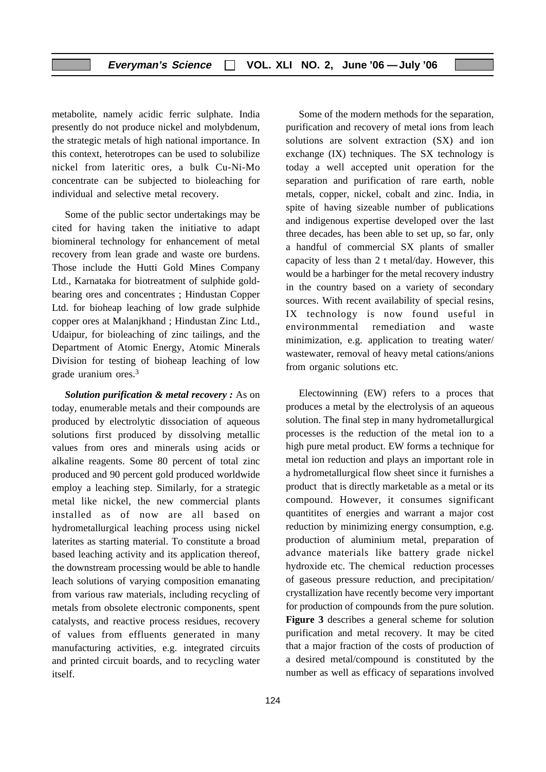metabolite, namely acidic ferric sulphate. India presently do not produce nickel and molybdenum, the strategic metals of high national importance. In this context, heterotropes can be used to solubilize nickel from lateritic ores, a bulk Cu-Ni-Mo concentrate can be subjected to bioleaching for individual and selective metal recovery.

Some of the public sector undertakings may be cited for having taken the initiative to adapt biomineral technology for enhancement of metal recovery from lean grade and waste ore burdens. Those include the Hutti Gold Mines Company Ltd., Karnataka for biotreatment of sulphide gold-bearing ores and concentrates ; Hindustan Copper Ltd. for bioheap leaching of low grade sulphide copper ores at Malanjkhand ; Hindustan Zinc Ltd., Udaipur, for bioleaching of zinc tailings, and the Department of Atomic Energy, Atomic Minerals Division for testing of bioheap leaching of low grade uranium ores.[3]

***Solution purification & metal recovery :*** As on today, enumerable metals and their compounds are produced by electrolytic dissociation of aqueous solutions first produced by dissolving metallic values from ores and minerals using acids or alkaline reagents. Some 80 percent of total zinc produced and 90 percent gold produced worldwide employ a leaching step. Similarly, for a strategic metal like nickel, the new commercial plants installed as of now are all based on hydrometallurgical leaching process using nickel laterites as starting material. To constitute a broad based leaching activity and its application thereof, the downstream processing would be able to handle leach solutions of varying composition emanating from various raw materials, including recycling of metals from obsolete electronic components, spent catalysts, and reactive process residues, recovery of values from effluents generated in many manufacturing activities, e.g. integrated circuits and printed circuit boards, and to recycling water itself.

Some of the modern methods for the separation, purification and recovery of metal ions from leach solutions are solvent extraction (SX) and ion exchange (IX) techniques. The SX technology is today a well accepted unit operation for the separation and purification of rare earth, noble metals, copper, nickel, cobalt and zinc. India, in spite of having sizeable number of publications and indigenous expertise developed over the last three decades, has been able to set up, so far, only a handful of commercial SX plants of smaller capacity of less than 2 t metal/day. However, this would be a harbinger for the metal recovery industry in the country based on a variety of secondary sources. With recent availability of special resins, IX technology is now found useful in environmmental remediation and waste minimization, e.g. application to treating water/ wastewater, removal of heavy metal cations/anions from organic solutions etc.

Electowinning (EW) refers to a proces that produces a metal by the electrolysis of an aqueous solution. The final step in many hydrometallurgical processes is the reduction of the metal ion to a high pure metal product. EW forms a technique for metal ion reduction and plays an important role in a hydrometallurgical flow sheet since it furnishes a product that is directly marketable as a metal or its compound. However, it consumes significant quantitites of energies and warrant a major cost reduction by minimizing energy consumption, e.g. production of aluminium metal, preparation of advance materials like battery grade nickel hydroxide etc. The chemical reduction processes of gaseous pressure reduction, and precipitation/ crystallization have recently become very important for production of compounds from the pure solution. **Figure 3** describes a general scheme for solution purification and metal recovery. It may be cited that a major fraction of the costs of production of a desired metal/compound is constituted by the number as well as efficacy of separations involved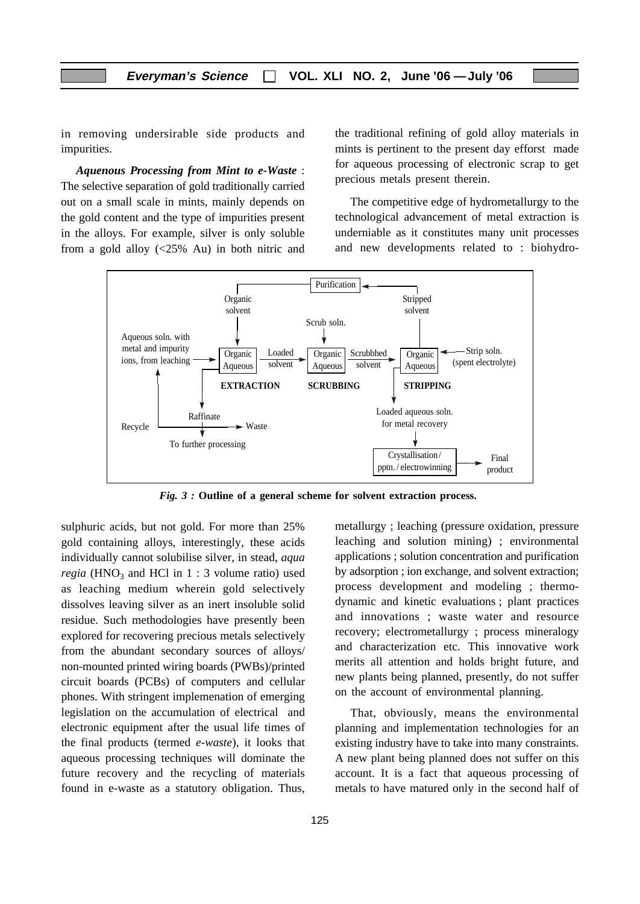in removing undersirable side products and impurities.

***Aquenous Processing from Mint to e-Waste*** : The selective separation of gold traditionally carried out on a small scale in mints, mainly depends on the gold content and the type of impurities present in the alloys. For example, silver is only soluble from a gold alloy (<25% Au) in both nitric and sulphuric acids, but not gold. For more than 25% gold containing alloys, interestingly, these acids individually cannot solubilise silver, in stead, *aqua regia* ($HNO_3$ and HCl in 1 : 3 volume ratio) used as leaching medium wherein gold selectively dissolves leaving silver as an inert insoluble solid residue. Such methodologies have presently been explored for recovering precious metals selectively from the abundant secondary sources of alloys/ non-mounted printed wiring boards (PWBs)/printed circuit boards (PCBs) of computers and cellular phones. With stringent implemenation of emerging legislation on the accumulation of electrical and electronic equipment after the usual life times of the final products (termed *e-waste*), it looks that aqueous processing techniques will dominate the future recovery and the recycling of materials found in e-waste as a statutory obligation. Thus, the traditional refining of gold alloy materials in mints is pertinent to the present day efforst made for aqueous processing of electronic scrap to get precious metals present therein.

The competitive edge of hydrometallurgy to the technological advancement of metal extraction is underniable as it constitutes many unit processes and new developments related to : biohydrometallurgy ; leaching (pressure oxidation, pressure leaching and solution mining) ; environmental applications ; solution concentration and purification by adsorption ; ion exchange, and solvent extraction; process development and modeling ; thermodynamic and kinetic evaluations ; plant practices and innovations ; waste water and resource recovery; electrometallurgy ; process mineralogy and characterization etc. This innovative work merits all attention and holds bright future, and new plants being planned, presently, do not suffer on the account of environmental planning.

*Fig. 3 :* **Outline of a general scheme for solvent extraction process.**

That, obviously, means the environmental planning and implementation technologies for an existing industry have to take into many constraints. A new plant being planned does not suffer on this account. It is a fact that aqueous processing of metals to have matured only in the second half of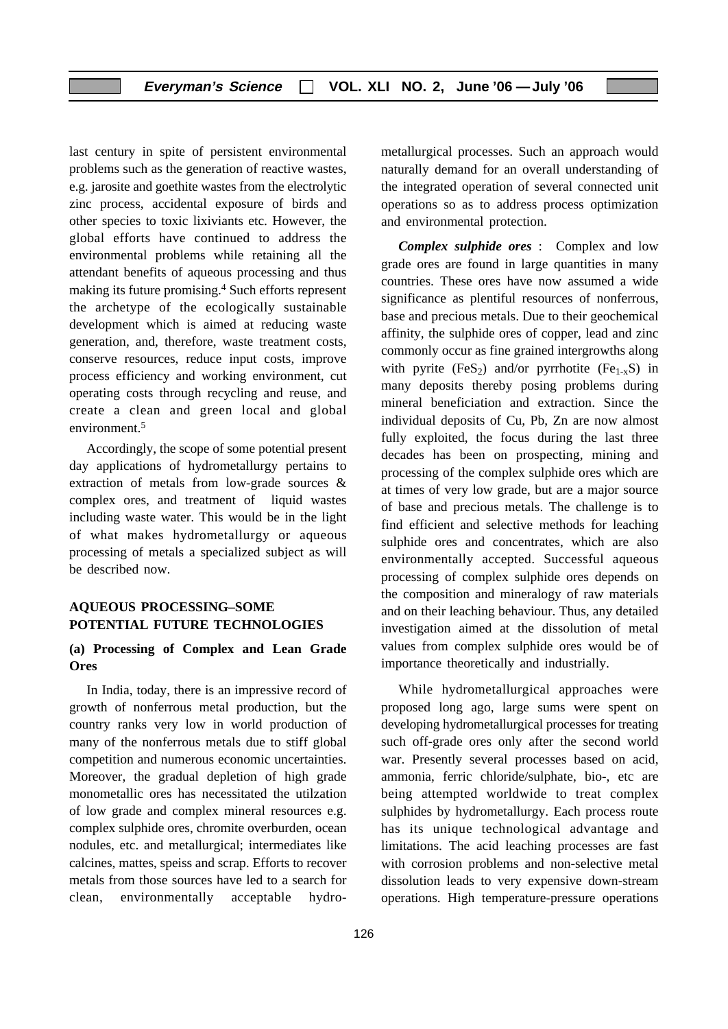last century in spite of persistent environmental problems such as the generation of reactive wastes, e.g. jarosite and goethite wastes from the electrolytic zinc process, accidental exposure of birds and other species to toxic lixiviants etc. However, the global efforts have continued to address the environmental problems while retaining all the attendant benefits of aqueous processing and thus making its future promising.[4] Such efforts represent the archetype of the ecologically sustainable development which is aimed at reducing waste generation, and, therefore, waste treatment costs, conserve resources, reduce input costs, improve process efficiency and working environment, cut operating costs through recycling and reuse, and create a clean and green local and global environment.[5]

Accordingly, the scope of some potential present day applications of hydrometallurgy pertains to extraction of metals from low-grade sources & complex ores, and treatment of liquid wastes including waste water. This would be in the light of what makes hydrometallurgy or aqueous processing of metals a specialized subject as will be described now.

## AQUEOUS PROCESSING–SOME POTENTIAL FUTURE TECHNOLOGIES

### (a) Processing of Complex and Lean Grade Ores

In India, today, there is an impressive record of growth of nonferrous metal production, but the country ranks very low in world production of many of the nonferrous metals due to stiff global competition and numerous economic uncertainties. Moreover, the gradual depletion of high grade monometallic ores has necessitated the utilzation of low grade and complex mineral resources e.g. complex sulphide ores, chromite overburden, ocean nodules, etc. and metallurgical; intermediates like calcines, mattes, speiss and scrap. Efforts to recover metals from those sources have led to a search for clean, environmentally acceptable hydrometallurgical processes. Such an approach would naturally demand for an overall understanding of the integrated operation of several connected unit operations so as to address process optimization and environmental protection.

***Complex sulphide ores*** : Complex and low grade ores are found in large quantities in many countries. These ores have now assumed a wide significance as plentiful resources of nonferrous, base and precious metals. Due to their geochemical affinity, the sulphide ores of copper, lead and zinc commonly occur as fine grained intergrowths along with pyrite ($FeS_2$) and/or pyrrhotite ($Fe_{1-x}S$) in many deposits thereby posing problems during mineral beneficiation and extraction. Since the individual deposits of Cu, Pb, Zn are now almost fully exploited, the focus during the last three decades has been on prospecting, mining and processing of the complex sulphide ores which are at times of very low grade, but are a major source of base and precious metals. The challenge is to find efficient and selective methods for leaching sulphide ores and concentrates, which are also environmentally accepted. Successful aqueous processing of complex sulphide ores depends on the composition and mineralogy of raw materials and on their leaching behaviour. Thus, any detailed investigation aimed at the dissolution of metal values from complex sulphide ores would be of importance theoretically and industrially.

While hydrometallurgical approaches were proposed long ago, large sums were spent on developing hydrometallurgical processes for treating such off-grade ores only after the second world war. Presently several processes based on acid, ammonia, ferric chloride/sulphate, bio-, etc are being attempted worldwide to treat complex sulphides by hydrometallurgy. Each process route has its unique technological advantage and limitations. The acid leaching processes are fast with corrosion problems and non-selective metal dissolution leads to very expensive down-stream operations. High temperature-pressure operations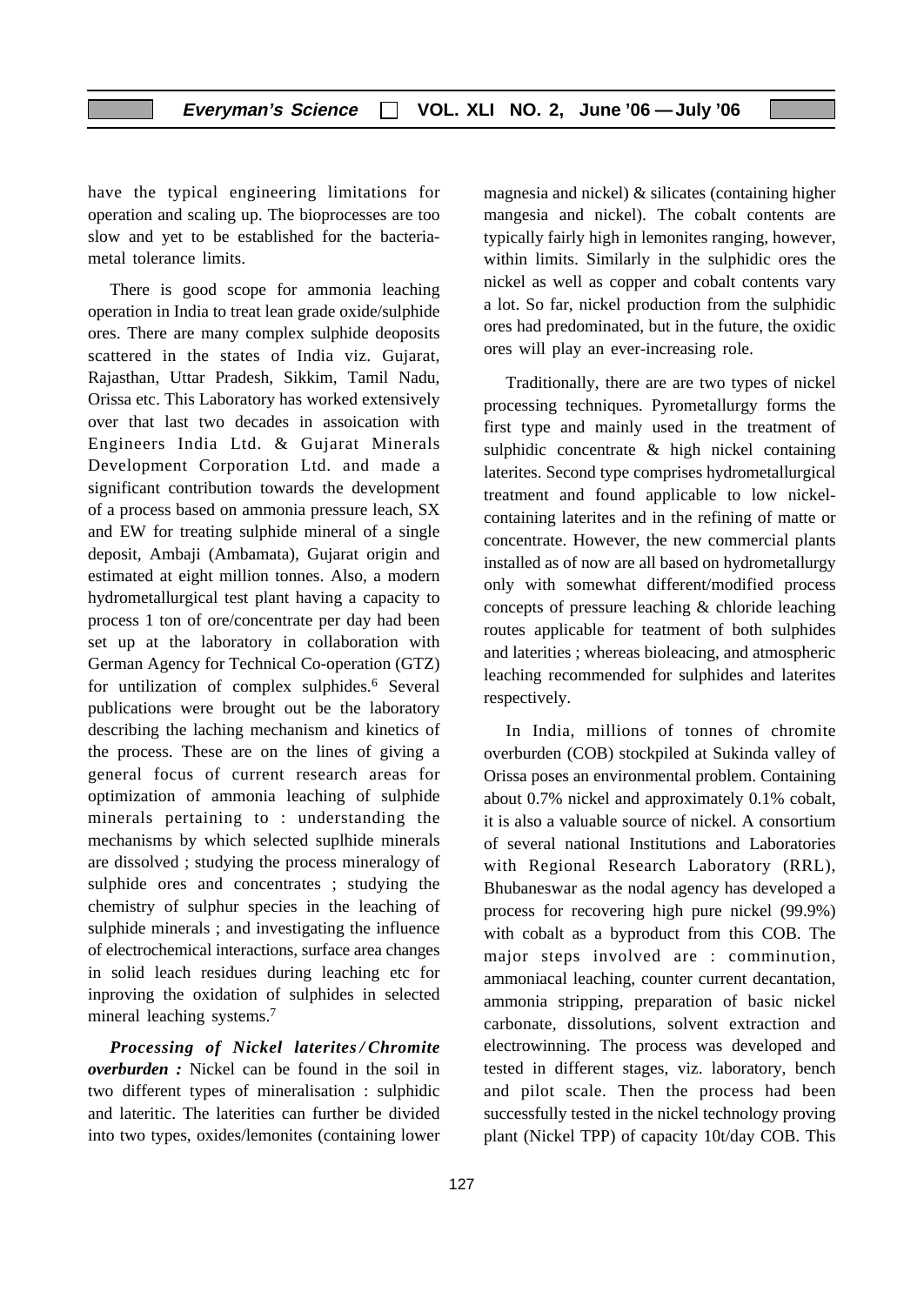have the typical engineering limitations for operation and scaling up. The bioprocesses are too slow and yet to be established for the bacteria-metal tolerance limits.

There is good scope for ammonia leaching operation in India to treat lean grade oxide/sulphide ores. There are many complex sulphide deoposits scattered in the states of India viz. Gujarat, Rajasthan, Uttar Pradesh, Sikkim, Tamil Nadu, Orissa etc. This Laboratory has worked extensively over that last two decades in assoication with Engineers India Ltd. & Gujarat Minerals Development Corporation Ltd. and made a significant contribution towards the development of a process based on ammonia pressure leach, SX and EW for treating sulphide mineral of a single deposit, Ambaji (Ambamata), Gujarat origin and estimated at eight million tonnes. Also, a modern hydrometallurgical test plant having a capacity to process 1 ton of ore/concentrate per day had been set up at the laboratory in collaboration with German Agency for Technical Co-operation (GTZ) for untilization of complex sulphides.[6] Several publications were brought out be the laboratory describing the laching mechanism and kinetics of the process. These are on the lines of giving a general focus of current research areas for optimization of ammonia leaching of sulphide minerals pertaining to : understanding the mechanisms by which selected suplhide minerals are dissolved ; studying the process mineralogy of sulphide ores and concentrates ; studying the chemistry of sulphur species in the leaching of sulphide minerals ; and investigating the influence of electrochemical interactions, surface area changes in solid leach residues during leaching etc for inproving the oxidation of sulphides in selected mineral leaching systems.[7]

***Processing of Nickel laterites / Chromite overburden :*** Nickel can be found in the soil in two different types of mineralisation : sulphidic and lateritic. The laterities can further be divided into two types, oxides/lemonites (containing lower magnesia and nickel) & silicates (containing higher mangesia and nickel). The cobalt contents are typically fairly high in lemonites ranging, however, within limits. Similarly in the sulphidic ores the nickel as well as copper and cobalt contents vary a lot. So far, nickel production from the sulphidic ores had predominated, but in the future, the oxidic ores will play an ever-increasing role.

Traditionally, there are are two types of nickel processing techniques. Pyrometallurgy forms the first type and mainly used in the treatment of sulphidic concentrate & high nickel containing laterites. Second type comprises hydrometallurgical treatment and found applicable to low nickel-containing laterites and in the refining of matte or concentrate. However, the new commercial plants installed as of now are all based on hydrometallurgy only with somewhat different/modified process concepts of pressure leaching & chloride leaching routes applicable for teatment of both sulphides and laterities ; whereas bioleacing, and atmospheric leaching recommended for sulphides and laterites respectively.

In India, millions of tonnes of chromite overburden (COB) stockpiled at Sukinda valley of Orissa poses an environmental problem. Containing about 0.7% nickel and approximately 0.1% cobalt, it is also a valuable source of nickel. A consortium of several national Institutions and Laboratories with Regional Research Laboratory (RRL), Bhubaneswar as the nodal agency has developed a process for recovering high pure nickel (99.9%) with cobalt as a byproduct from this COB. The major steps involved are : comminution, ammoniacal leaching, counter current decantation, ammonia stripping, preparation of basic nickel carbonate, dissolutions, solvent extraction and electrowinning. The process was developed and tested in different stages, viz. laboratory, bench and pilot scale. Then the process had been successfully tested in the nickel technology proving plant (Nickel TPP) of capacity 10t/day COB. This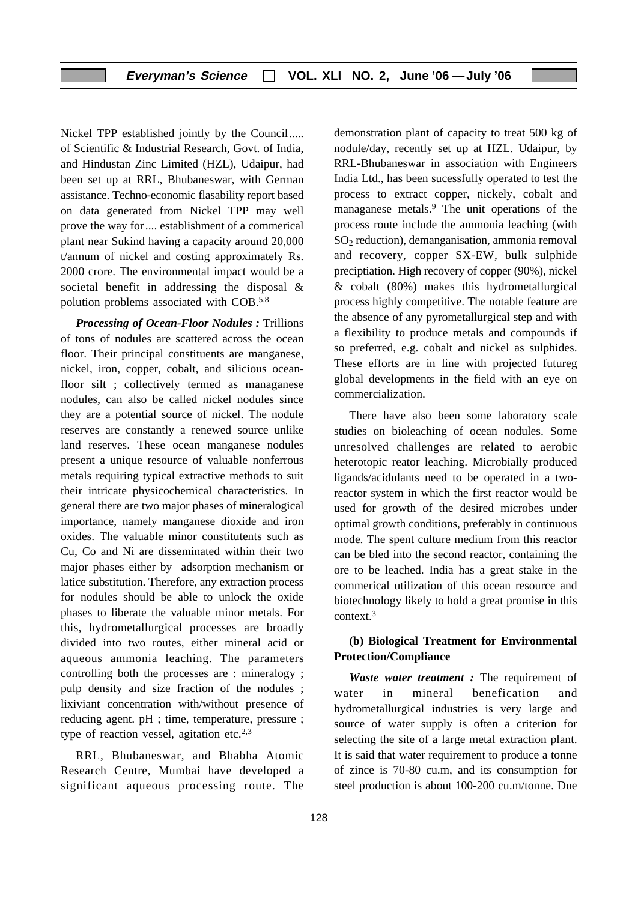Nickel TPP established jointly by the Council..... of Scientific & Industrial Research, Govt. of India, and Hindustan Zinc Limited (HZL), Udaipur, had been set up at RRL, Bhubaneswar, with German assistance. Techno-economic flasability report based on data generated from Nickel TPP may well prove the way for.... establishment of a commerical plant near Sukind having a capacity around 20,000 t/annum of nickel and costing approximately Rs. 2000 crore. The environmental impact would be a societal benefit in addressing the disposal & polution problems associated with COB.[5,8]

***Processing of Ocean-Floor Nodules :*** Trillions of tons of nodules are scattered across the ocean floor. Their principal constituents are manganese, nickel, iron, copper, cobalt, and silicious ocean-floor silt ; collectively termed as managanese nodules, can also be called nickel nodules since they are a potential source of nickel. The nodule reserves are constantly a renewed source unlike land reserves. These ocean manganese nodules present a unique resource of valuable nonferrous metals requiring typical extractive methods to suit their intricate physicochemical characteristics. In general there are two major phases of mineralogical importance, namely manganese dioxide and iron oxides. The valuable minor constitutents such as Cu, Co and Ni are disseminated within their two major phases either by adsorption mechanism or latice substitution. Therefore, any extraction process for nodules should be able to unlock the oxide phases to liberate the valuable minor metals. For this, hydrometallurgical processes are broadly divided into two routes, either mineral acid or aqueous ammonia leaching. The parameters controlling both the processes are : mineralogy ; pulp density and size fraction of the nodules ; lixiviant concentration with/without presence of reducing agent. pH ; time, temperature, pressure ; type of reaction vessel, agitation etc.[2,3]

RRL, Bhubaneswar, and Bhabha Atomic Research Centre, Mumbai have developed a significant aqueous processing route. The demonstration plant of capacity to treat 500 kg of nodule/day, recently set up at HZL. Udaipur, by RRL-Bhubaneswar in association with Engineers India Ltd., has been sucessfully operated to test the process to extract copper, nickely, cobalt and managanese metals.[9] The unit operations of the process route include the ammonia leaching (with $SO_2$ reduction), demanganisation, ammonia removal and recovery, copper SX-EW, bulk sulphide preciptiation. High recovery of copper (90%), nickel & cobalt (80%) makes this hydrometallurgical process highly competitive. The notable feature are the absence of any pyrometallurgical step and with a flexibility to produce metals and compounds if so preferred, e.g. cobalt and nickel as sulphides. These efforts are in line with projected futureg global developments in the field with an eye on commercialization.

There have also been some laboratory scale studies on bioleaching of ocean nodules. Some unresolved challenges are related to aerobic heterotopic reator leaching. Microbially produced ligands/acidulants need to be operated in a two-reactor system in which the first reactor would be used for growth of the desired microbes under optimal growth conditions, preferably in continuous mode. The spent culture medium from this reactor can be bled into the second reactor, containing the ore to be leached. India has a great stake in the commerical utilization of this ocean resource and biotechnology likely to hold a great promise in this context.[3]

**(b) Biological Treatment for Environmental Protection/Compliance**

***Waste water treatment :*** The requirement of water in mineral benefication and hydrometallurgical industries is very large and source of water supply is often a criterion for selecting the site of a large metal extraction plant. It is said that water requirement to produce a tonne of zince is 70-80 cu.m, and its consumption for steel production is about 100-200 cu.m/tonne. Due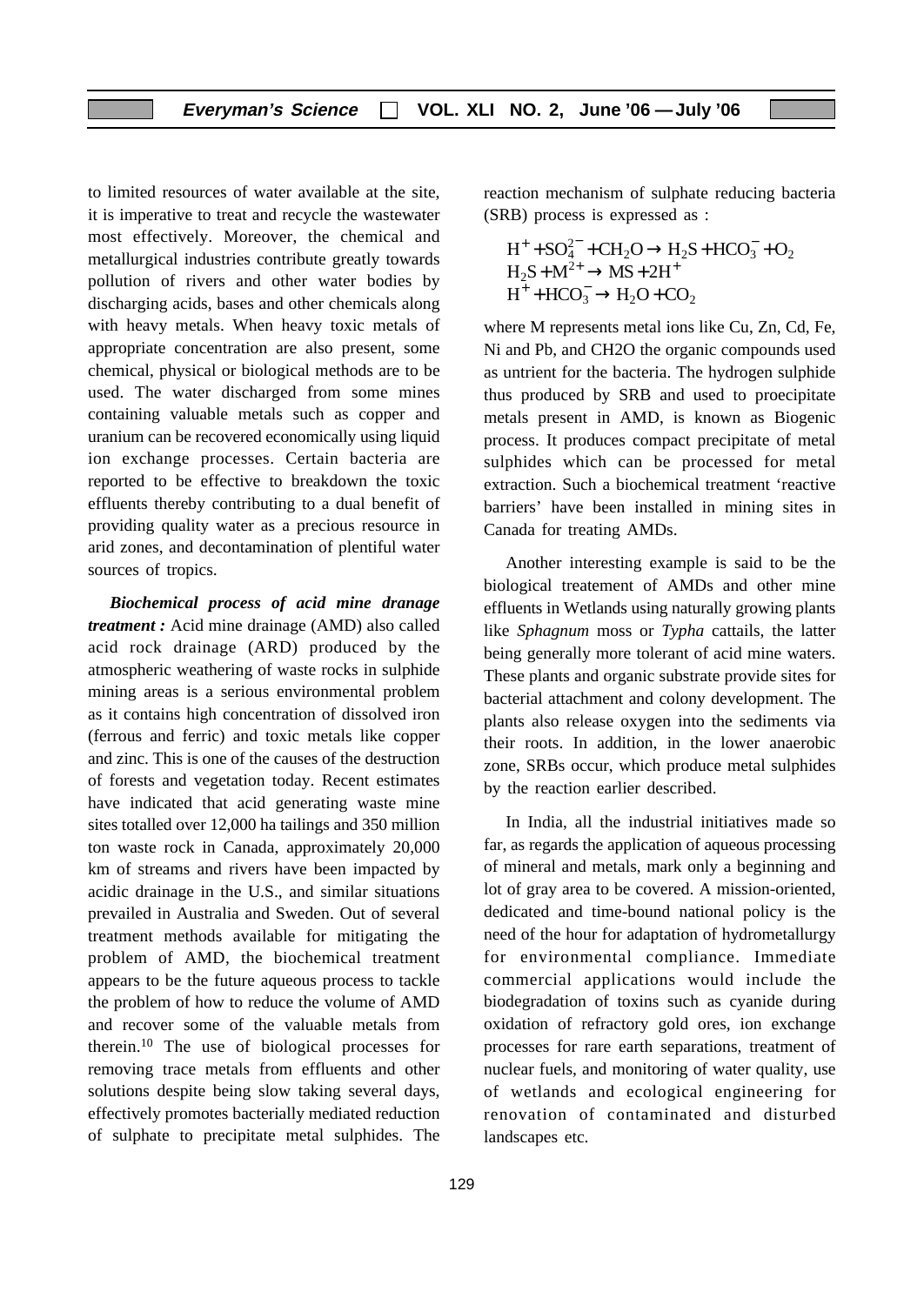to limited resources of water available at the site, it is imperative to treat and recycle the wastewater most effectively. Moreover, the chemical and metallurgical industries contribute greatly towards pollution of rivers and other water bodies by discharging acids, bases and other chemicals along with heavy metals. When heavy toxic metals of appropriate concentration are also present, some chemical, physical or biological methods are to be used. The water discharged from some mines containing valuable metals such as copper and uranium can be recovered economically using liquid ion exchange processes. Certain bacteria are reported to be effective to breakdown the toxic effluents thereby contributing to a dual benefit of providing quality water as a precious resource in arid zones, and decontamination of plentiful water sources of tropics.

***Biochemical process of acid mine dranage treatment :*** Acid mine drainage (AMD) also called acid rock drainage (ARD) produced by the atmospheric weathering of waste rocks in sulphide mining areas is a serious environmental problem as it contains high concentration of dissolved iron (ferrous and ferric) and toxic metals like copper and zinc. This is one of the causes of the destruction of forests and vegetation today. Recent estimates have indicated that acid generating waste mine sites totalled over 12,000 ha tailings and 350 million ton waste rock in Canada, approximately 20,000 km of streams and rivers have been impacted by acidic drainage in the U.S., and similar situations prevailed in Australia and Sweden. Out of several treatment methods available for mitigating the problem of AMD, the biochemical treatment appears to be the future aqueous process to tackle the problem of how to reduce the volume of AMD and recover some of the valuable metals from therein.[10] The use of biological processes for removing trace metals from effluents and other solutions despite being slow taking several days, effectively promotes bacterially mediated reduction of sulphate to precipitate metal sulphides. The reaction mechanism of sulphate reducing bacteria (SRB) process is expressed as :

$$H^+ + SO_4^{2-} + CH_2O \rightarrow H_2S + HCO_3^- + O_2$$
$$H_2S + M^{2+} \rightarrow MS + 2H^+$$
$$H^+ + HCO_3^- \rightarrow H_2O + CO_2$$

where M represents metal ions like Cu, Zn, Cd, Fe, Ni and Pb, and CH2O the organic compounds used as untrient for the bacteria. The hydrogen sulphide thus produced by SRB and used to proecipitate metals present in AMD, is known as Biogenic process. It produces compact precipitate of metal sulphides which can be processed for metal extraction. Such a biochemical treatment 'reactive barriers' have been installed in mining sites in Canada for treating AMDs.

Another interesting example is said to be the biological treatement of AMDs and other mine effluents in Wetlands using naturally growing plants like *Sphagnum* moss or *Typha* cattails, the latter being generally more tolerant of acid mine waters. These plants and organic substrate provide sites for bacterial attachment and colony development. The plants also release oxygen into the sediments via their roots. In addition, in the lower anaerobic zone, SRBs occur, which produce metal sulphides by the reaction earlier described.

In India, all the industrial initiatives made so far, as regards the application of aqueous processing of mineral and metals, mark only a beginning and lot of gray area to be covered. A mission-oriented, dedicated and time-bound national policy is the need of the hour for adaptation of hydrometallurgy for environmental compliance. Immediate commercial applications would include the biodegradation of toxins such as cyanide during oxidation of refractory gold ores, ion exchange processes for rare earth separations, treatment of nuclear fuels, and monitoring of water quality, use of wetlands and ecological engineering for renovation of contaminated and disturbed landscapes etc.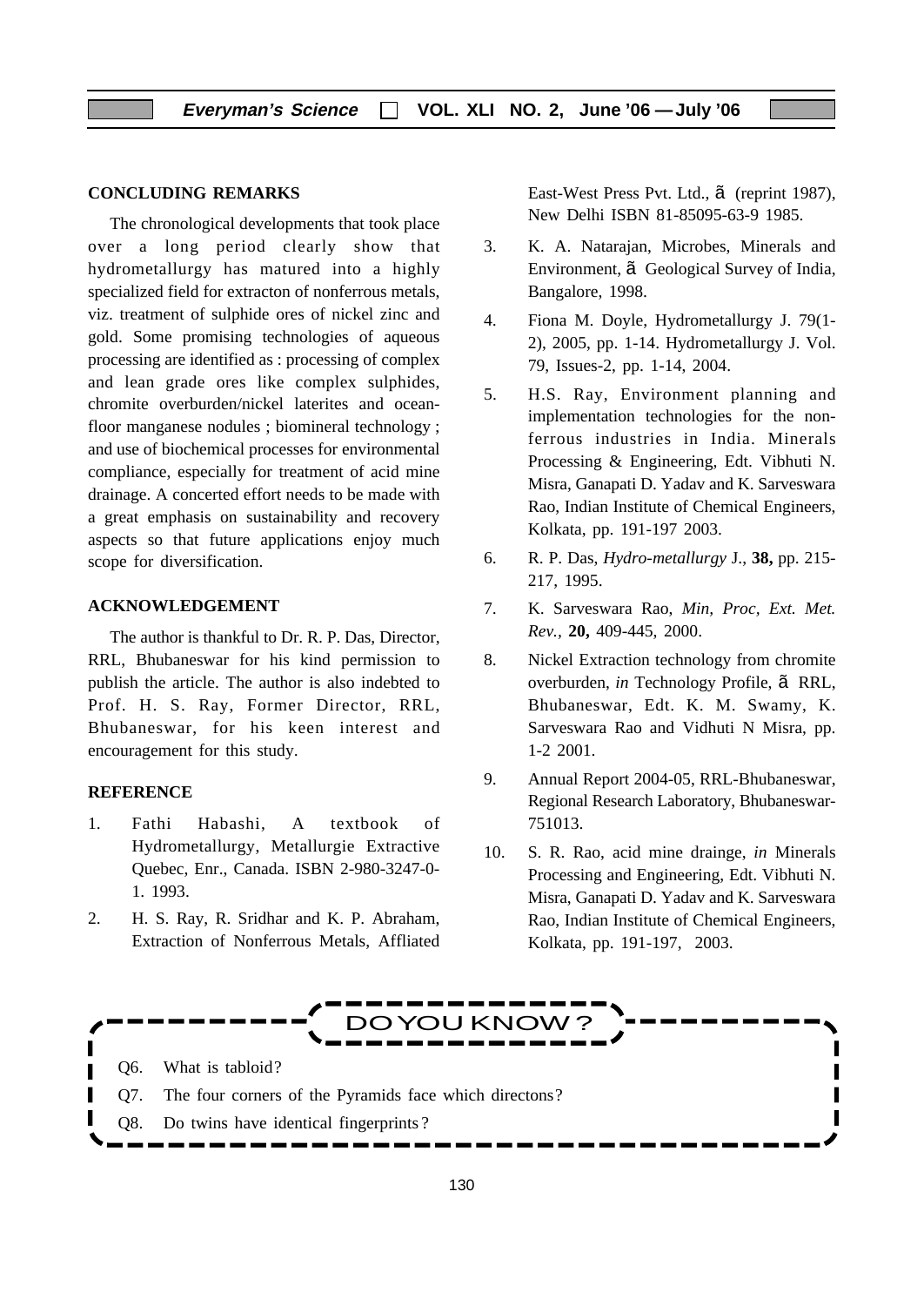## CONCLUDING REMARKS

The chronological developments that took place over a long period clearly show that hydrometallurgy has matured into a highly specialized field for extracton of nonferrous metals, viz. treatment of sulphide ores of nickel zinc and gold. Some promising technologies of aqueous processing are identified as : processing of complex and lean grade ores like complex sulphides, chromite overburden/nickel laterites and ocean-floor manganese nodules ; biomineral technology ; and use of biochemical processes for environmental compliance, especially for treatment of acid mine drainage. A concerted effort needs to be made with a great emphasis on sustainability and recovery aspects so that future applications enjoy much scope for diversification.

## ACKNOWLEDGEMENT

The author is thankful to Dr. R. P. Das, Director, RRL, Bhubaneswar for his kind permission to publish the article. The author is also indebted to Prof. H. S. Ray, Former Director, RRL, Bhubaneswar, for his keen interest and encouragement for this study.

## REFERENCE

1. Fathi Habashi, A textbook of Hydrometallurgy, Metallurgie Extractive Quebec, Enr., Canada. ISBN 2-980-3247-0-1. 1993.
2. H. S. Ray, R. Sridhar and K. P. Abraham, Extraction of Nonferrous Metals, Affliated East-West Press Pvt. Ltd., ã (reprint 1987), New Delhi ISBN 81-85095-63-9 1985.
3. K. A. Natarajan, Microbes, Minerals and Environment, ã Geological Survey of India, Bangalore, 1998.
4. Fiona M. Doyle, Hydrometallurgy J. 79(1-2), 2005, pp. 1-14. Hydrometallurgy J. Vol. 79, Issues-2, pp. 1-14, 2004.
5. H.S. Ray, Environment planning and implementation technologies for the non-ferrous industries in India. Minerals Processing & Engineering, Edt. Vibhuti N. Misra, Ganapati D. Yadav and K. Sarveswara Rao, Indian Institute of Chemical Engineers, Kolkata, pp. 191-197 2003.
6. R. P. Das, *Hydro-metallurgy* J., **38,** pp. 215-217, 1995.
7. K. Sarveswara Rao, *Min, Proc, Ext. Met. Rev.,* **20,** 409-445, 2000.
8. Nickel Extraction technology from chromite overburden, *in* Technology Profile, ã RRL, Bhubaneswar, Edt. K. M. Swamy, K. Sarveswara Rao and Vidhuti N Misra, pp. 1-2 2001.
9. Annual Report 2004-05, RRL-Bhubaneswar, Regional Research Laboratory, Bhubaneswar-751013.
10. S. R. Rao, acid mine drainge, *in* Minerals Processing and Engineering, Edt. Vibhuti N. Misra, Ganapati D. Yadav and K. Sarveswara Rao, Indian Institute of Chemical Engineers, Kolkata, pp. 191-197, 2003.

### DO YOU KNOW ?

Q6. What is tabloid?

Q7. The four corners of the Pyramids face which directons?

Q8. Do twins have identical fingerprints ?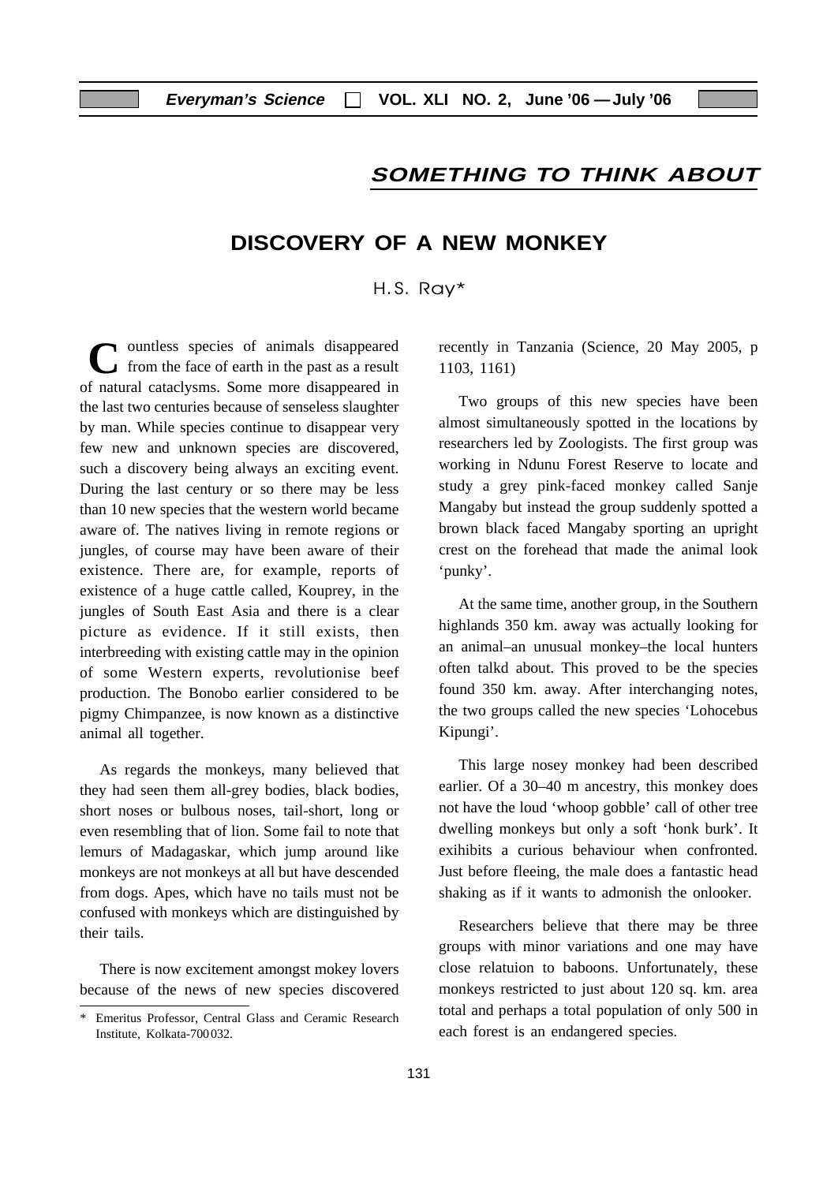## SOMETHING TO THINK ABOUT

# DISCOVERY OF A NEW MONKEY

H.S. Ray*

Countless species of animals disappeared from the face of earth in the past as a result of natural cataclysms. Some more disappeared in the last two centuries because of senseless slaughter by man. While species continue to disappear very few new and unknown species are discovered, such a discovery being always an exciting event. During the last century or so there may be less than 10 new species that the western world became aware of. The natives living in remote regions or jungles, of course may have been aware of their existence. There are, for example, reports of existence of a huge cattle called, Kouprey, in the jungles of South East Asia and there is a clear picture as evidence. If it still exists, then interbreeding with existing cattle may in the opinion of some Western experts, revolutionise beef production. The Bonobo earlier considered to be pigmy Chimpanzee, is now known as a distinctive animal all together.

As regards the monkeys, many believed that they had seen them all-grey bodies, black bodies, short noses or bulbous noses, tail-short, long or even resembling that of lion. Some fail to note that lemurs of Madagaskar, which jump around like monkeys are not monkeys at all but have descended from dogs. Apes, which have no tails must not be confused with monkeys which are distinguished by their tails.

There is now excitement amongst mokey lovers because of the news of new species discovered recently in Tanzania (Science, 20 May 2005, p 1103, 1161)

Two groups of this new species have been almost simultaneously spotted in the locations by researchers led by Zoologists. The first group was working in Ndunu Forest Reserve to locate and study a grey pink-faced monkey called Sanje Mangaby but instead the group suddenly spotted a brown black faced Mangaby sporting an upright crest on the forehead that made the animal look 'punky'.

At the same time, another group, in the Southern highlands 350 km. away was actually looking for an animal–an unusual monkey–the local hunters often talkd about. This proved to be the species found 350 km. away. After interchanging notes, the two groups called the new species 'Lohocebus Kipungi'.

This large nosey monkey had been described earlier. Of a 30–40 m ancestry, this monkey does not have the loud 'whoop gobble' call of other tree dwelling monkeys but only a soft 'honk burk'. It exihibits a curious behaviour when confronted. Just before fleeing, the male does a fantastic head shaking as if it wants to admonish the onlooker.

Researchers believe that there may be three groups with minor variations and one may have close relatuion to baboons. Unfortunately, these monkeys restricted to just about 120 sq. km. area total and perhaps a total population of only 500 in each forest is an endangered species.

---

* Emeritus Professor, Central Glass and Ceramic Research Institute, Kolkata-700032.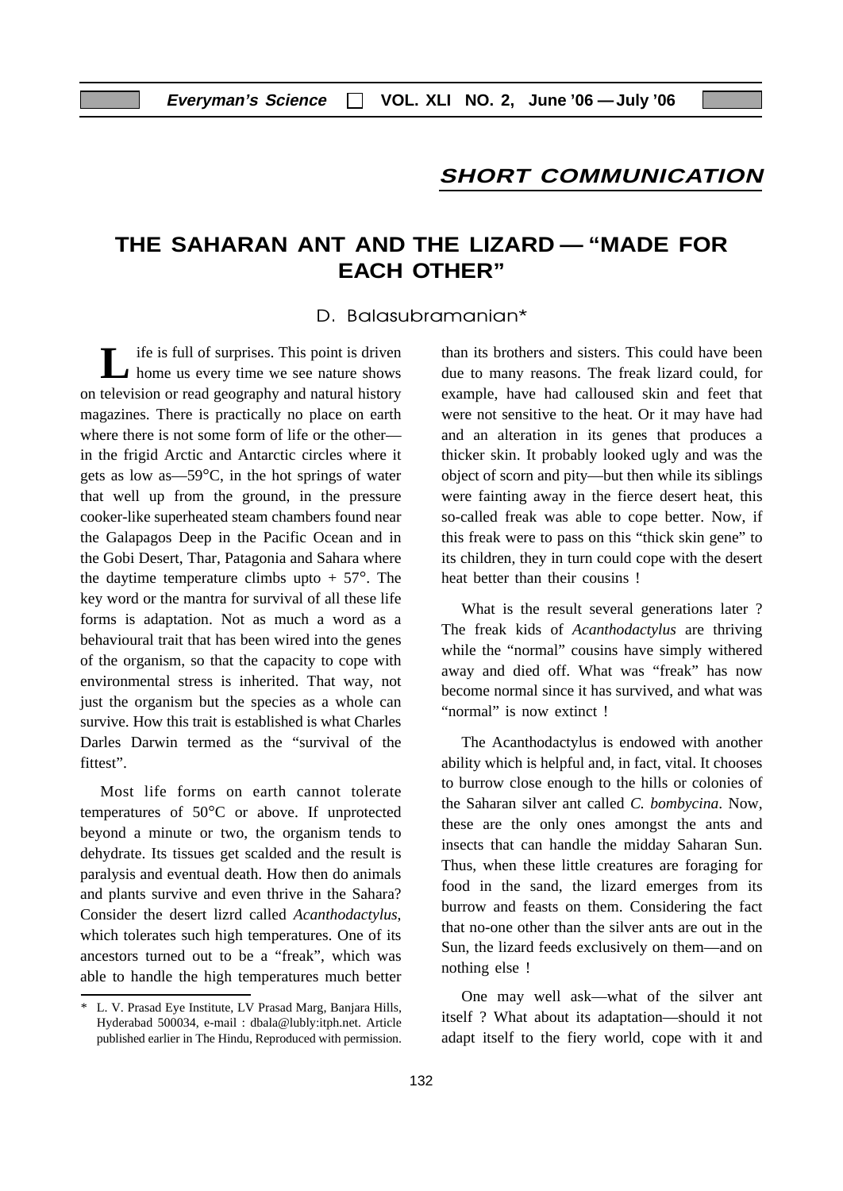## SHORT COMMUNICATION

# THE SAHARAN ANT AND THE LIZARD — "MADE FOR EACH OTHER"

D. Balasubramanian*

Life is full of surprises. This point is driven home us every time we see nature shows on television or read geography and natural history magazines. There is practically no place on earth where there is not some form of life or the other— in the frigid Arctic and Antarctic circles where it gets as low as—59°C, in the hot springs of water that well up from the ground, in the pressure cooker-like superheated steam chambers found near the Galapagos Deep in the Pacific Ocean and in the Gobi Desert, Thar, Patagonia and Sahara where the daytime temperature climbs upto + 57°. The key word or the mantra for survival of all these life forms is adaptation. Not as much a word as a behavioural trait that has been wired into the genes of the organism, so that the capacity to cope with environmental stress is inherited. That way, not just the organism but the species as a whole can survive. How this trait is established is what Charles Darles Darwin termed as the "survival of the fittest".

Most life forms on earth cannot tolerate temperatures of 50°C or above. If unprotected beyond a minute or two, the organism tends to dehydrate. Its tissues get scalded and the result is paralysis and eventual death. How then do animals and plants survive and even thrive in the Sahara? Consider the desert lizrd called *Acanthodactylus*, which tolerates such high temperatures. One of its ancestors turned out to be a "freak", which was able to handle the high temperatures much better than its brothers and sisters. This could have been due to many reasons. The freak lizard could, for example, have had calloused skin and feet that were not sensitive to the heat. Or it may have had and an alteration in its genes that produces a thicker skin. It probably looked ugly and was the object of scorn and pity—but then while its siblings were fainting away in the fierce desert heat, this so-called freak was able to cope better. Now, if this freak were to pass on this "thick skin gene" to its children, they in turn could cope with the desert heat better than their cousins !

What is the result several generations later ? The freak kids of *Acanthodactylus* are thriving while the "normal" cousins have simply withered away and died off. What was "freak" has now become normal since it has survived, and what was "normal" is now extinct !

The Acanthodactylus is endowed with another ability which is helpful and, in fact, vital. It chooses to burrow close enough to the hills or colonies of the Saharan silver ant called *C. bombycina*. Now, these are the only ones amongst the ants and insects that can handle the midday Saharan Sun. Thus, when these little creatures are foraging for food in the sand, the lizard emerges from its burrow and feasts on them. Considering the fact that no-one other than the silver ants are out in the Sun, the lizard feeds exclusively on them—and on nothing else !

One may well ask—what of the silver ant itself ? What about its adaptation—should it not adapt itself to the fiery world, cope with it and

\* L. V. Prasad Eye Institute, LV Prasad Marg, Banjara Hills, Hyderabad 500034, e-mail : dbala@lubly:itph.net. Article published earlier in The Hindu, Reproduced with permission.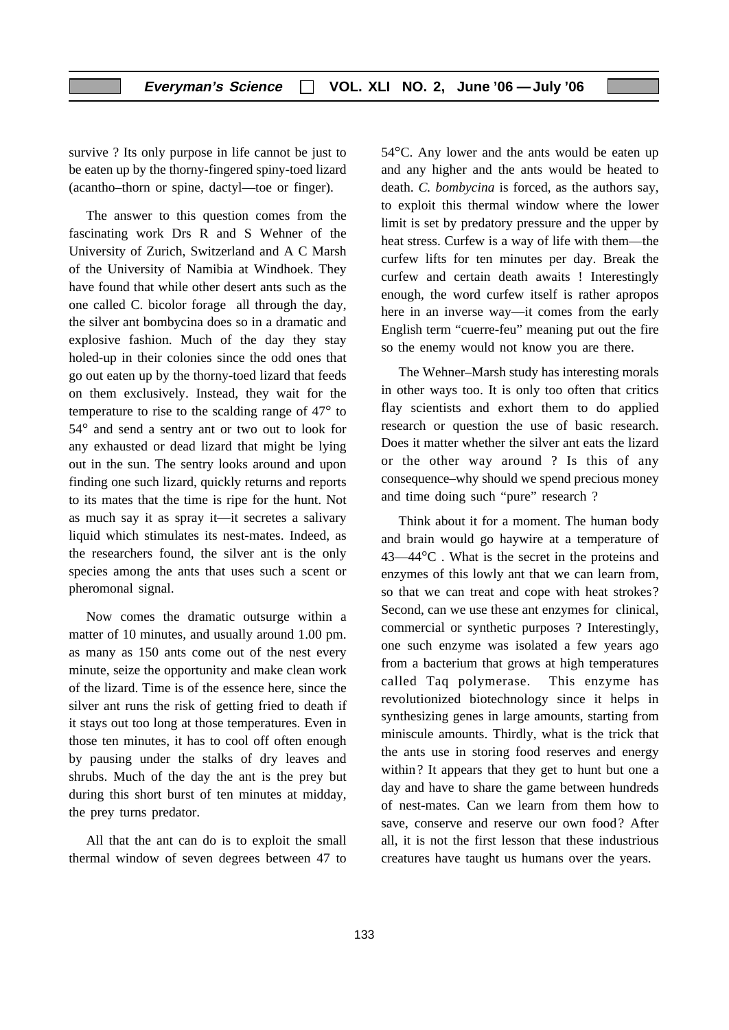survive ? Its only purpose in life cannot be just to be eaten up by the thorny-fingered spiny-toed lizard (acantho–thorn or spine, dactyl—toe or finger).

The answer to this question comes from the fascinating work Drs R and S Wehner of the University of Zurich, Switzerland and A C Marsh of the University of Namibia at Windhoek. They have found that while other desert ants such as the one called C. bicolor forage all through the day, the silver ant bombycina does so in a dramatic and explosive fashion. Much of the day they stay holed-up in their colonies since the odd ones that go out eaten up by the thorny-toed lizard that feeds on them exclusively. Instead, they wait for the temperature to rise to the scalding range of 47° to 54° and send a sentry ant or two out to look for any exhausted or dead lizard that might be lying out in the sun. The sentry looks around and upon finding one such lizard, quickly returns and reports to its mates that the time is ripe for the hunt. Not as much say it as spray it—it secretes a salivary liquid which stimulates its nest-mates. Indeed, as the researchers found, the silver ant is the only species among the ants that uses such a scent or pheromonal signal.

Now comes the dramatic outsurge within a matter of 10 minutes, and usually around 1.00 pm. as many as 150 ants come out of the nest every minute, seize the opportunity and make clean work of the lizard. Time is of the essence here, since the silver ant runs the risk of getting fried to death if it stays out too long at those temperatures. Even in those ten minutes, it has to cool off often enough by pausing under the stalks of dry leaves and shrubs. Much of the day the ant is the prey but during this short burst of ten minutes at midday, the prey turns predator.

All that the ant can do is to exploit the small thermal window of seven degrees between 47 to 54°C. Any lower and the ants would be eaten up and any higher and the ants would be heated to death. *C. bombycina* is forced, as the authors say, to exploit this thermal window where the lower limit is set by predatory pressure and the upper by heat stress. Curfew is a way of life with them—the curfew lifts for ten minutes per day. Break the curfew and certain death awaits ! Interestingly enough, the word curfew itself is rather apropos here in an inverse way—it comes from the early English term "cuerre-feu" meaning put out the fire so the enemy would not know you are there.

The Wehner–Marsh study has interesting morals in other ways too. It is only too often that critics flay scientists and exhort them to do applied research or question the use of basic research. Does it matter whether the silver ant eats the lizard or the other way around ? Is this of any consequence–why should we spend precious money and time doing such "pure" research ?

Think about it for a moment. The human body and brain would go haywire at a temperature of 43—44°C . What is the secret in the proteins and enzymes of this lowly ant that we can learn from, so that we can treat and cope with heat strokes? Second, can we use these ant enzymes for clinical, commercial or synthetic purposes ? Interestingly, one such enzyme was isolated a few years ago from a bacterium that grows at high temperatures called Taq polymerase. This enzyme has revolutionized biotechnology since it helps in synthesizing genes in large amounts, starting from miniscule amounts. Thirdly, what is the trick that the ants use in storing food reserves and energy within? It appears that they get to hunt but one a day and have to share the game between hundreds of nest-mates. Can we learn from them how to save, conserve and reserve our own food? After all, it is not the first lesson that these industrious creatures have taught us humans over the years.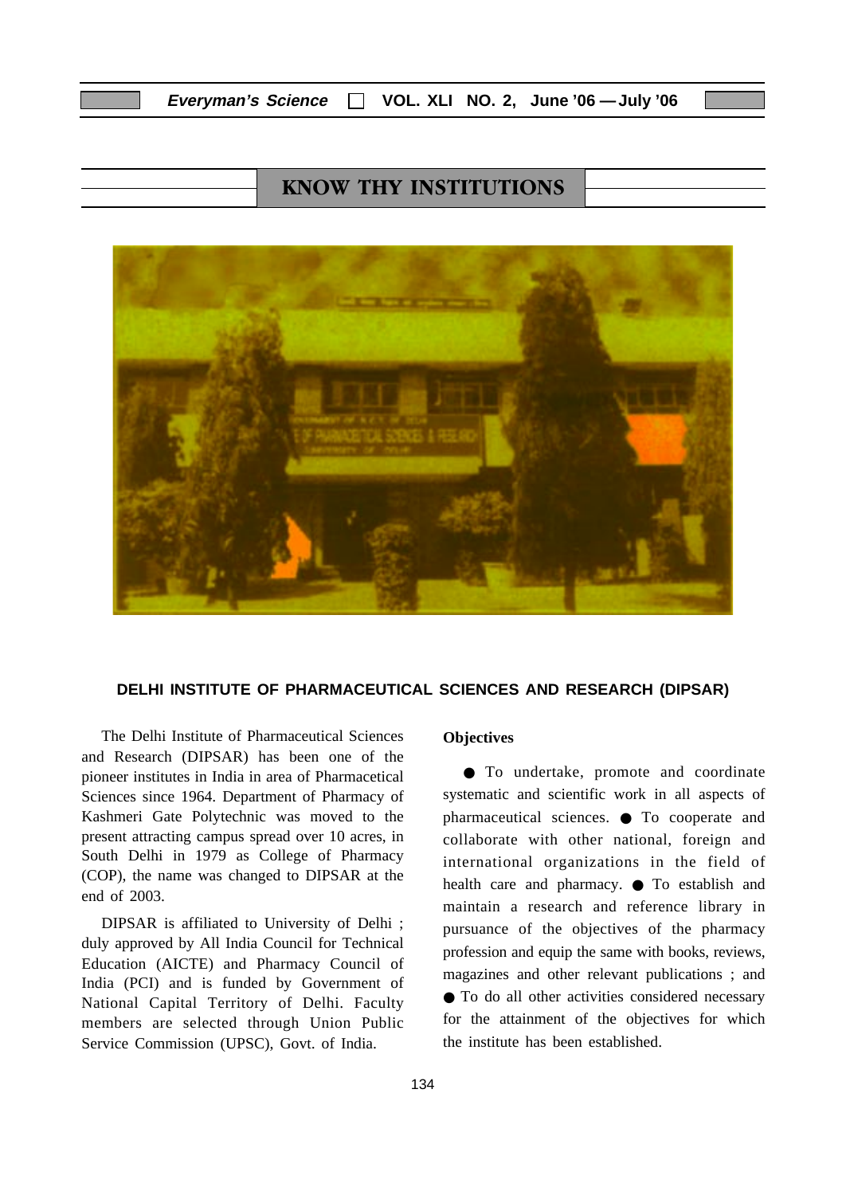## KNOW THY INSTITUTIONS

### DELHI INSTITUTE OF PHARMACEUTICAL SCIENCES AND RESEARCH (DIPSAR)

The Delhi Institute of Pharmaceutical Sciences and Research (DIPSAR) has been one of the pioneer institutes in India in area of Pharmacetical Sciences since 1964. Department of Pharmacy of Kashmeri Gate Polytechnic was moved to the present attracting campus spread over 10 acres, in South Delhi in 1979 as College of Pharmacy (COP), the name was changed to DIPSAR at the end of 2003.

DIPSAR is affiliated to University of Delhi ; duly approved by All India Council for Technical Education (AICTE) and Pharmacy Council of India (PCI) and is funded by Government of National Capital Territory of Delhi. Faculty members are selected through Union Public Service Commission (UPSC), Govt. of India.

**Objectives**

- To undertake, promote and coordinate systematic and scientific work in all aspects of pharmaceutical sciences.
- To cooperate and collaborate with other national, foreign and international organizations in the field of health care and pharmacy.
- To establish and maintain a research and reference library in pursuance of the objectives of the pharmacy profession and equip the same with books, reviews, magazines and other relevant publications ; and
- To do all other activities considered necessary for the attainment of the objectives for which the institute has been established.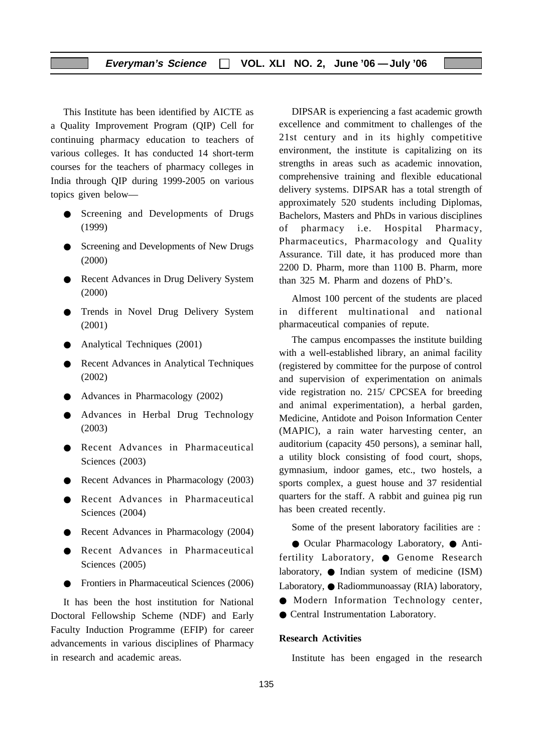This Institute has been identified by AICTE as a Quality Improvement Program (QIP) Cell for continuing pharmacy education to teachers of various colleges. It has conducted 14 short-term courses for the teachers of pharmacy colleges in India through QIP during 1999-2005 on various topics given below—

- Screening and Developments of Drugs (1999)
- Screening and Developments of New Drugs (2000)
- Recent Advances in Drug Delivery System (2000)
- Trends in Novel Drug Delivery System (2001)
- Analytical Techniques (2001)
- Recent Advances in Analytical Techniques (2002)
- Advances in Pharmacology (2002)
- Advances in Herbal Drug Technology (2003)
- Recent Advances in Pharmaceutical Sciences (2003)
- Recent Advances in Pharmacology (2003)
- Recent Advances in Pharmaceutical Sciences (2004)
- Recent Advances in Pharmacology (2004)
- Recent Advances in Pharmaceutical Sciences (2005)
- Frontiers in Pharmaceutical Sciences (2006)

It has been the host institution for National Doctoral Fellowship Scheme (NDF) and Early Faculty Induction Programme (EFIP) for career advancements in various disciplines of Pharmacy in research and academic areas.

DIPSAR is experiencing a fast academic growth excellence and commitment to challenges of the 21st century and in its highly competitive environment, the institute is capitalizing on its strengths in areas such as academic innovation, comprehensive training and flexible educational delivery systems. DIPSAR has a total strength of approximately 520 students including Diplomas, Bachelors, Masters and PhDs in various disciplines of pharmacy i.e. Hospital Pharmacy, Pharmaceutics, Pharmacology and Quality Assurance. Till date, it has produced more than 2200 D. Pharm, more than 1100 B. Pharm, more than 325 M. Pharm and dozens of PhD's.

Almost 100 percent of the students are placed in different multinational and national pharmaceutical companies of repute.

The campus encompasses the institute building with a well-established library, an animal facility (registered by committee for the purpose of control and supervision of experimentation on animals vide registration no. 215/ CPCSEA for breeding and animal experimentation), a herbal garden, Medicine, Antidote and Poison Information Center (MAPIC), a rain water harvesting center, an auditorium (capacity 450 persons), a seminar hall, a utility block consisting of food court, shops, gymnasium, indoor games, etc., two hostels, a sports complex, a guest house and 37 residential quarters for the staff. A rabbit and guinea pig run has been created recently.

Some of the present laboratory facilities are :

● Ocular Pharmacology Laboratory, ● Anti-fertility Laboratory, ● Genome Research laboratory, ● Indian system of medicine (ISM) Laboratory, ● Radiommunoassay (RIA) laboratory, ● Modern Information Technology center, ● Central Instrumentation Laboratory.

**Research Activities**

Institute has been engaged in the research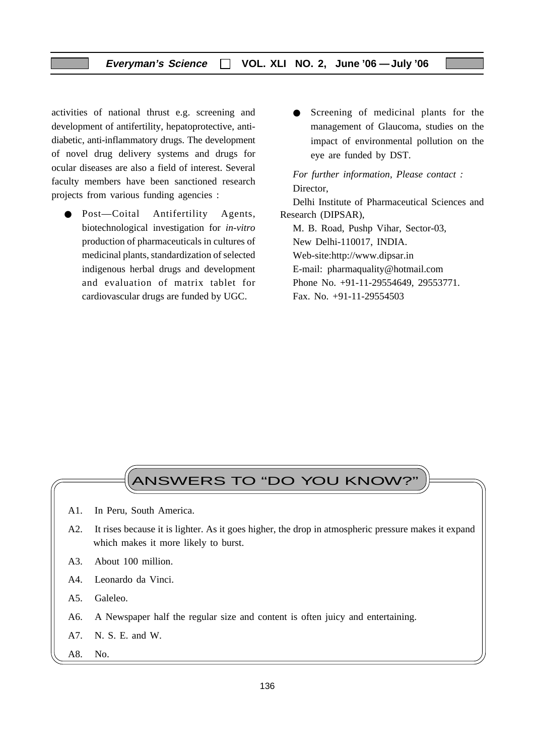activities of national thrust e.g. screening and development of antifertility, hepatoprotective, anti-diabetic, anti-inflammatory drugs. The development of novel drug delivery systems and drugs for ocular diseases are also a field of interest. Several faculty members have been sanctioned research projects from various funding agencies :

- Post—Coital Antifertility Agents, biotechnological investigation for *in-vitro* production of pharmaceuticals in cultures of medicinal plants, standardization of selected indigenous herbal drugs and development and evaluation of matrix tablet for cardiovascular drugs are funded by UGC.
- Screening of medicinal plants for the management of Glaucoma, studies on the impact of environmental pollution on the eye are funded by DST.

*For further information, Please contact :*
Director,
Delhi Institute of Pharmaceutical Sciences and Research (DIPSAR),
M. B. Road, Pushp Vihar, Sector-03,
New Delhi-110017, INDIA.
Web-site:http://www.dipsar.in
E-mail: pharmaquality@hotmail.com
Phone No. +91-11-29554649, 29553771.
Fax. No. +91-11-29554503

## ANSWERS TO "DO YOU KNOW?"

A1. In Peru, South America.

A2. It rises because it is lighter. As it goes higher, the drop in atmospheric pressure makes it expand which makes it more likely to burst.

A3. About 100 million.

A4. Leonardo da Vinci.

A5. Galeleo.

A6. A Newspaper half the regular size and content is often juicy and entertaining.

A7. N. S. E. and W.

A8. No.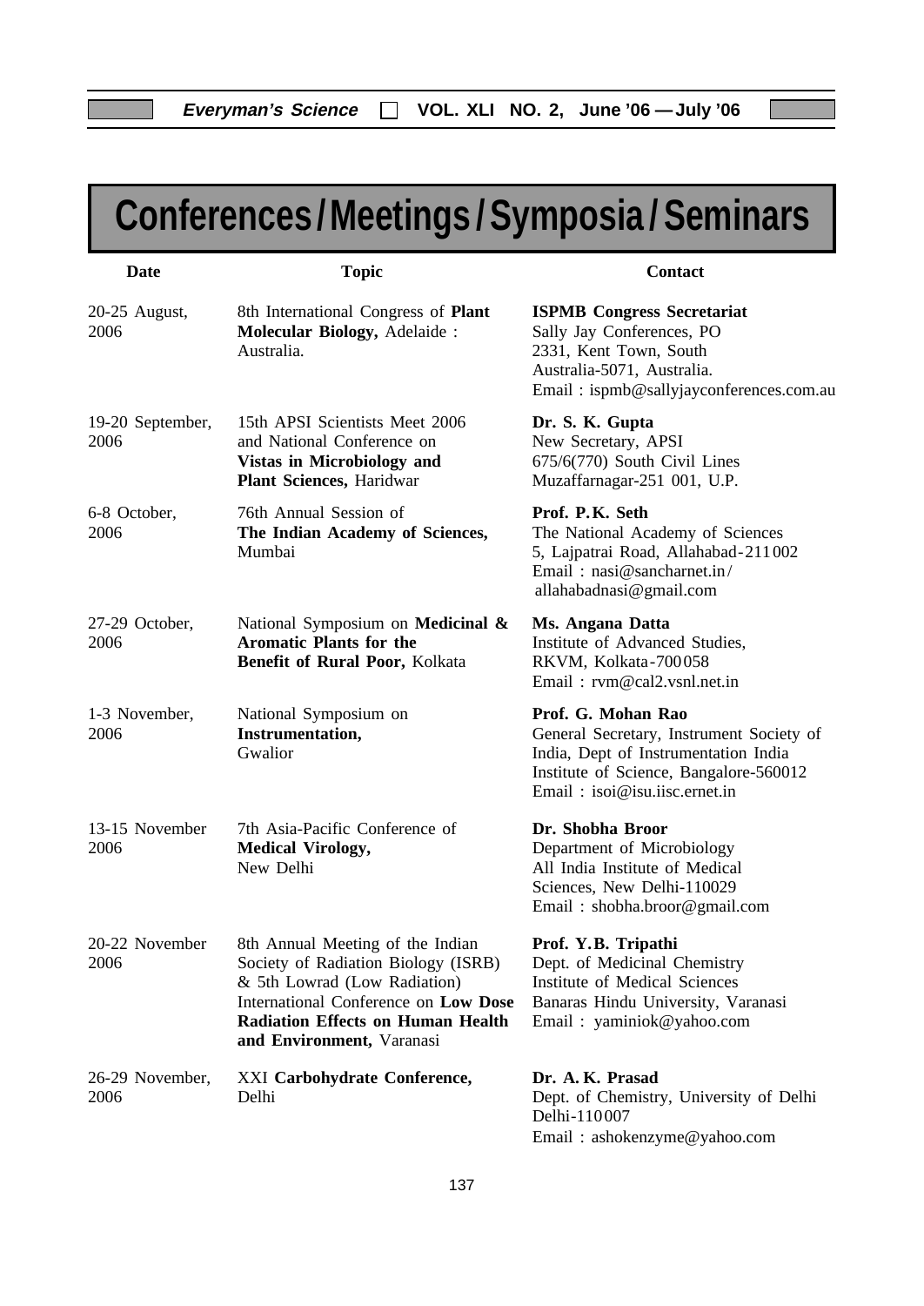# Conferences / Meetings / Symposia / Seminars

| Date | Topic | Contact |
|---|---|---|
| 20-25 August, 2006 | 8th International Congress of **Plant Molecular Biology,** Adelaide : Australia. | **ISPMB Congress Secretariat** Sally Jay Conferences, PO 2331, Kent Town, South Australia-5071, Australia. Email : ispmb@sallyjayconferences.com.au |
| 19-20 September, 2006 | 15th APSI Scientists Meet 2006 and National Conference on **Vistas in Microbiology and Plant Sciences,** Haridwar | **Dr. S. K. Gupta** New Secretary, APSI 675/6(770) South Civil Lines Muzaffarnagar-251 001, U.P. |
| 6-8 October, 2006 | 76th Annual Session of **The Indian Academy of Sciences,** Mumbai | **Prof. P.K. Seth** The National Academy of Sciences 5, Lajpatrai Road, Allahabad-211002 Email : nasi@sancharnet.in/ allahabadnasi@gmail.com |
| 27-29 October, 2006 | National Symposium on **Medicinal & Aromatic Plants for the Benefit of Rural Poor,** Kolkata | **Ms. Angana Datta** Institute of Advanced Studies, RKVM, Kolkata-700058 Email : rvm@cal2.vsnl.net.in |
| 1-3 November, 2006 | National Symposium on **Instrumentation,** Gwalior | **Prof. G. Mohan Rao** General Secretary, Instrument Society of India, Dept of Instrumentation India Institute of Science, Bangalore-560012 Email : isoi@isu.iisc.ernet.in |
| 13-15 November 2006 | 7th Asia-Pacific Conference of **Medical Virology,** New Delhi | **Dr. Shobha Broor** Department of Microbiology All India Institute of Medical Sciences, New Delhi-110029 Email : shobha.broor@gmail.com |
| 20-22 November 2006 | 8th Annual Meeting of the Indian Society of Radiation Biology (ISRB) & 5th Lowrad (Low Radiation) International Conference on **Low Dose Radiation Effects on Human Health and Environment,** Varanasi | **Prof. Y.B. Tripathi** Dept. of Medicinal Chemistry Institute of Medical Sciences Banaras Hindu University, Varanasi Email : yaminiok@yahoo.com |
| 26-29 November, 2006 | XXI **Carbohydrate Conference,** Delhi | **Dr. A. K. Prasad** Dept. of Chemistry, University of Delhi Delhi-110007 Email : ashokenzyme@yahoo.com |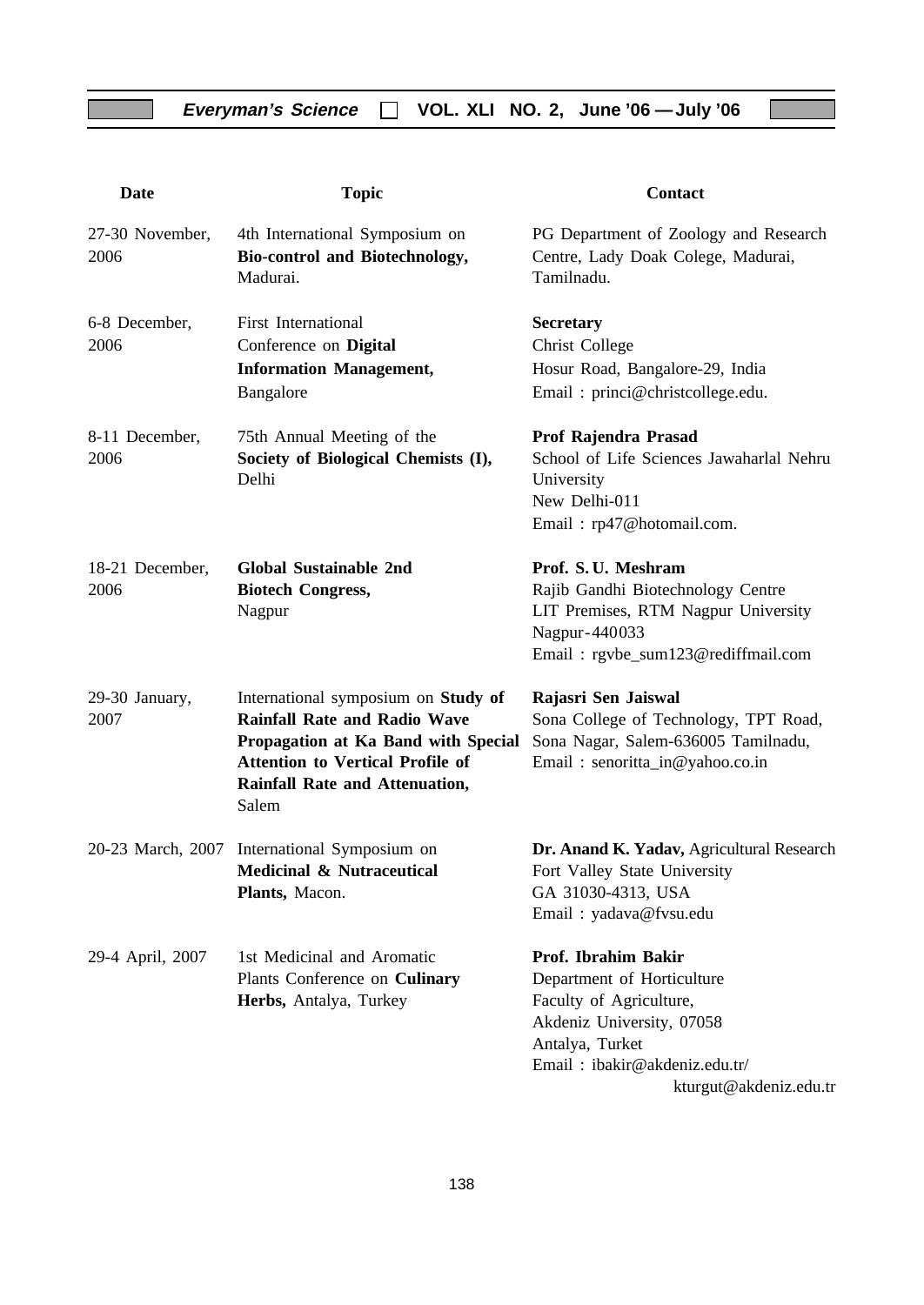| Date | Topic | Contact |
|---|---|---|
| 27-30 November, 2006 | 4th International Symposium on **Bio-control and Biotechnology,** Madurai. | PG Department of Zoology and Research Centre, Lady Doak Colege, Madurai, Tamilnadu. |
| 6-8 December, 2006 | First International Conference on **Digital Information Management,** Bangalore | **Secretary** Christ College Hosur Road, Bangalore-29, India Email : princi@christcollege.edu. |
| 8-11 December, 2006 | 75th Annual Meeting of the **Society of Biological Chemists (I),** Delhi | **Prof Rajendra Prasad** School of Life Sciences Jawaharlal Nehru University New Delhi-011 Email : rp47@hotomail.com. |
| 18-21 December, 2006 | **Global Sustainable 2nd Biotech Congress,** Nagpur | **Prof. S. U. Meshram** Rajib Gandhi Biotechnology Centre LIT Premises, RTM Nagpur University Nagpur-440033 Email : rgvbe_sum123@rediffmail.com |
| 29-30 January, 2007 | International symposium on **Study of Rainfall Rate and Radio Wave Propagation at Ka Band with Special Attention to Vertical Profile of Rainfall Rate and Attenuation,** Salem | **Rajasri Sen Jaiswal** Sona College of Technology, TPT Road, Sona Nagar, Salem-636005 Tamilnadu, Email : senoritta_in@yahoo.co.in |
| 20-23 March, 2007 | International Symposium on **Medicinal & Nutraceutical Plants,** Macon. | **Dr. Anand K. Yadav,** Agricultural Research Fort Valley State University GA 31030-4313, USA Email : yadava@fvsu.edu |
| 29-4 April, 2007 | 1st Medicinal and Aromatic Plants Conference on **Culinary Herbs,** Antalya, Turkey | **Prof. Ibrahim Bakir** Department of Horticulture Faculty of Agriculture, Akdeniz University, 07058 Antalya, Turket Email : ibakir@akdeniz.edu.tr/ kturgut@akdeniz.edu.tr |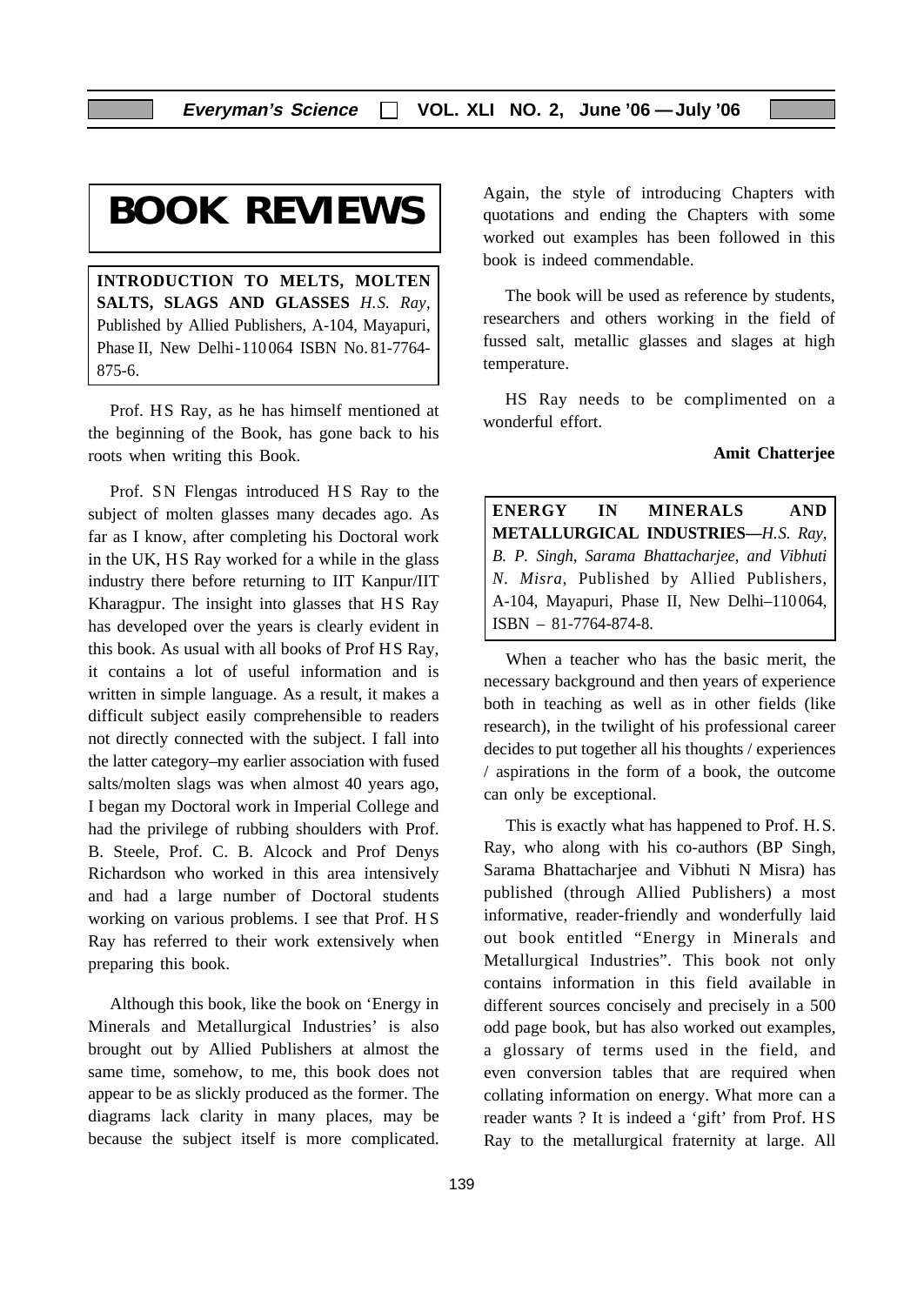# BOOK REVIEWS

**INTRODUCTION TO MELTS, MOLTEN SALTS, SLAGS AND GLASSES** *H.S. Ray*, Published by Allied Publishers, A-104, Mayapuri, Phase II, New Delhi-110 064 ISBN No. 81-7764-875-6.

Prof. HS Ray, as he has himself mentioned at the beginning of the Book, has gone back to his roots when writing this Book.

Prof. SN Flengas introduced HS Ray to the subject of molten glasses many decades ago. As far as I know, after completing his Doctoral work in the UK, HS Ray worked for a while in the glass industry there before returning to IIT Kanpur/IIT Kharagpur. The insight into glasses that HS Ray has developed over the years is clearly evident in this book. As usual with all books of Prof HS Ray, it contains a lot of useful information and is written in simple language. As a result, it makes a difficult subject easily comprehensible to readers not directly connected with the subject. I fall into the latter category–my earlier association with fused salts/molten slags was when almost 40 years ago, I began my Doctoral work in Imperial College and had the privilege of rubbing shoulders with Prof. B. Steele, Prof. C. B. Alcock and Prof Denys Richardson who worked in this area intensively and had a large number of Doctoral students working on various problems. I see that Prof. HS Ray has referred to their work extensively when preparing this book.

Although this book, like the book on 'Energy in Minerals and Metallurgical Industries' is also brought out by Allied Publishers at almost the same time, somehow, to me, this book does not appear to be as slickly produced as the former. The diagrams lack clarity in many places, may be because the subject itself is more complicated. Again, the style of introducing Chapters with quotations and ending the Chapters with some worked out examples has been followed in this book is indeed commendable.

The book will be used as reference by students, researchers and others working in the field of fussed salt, metallic glasses and slages at high temperature.

HS Ray needs to be complimented on a wonderful effort.

**Amit Chatterjee**

**ENERGY IN MINERALS AND METALLURGICAL INDUSTRIES—***H.S. Ray, B. P. Singh, Sarama Bhattacharjee, and Vibhuti N. Misra*, Published by Allied Publishers, A-104, Mayapuri, Phase II, New Delhi–110 064, ISBN – 81-7764-874-8.

When a teacher who has the basic merit, the necessary background and then years of experience both in teaching as well as in other fields (like research), in the twilight of his professional career decides to put together all his thoughts / experiences / aspirations in the form of a book, the outcome can only be exceptional.

This is exactly what has happened to Prof. H.S. Ray, who along with his co-authors (BP Singh, Sarama Bhattacharjee and Vibhuti N Misra) has published (through Allied Publishers) a most informative, reader-friendly and wonderfully laid out book entitled "Energy in Minerals and Metallurgical Industries". This book not only contains information in this field available in different sources concisely and precisely in a 500 odd page book, but has also worked out examples, a glossary of terms used in the field, and even conversion tables that are required when collating information on energy. What more can a reader wants ? It is indeed a 'gift' from Prof. HS Ray to the metallurgical fraternity at large. All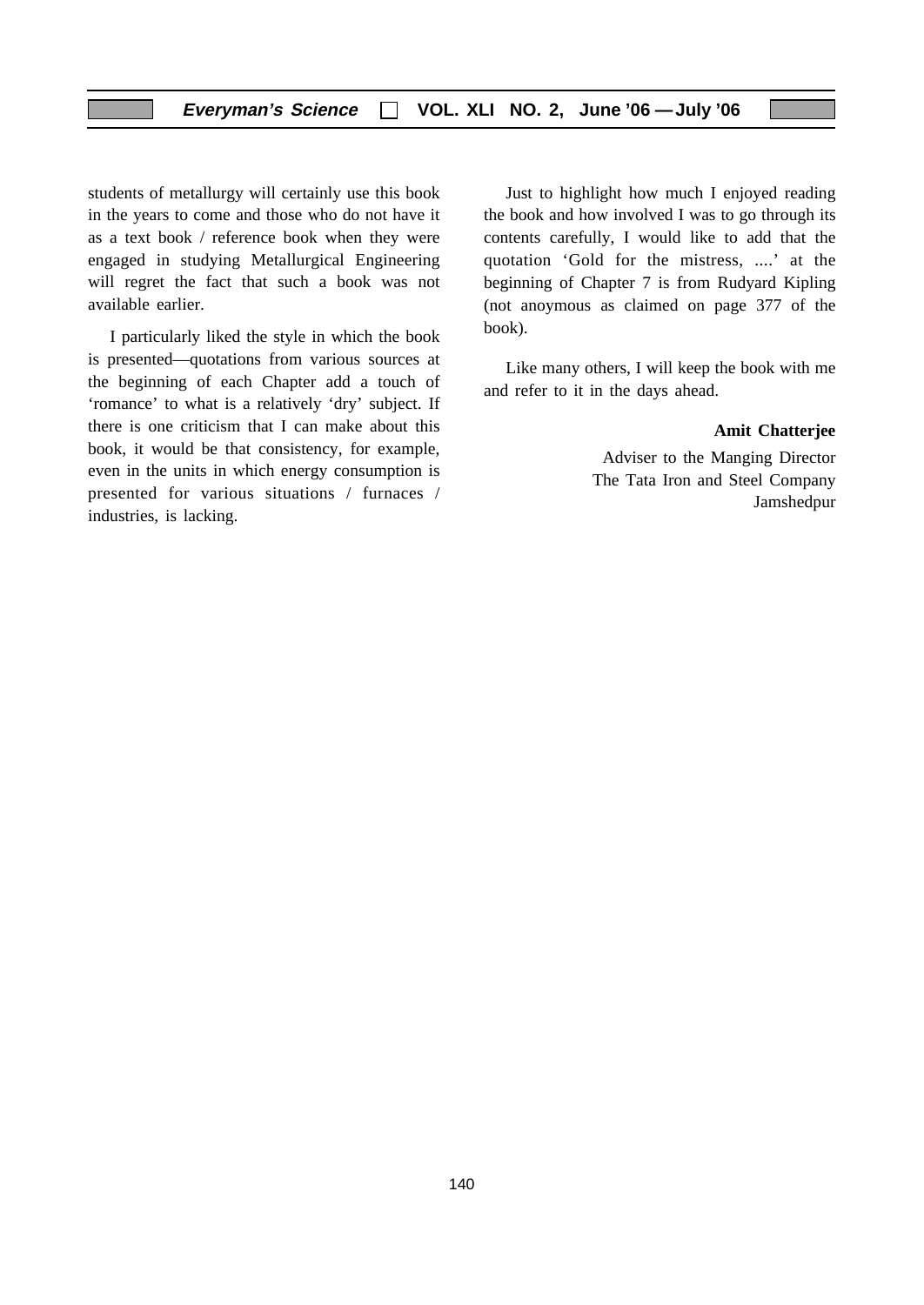students of metallurgy will certainly use this book in the years to come and those who do not have it as a text book / reference book when they were engaged in studying Metallurgical Engineering will regret the fact that such a book was not available earlier.

I particularly liked the style in which the book is presented—quotations from various sources at the beginning of each Chapter add a touch of 'romance' to what is a relatively 'dry' subject. If there is one criticism that I can make about this book, it would be that consistency, for example, even in the units in which energy consumption is presented for various situations / furnaces / industries, is lacking.

Just to highlight how much I enjoyed reading the book and how involved I was to go through its contents carefully, I would like to add that the quotation 'Gold for the mistress, ....' at the beginning of Chapter 7 is from Rudyard Kipling (not anoymous as claimed on page 377 of the book).

Like many others, I will keep the book with me and refer to it in the days ahead.

**Amit Chatterjee**

Adviser to the Manging Director
The Tata Iron and Steel Company
Jamshedpur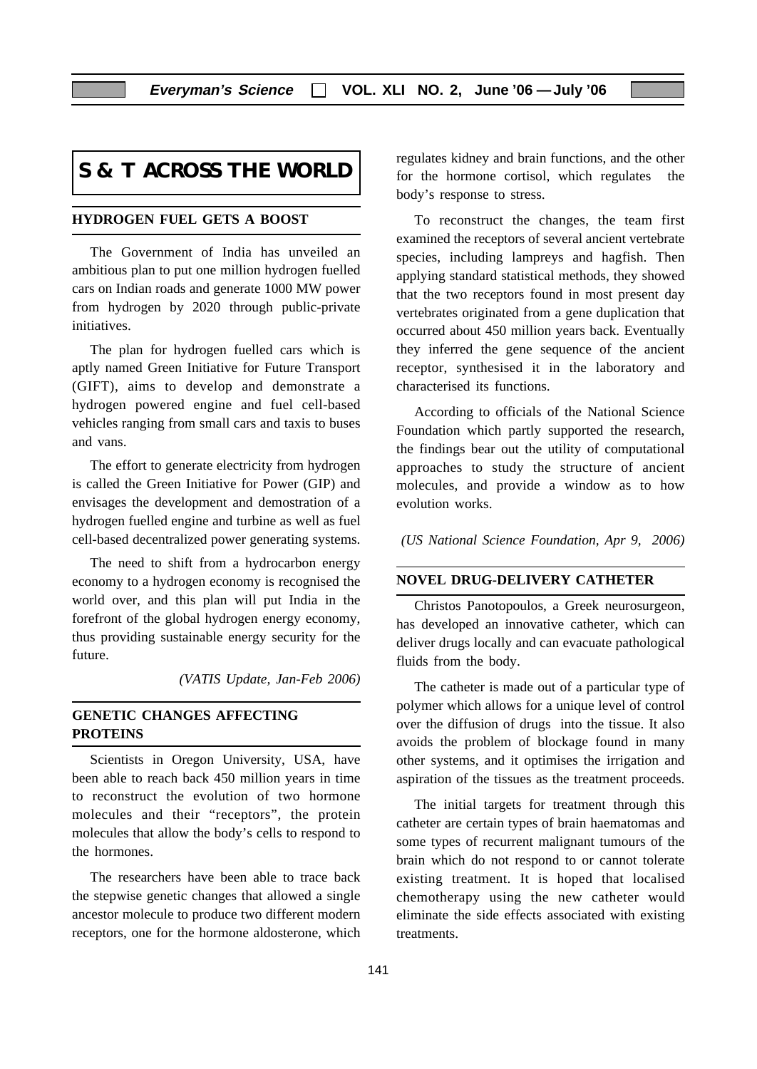# S & T ACROSS THE WORLD

## HYDROGEN FUEL GETS A BOOST

The Government of India has unveiled an ambitious plan to put one million hydrogen fuelled cars on Indian roads and generate 1000 MW power from hydrogen by 2020 through public-private initiatives.

The plan for hydrogen fuelled cars which is aptly named Green Initiative for Future Transport (GIFT), aims to develop and demonstrate a hydrogen powered engine and fuel cell-based vehicles ranging from small cars and taxis to buses and vans.

The effort to generate electricity from hydrogen is called the Green Initiative for Power (GIP) and envisages the development and demostration of a hydrogen fuelled engine and turbine as well as fuel cell-based decentralized power generating systems.

The need to shift from a hydrocarbon energy economy to a hydrogen economy is recognised the world over, and this plan will put India in the forefront of the global hydrogen energy economy, thus providing sustainable energy security for the future.

*(VATIS Update, Jan-Feb 2006)*

## GENETIC CHANGES AFFECTING PROTEINS

Scientists in Oregon University, USA, have been able to reach back 450 million years in time to reconstruct the evolution of two hormone molecules and their "receptors", the protein molecules that allow the body's cells to respond to the hormones.

The researchers have been able to trace back the stepwise genetic changes that allowed a single ancestor molecule to produce two different modern receptors, one for the hormone aldosterone, which regulates kidney and brain functions, and the other for the hormone cortisol, which regulates the body's response to stress.

To reconstruct the changes, the team first examined the receptors of several ancient vertebrate species, including lampreys and hagfish. Then applying standard statistical methods, they showed that the two receptors found in most present day vertebrates originated from a gene duplication that occurred about 450 million years back. Eventually they inferred the gene sequence of the ancient receptor, synthesised it in the laboratory and characterised its functions.

According to officials of the National Science Foundation which partly supported the research, the findings bear out the utility of computational approaches to study the structure of ancient molecules, and provide a window as to how evolution works.

*(US National Science Foundation, Apr 9, 2006)*

## NOVEL DRUG-DELIVERY CATHETER

Christos Panotopoulos, a Greek neurosurgeon, has developed an innovative catheter, which can deliver drugs locally and can evacuate pathological fluids from the body.

The catheter is made out of a particular type of polymer which allows for a unique level of control over the diffusion of drugs into the tissue. It also avoids the problem of blockage found in many other systems, and it optimises the irrigation and aspiration of the tissues as the treatment proceeds.

The initial targets for treatment through this catheter are certain types of brain haematomas and some types of recurrent malignant tumours of the brain which do not respond to or cannot tolerate existing treatment. It is hoped that localised chemotherapy using the new catheter would eliminate the side effects associated with existing treatments.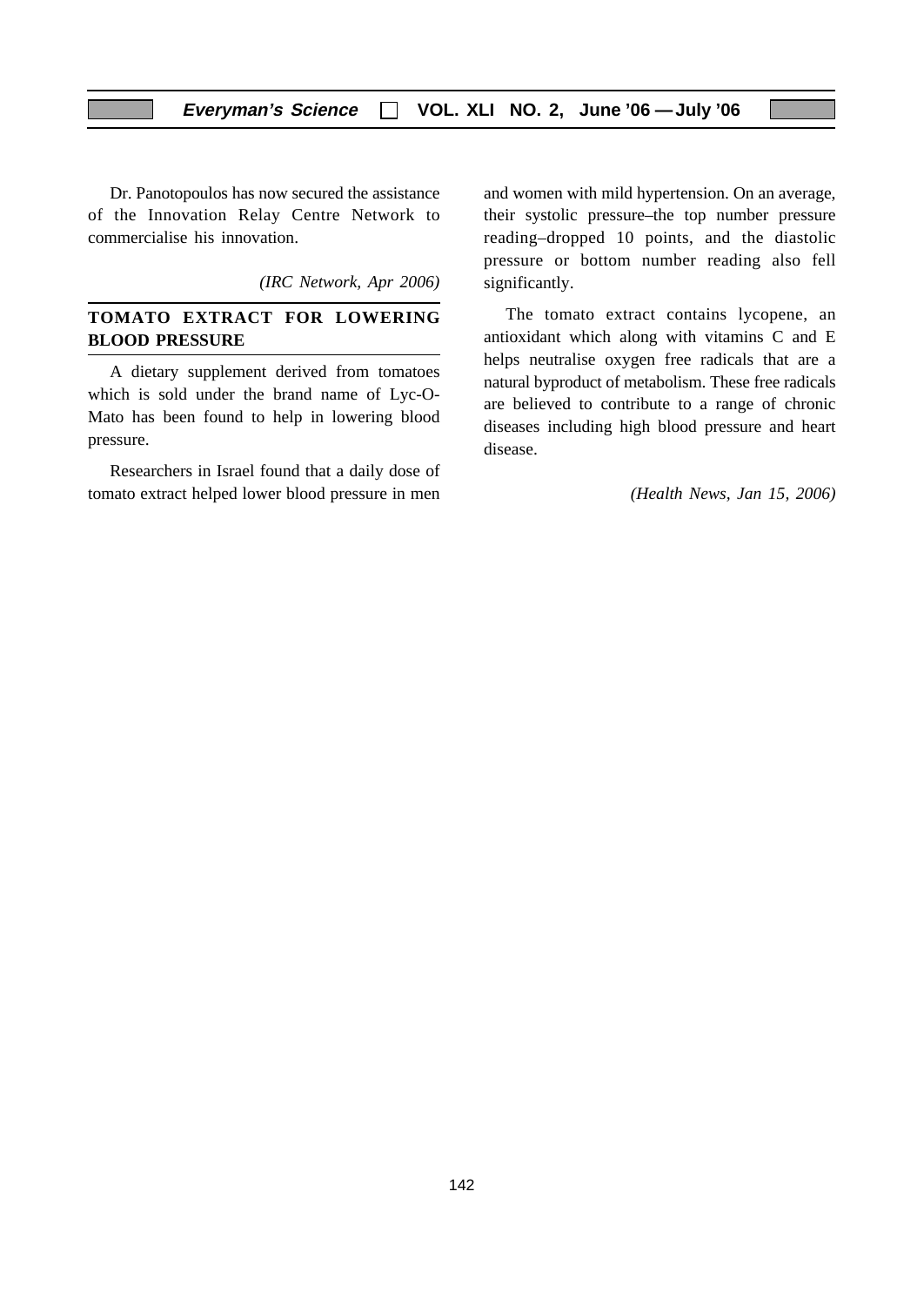Dr. Panotopoulos has now secured the assistance of the Innovation Relay Centre Network to commercialise his innovation.

*(IRC Network, Apr 2006)*

## TOMATO EXTRACT FOR LOWERING BLOOD PRESSURE

A dietary supplement derived from tomatoes which is sold under the brand name of Lyc-O-Mato has been found to help in lowering blood pressure.

Researchers in Israel found that a daily dose of tomato extract helped lower blood pressure in men and women with mild hypertension. On an average, their systolic pressure–the top number pressure reading–dropped 10 points, and the diastolic pressure or bottom number reading also fell significantly.

The tomato extract contains lycopene, an antioxidant which along with vitamins C and E helps neutralise oxygen free radicals that are a natural byproduct of metabolism. These free radicals are believed to contribute to a range of chronic diseases including high blood pressure and heart disease.

*(Health News, Jan 15, 2006)*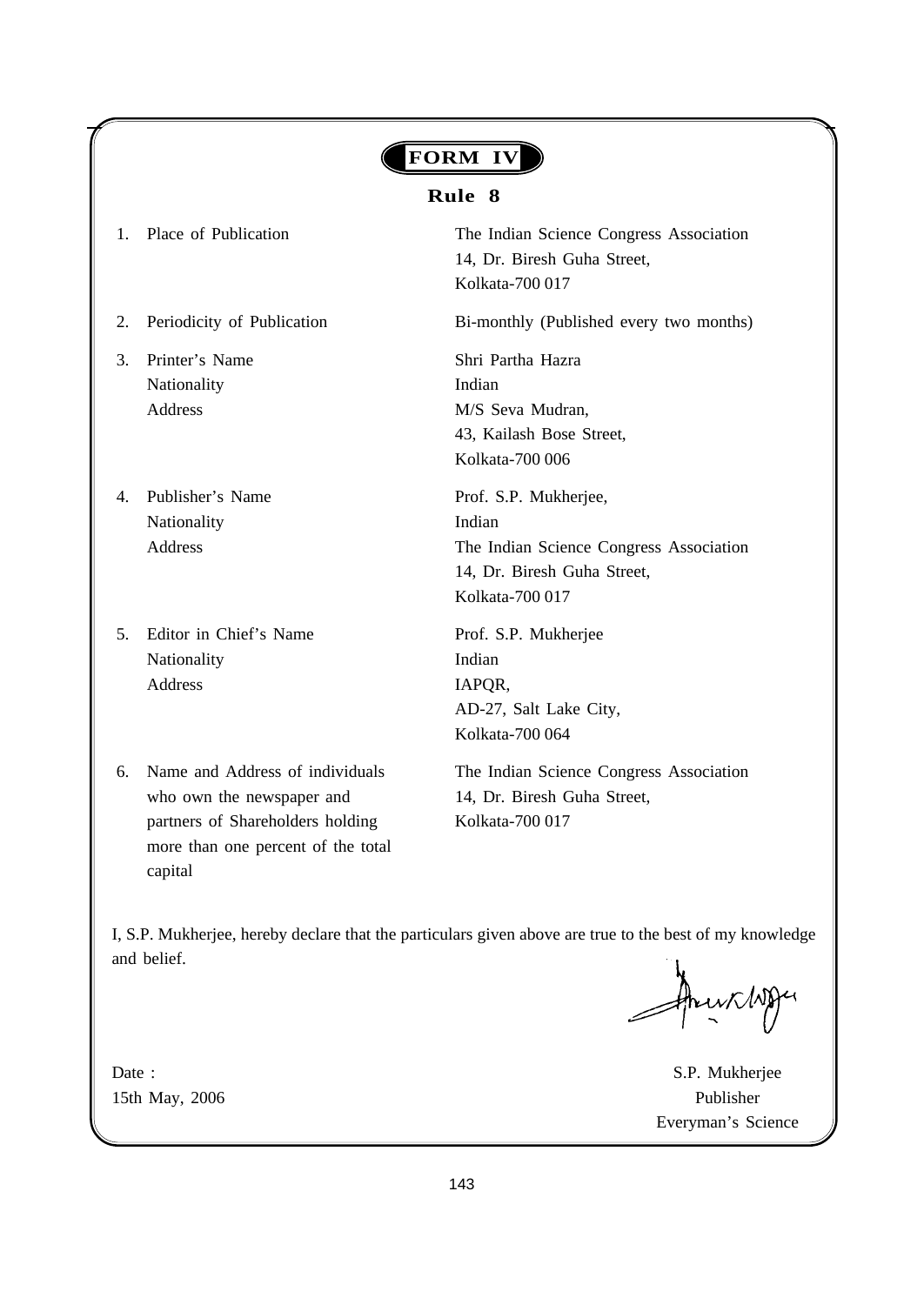# FORM IV

## Rule 8

| | | |
|---|---|---|
| 1. | Place of Publication | The Indian Science Congress Association<br>14, Dr. Biresh Guha Street,<br>Kolkata-700 017 |
| 2. | Periodicity of Publication | Bi-monthly (Published every two months) |
| 3. | Printer's Name<br>Nationality<br>Address | Shri Partha Hazra<br>Indian<br>M/S Seva Mudran,<br>43, Kailash Bose Street,<br>Kolkata-700 006 |
| 4. | Publisher's Name<br>Nationality<br>Address | Prof. S.P. Mukherjee,<br>Indian<br>The Indian Science Congress Association<br>14, Dr. Biresh Guha Street,<br>Kolkata-700 017 |
| 5. | Editor in Chief's Name<br>Nationality<br>Address | Prof. S.P. Mukherjee<br>Indian<br>IAPQR,<br>AD-27, Salt Lake City,<br>Kolkata-700 064 |
| 6. | Name and Address of individuals who own the newspaper and partners of Shareholders holding more than one percent of the total capital | The Indian Science Congress Association<br>14, Dr. Biresh Guha Street,<br>Kolkata-700 017 |

I, S.P. Mukherjee, hereby declare that the particulars given above are true to the best of my knowledge and belief.

Date :
15th May, 2006

S.P. Mukherjee
Publisher
Everyman's Science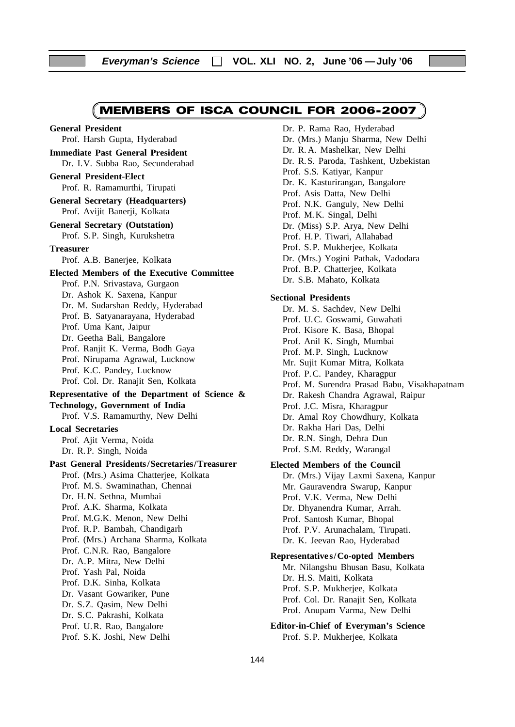# MEMBERS OF ISCA COUNCIL FOR 2006-2007

**General President**
Prof. Harsh Gupta, Hyderabad

**Immediate Past General President**
Dr. I.V. Subba Rao, Secunderabad

**General President-Elect**
Prof. R. Ramamurthi, Tirupati

**General Secretary (Headquarters)**
Prof. Avijit Banerji, Kolkata

**General Secretary (Outstation)**
Prof. S.P. Singh, Kurukshetra

**Treasurer**
Prof. A.B. Banerjee, Kolkata

**Elected Members of the Executive Committee**
Prof. P.N. Srivastava, Gurgaon
Dr. Ashok K. Saxena, Kanpur
Dr. M. Sudarshan Reddy, Hyderabad
Prof. B. Satyanarayana, Hyderabad
Prof. Uma Kant, Jaipur
Dr. Geetha Bali, Bangalore
Prof. Ranjit K. Verma, Bodh Gaya
Prof. Nirupama Agrawal, Lucknow
Prof. K.C. Pandey, Lucknow
Prof. Col. Dr. Ranajit Sen, Kolkata

**Representative of the Department of Science & Technology, Government of India**
Prof. V.S. Ramamurthy, New Delhi

**Local Secretaries**
Prof. Ajit Verma, Noida
Dr. R.P. Singh, Noida

**Past General Presidents/Secretaries/Treasurer**
Prof. (Mrs.) Asima Chatterjee, Kolkata
Prof. M.S. Swaminathan, Chennai
Dr. H.N. Sethna, Mumbai
Prof. A.K. Sharma, Kolkata
Prof. M.G.K. Menon, New Delhi
Prof. R.P. Bambah, Chandigarh
Prof. (Mrs.) Archana Sharma, Kolkata
Prof. C.N.R. Rao, Bangalore
Dr. A.P. Mitra, New Delhi
Prof. Yash Pal, Noida
Prof. D.K. Sinha, Kolkata
Dr. Vasant Gowariker, Pune
Dr. S.Z. Qasim, New Delhi
Dr. S.C. Pakrashi, Kolkata
Prof. U.R. Rao, Bangalore
Prof. S.K. Joshi, New Delhi
Dr. P. Rama Rao, Hyderabad
Dr. (Mrs.) Manju Sharma, New Delhi
Dr. R.A. Mashelkar, New Delhi
Dr. R.S. Paroda, Tashkent, Uzbekistan
Prof. S.S. Katiyar, Kanpur
Dr. K. Kasturirangan, Bangalore
Prof. Asis Datta, New Delhi
Prof. N.K. Ganguly, New Delhi
Prof. M.K. Singal, Delhi
Dr. (Miss) S.P. Arya, New Delhi
Prof. H.P. Tiwari, Allahabad
Prof. S.P. Mukherjee, Kolkata
Dr. (Mrs.) Yogini Pathak, Vadodara
Prof. B.P. Chatterjee, Kolkata
Dr. S.B. Mahato, Kolkata

**Sectional Presidents**
Dr. M. S. Sachdev, New Delhi
Prof. U.C. Goswami, Guwahati
Prof. Kisore K. Basa, Bhopal
Prof. Anil K. Singh, Mumbai
Prof. M.P. Singh, Lucknow
Mr. Sujit Kumar Mitra, Kolkata
Prof. P.C. Pandey, Kharagpur
Prof. M. Surendra Prasad Babu, Visakhapatnam
Dr. Rakesh Chandra Agrawal, Raipur
Prof. J.C. Misra, Kharagpur
Dr. Amal Roy Chowdhury, Kolkata
Dr. Rakha Hari Das, Delhi
Dr. R.N. Singh, Dehra Dun
Prof. S.M. Reddy, Warangal

**Elected Members of the Council**
Dr. (Mrs.) Vijay Laxmi Saxena, Kanpur
Mr. Gauravendra Swarup, Kanpur
Prof. V.K. Verma, New Delhi
Dr. Dhyanendra Kumar, Arrah.
Prof. Santosh Kumar, Bhopal
Prof. P.V. Arunachalam, Tirupati.
Dr. K. Jeevan Rao, Hyderabad

**Representatives/Co-opted Members**
Mr. Nilangshu Bhusan Basu, Kolkata
Dr. H.S. Maiti, Kolkata
Prof. S.P. Mukherjee, Kolkata
Prof. Col. Dr. Ranajit Sen, Kolkata
Prof. Anupam Varma, New Delhi

**Editor-in-Chief of Everyman's Science**
Prof. S.P. Mukherjee, Kolkata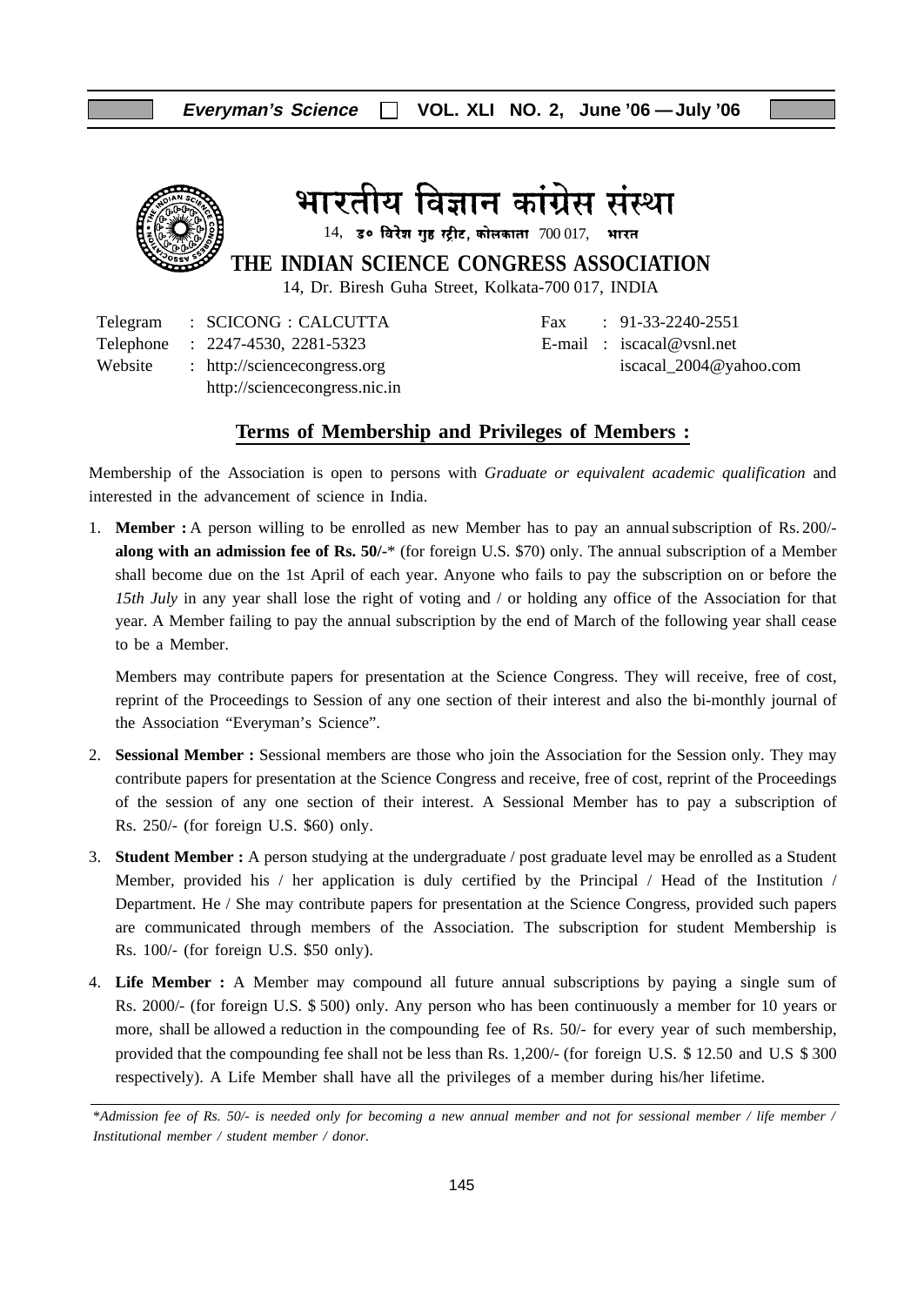# भारतीय विज्ञान कांग्रेस संस्था

14, डॉ॰ बिरेश गुह स्ट्रीट, कोलकाता 700 017, भारत

## THE INDIAN SCIENCE CONGRESS ASSOCIATION

14, Dr. Biresh Guha Street, Kolkata-700 017, INDIA

Telegram : SCICONG : CALCUTTA
Telephone : 2247-4530, 2281-5323
Website : http://sciencecongress.org
http://sciencecongress.nic.in

Fax : 91-33-2240-2551
E-mail : iscacal@vsnl.net
iscacal_2004@yahoo.com

## Terms of Membership and Privileges of Members :

Membership of the Association is open to persons with *Graduate or equivalent academic qualification* and interested in the advancement of science in India.

1. **Member :** A person willing to be enrolled as new Member has to pay an annual subscription of Rs. 200/- **along with an admission fee of Rs. 50/-*** (for foreign U.S. $70) only. The annual subscription of a Member shall become due on the 1st April of each year. Anyone who fails to pay the subscription on or before the *15th July* in any year shall lose the right of voting and / or holding any office of the Association for that year. A Member failing to pay the annual subscription by the end of March of the following year shall cease to be a Member.

   Members may contribute papers for presentation at the Science Congress. They will receive, free of cost, reprint of the Proceedings to Session of any one section of their interest and also the bi-monthly journal of the Association "Everyman's Science".

2. **Sessional Member :** Sessional members are those who join the Association for the Session only. They may contribute papers for presentation at the Science Congress and receive, free of cost, reprint of the Proceedings of the session of any one section of their interest. A Sessional Member has to pay a subscription of Rs. 250/- (for foreign U.S. $60) only.

3. **Student Member :** A person studying at the undergraduate / post graduate level may be enrolled as a Student Member, provided his / her application is duly certified by the Principal / Head of the Institution / Department. He / She may contribute papers for presentation at the Science Congress, provided such papers are communicated through members of the Association. The subscription for student Membership is Rs. 100/- (for foreign U.S. $50 only).

4. **Life Member :** A Member may compound all future annual subscriptions by paying a single sum of Rs. 2000/- (for foreign U.S. $ 500) only. Any person who has been continuously a member for 10 years or more, shall be allowed a reduction in the compounding fee of Rs. 50/- for every year of such membership, provided that the compounding fee shall not be less than Rs. 1,200/- (for foreign U.S. $ 12.50 and U.S $ 300 respectively). A Life Member shall have all the privileges of a member during his/her lifetime.

*\*Admission fee of Rs. 50/- is needed only for becoming a new annual member and not for sessional member / life member / Institutional member / student member / donor.*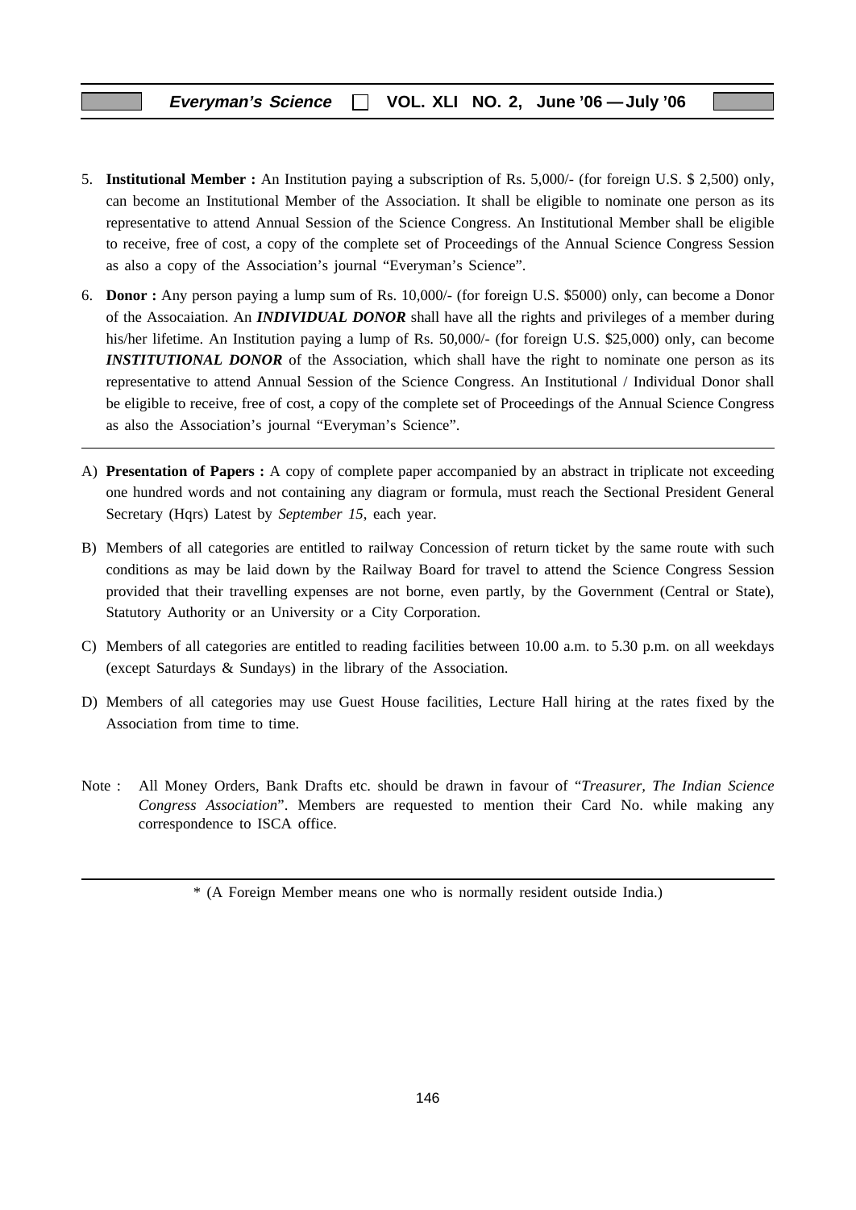5. **Institutional Member :** An Institution paying a subscription of Rs. 5,000/- (for foreign U.S. $ 2,500) only, can become an Institutional Member of the Association. It shall be eligible to nominate one person as its representative to attend Annual Session of the Science Congress. An Institutional Member shall be eligible to receive, free of cost, a copy of the complete set of Proceedings of the Annual Science Congress Session as also a copy of the Association's journal "Everyman's Science".

6. **Donor :** Any person paying a lump sum of Rs. 10,000/- (for foreign U.S. $5000) only, can become a Donor of the Assocaiation. An ***INDIVIDUAL DONOR*** shall have all the rights and privileges of a member during his/her lifetime. An Institution paying a lump of Rs. 50,000/- (for foreign U.S. $25,000) only, can become ***INSTITUTIONAL DONOR*** of the Association, which shall have the right to nominate one person as its representative to attend Annual Session of the Science Congress. An Institutional / Individual Donor shall be eligible to receive, free of cost, a copy of the complete set of Proceedings of the Annual Science Congress as also the Association's journal "Everyman's Science".

---

A) **Presentation of Papers :** A copy of complete paper accompanied by an abstract in triplicate not exceeding one hundred words and not containing any diagram or formula, must reach the Sectional President General Secretary (Hqrs) Latest by *September 15*, each year.

B) Members of all categories are entitled to railway Concession of return ticket by the same route with such conditions as may be laid down by the Railway Board for travel to attend the Science Congress Session provided that their travelling expenses are not borne, even partly, by the Government (Central or State), Statutory Authority or an University or a City Corporation.

C) Members of all categories are entitled to reading facilities between 10.00 a.m. to 5.30 p.m. on all weekdays (except Saturdays & Sundays) in the library of the Association.

D) Members of all categories may use Guest House facilities, Lecture Hall hiring at the rates fixed by the Association from time to time.

Note : All Money Orders, Bank Drafts etc. should be drawn in favour of "*Treasurer, The Indian Science Congress Association*". Members are requested to mention their Card No. while making any correspondence to ISCA office.

---

* (A Foreign Member means one who is normally resident outside India.)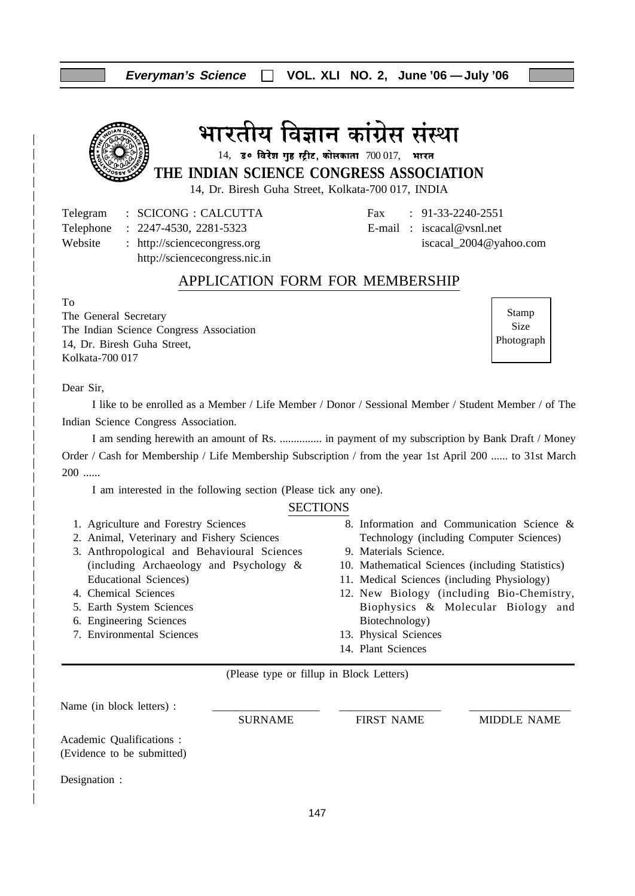# भारतीय विज्ञान कांग्रेस संस्था

14, डॉ० विरेश गुह स्ट्रीट, कोलकाता 700 017, भारत

## THE INDIAN SCIENCE CONGRESS ASSOCIATION

14, Dr. Biresh Guha Street, Kolkata-700 017, INDIA

Telegram : SCICONG : CALCUTTA
Telephone : 2247-4530, 2281-5323
Website : http://sciencecongress.org
http://sciencecongress.nic.in

Fax : 91-33-2240-2551
E-mail : iscacal@vsnl.net
iscacal_2004@yahoo.com

## APPLICATION FORM FOR MEMBERSHIP

To
The General Secretary
The Indian Science Congress Association
14, Dr. Biresh Guha Street,
Kolkata-700 017

Stamp Size Photograph

Dear Sir,

I like to be enrolled as a Member / Life Member / Donor / Sessional Member / Student Member / of The Indian Science Congress Association.

I am sending herewith an amount of Rs. ............... in payment of my subscription by Bank Draft / Money Order / Cash for Membership / Life Membership Subscription / from the year 1st April 200 ...... to 31st March 200 ......

I am interested in the following section (Please tick any one).

### SECTIONS

1. Agriculture and Forestry Sciences
2. Animal, Veterinary and Fishery Sciences
3. Anthropological and Behavioural Sciences (including Archaeology and Psychology & Educational Sciences)
4. Chemical Sciences
5. Earth System Sciences
6. Engineering Sciences
7. Environmental Sciences
8. Information and Communication Science & Technology (including Computer Sciences)
9. Materials Science.
10. Mathematical Sciences (including Statistics)
11. Medical Sciences (including Physiology)
12. New Biology (including Bio-Chemistry, Biophysics & Molecular Biology and Biotechnology)
13. Physical Sciences
14. Plant Sciences

(Please type or fillup in Block Letters)

Name (in block letters) : ____________ ____________ ____________
SURNAME FIRST NAME MIDDLE NAME

Academic Qualifications :
(Evidence to be submitted)

Designation :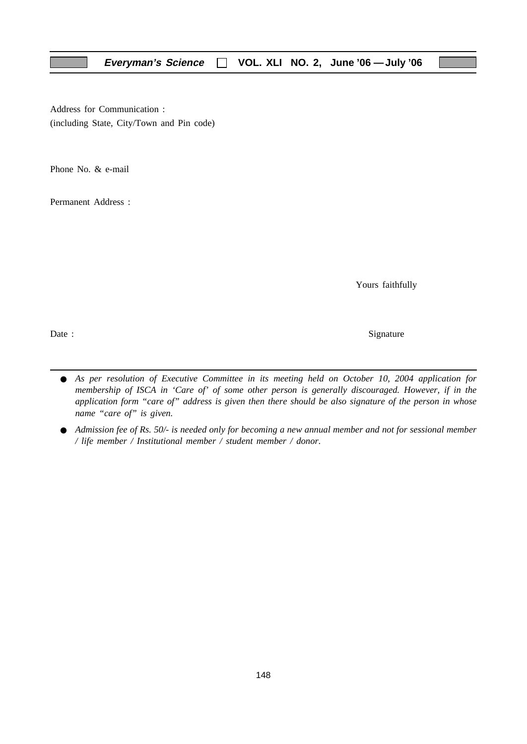Address for Communication :
(including State, City/Town and Pin code)

Phone No. & e-mail

Permanent Address :

Yours faithfully

Date :

Signature

- *As per resolution of Executive Committee in its meeting held on October 10, 2004 application for membership of ISCA in 'Care of' of some other person is generally discouraged. However, if in the application form "care of" address is given then there should be also signature of the person in whose name "care of" is given.*
- *Admission fee of Rs. 50/- is needed only for becoming a new annual member and not for sessional member / life member / Institutional member / student member / donor.*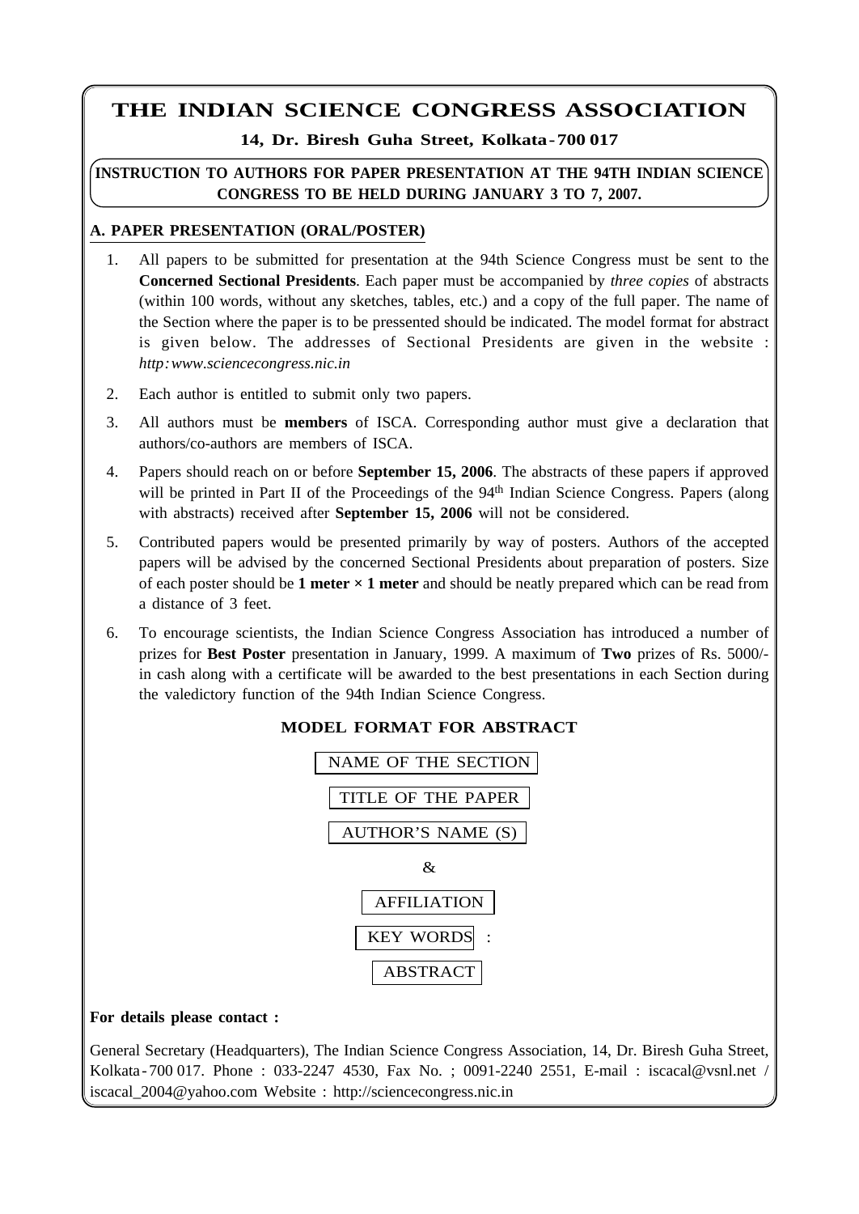# THE INDIAN SCIENCE CONGRESS ASSOCIATION

**14, Dr. Biresh Guha Street, Kolkata-700 017**

**INSTRUCTION TO AUTHORS FOR PAPER PRESENTATION AT THE 94TH INDIAN SCIENCE CONGRESS TO BE HELD DURING JANUARY 3 TO 7, 2007.**

## A. PAPER PRESENTATION (ORAL/POSTER)

1. All papers to be submitted for presentation at the 94th Science Congress must be sent to the **Concerned Sectional Presidents**. Each paper must be accompanied by *three copies* of abstracts (within 100 words, without any sketches, tables, etc.) and a copy of the full paper. The name of the Section where the paper is to be pressented should be indicated. The model format for abstract is given below. The addresses of Sectional Presidents are given in the website : *http:www.sciencecongress.nic.in*
2. Each author is entitled to submit only two papers.
3. All authors must be **members** of ISCA. Corresponding author must give a declaration that authors/co-authors are members of ISCA.
4. Papers should reach on or before **September 15, 2006**. The abstracts of these papers if approved will be printed in Part II of the Proceedings of the 94th Indian Science Congress. Papers (along with abstracts) received after **September 15, 2006** will not be considered.
5. Contributed papers would be presented primarily by way of posters. Authors of the accepted papers will be advised by the concerned Sectional Presidents about preparation of posters. Size of each poster should be **1 meter × 1 meter** and should be neatly prepared which can be read from a distance of 3 feet.
6. To encourage scientists, the Indian Science Congress Association has introduced a number of prizes for **Best Poster** presentation in January, 1999. A maximum of **Two** prizes of Rs. 5000/- in cash along with a certificate will be awarded to the best presentations in each Section during the valedictory function of the 94th Indian Science Congress.

### MODEL FORMAT FOR ABSTRACT

NAME OF THE SECTION

TITLE OF THE PAPER

AUTHOR'S NAME (S)

&

AFFILIATION

KEY WORDS :

ABSTRACT

**For details please contact :**

General Secretary (Headquarters), The Indian Science Congress Association, 14, Dr. Biresh Guha Street, Kolkata-700 017. Phone : 033-2247 4530, Fax No. ; 0091-2240 2551, E-mail : iscacal@vsnl.net / iscacal_2004@yahoo.com Website : http://sciencecongress.nic.in